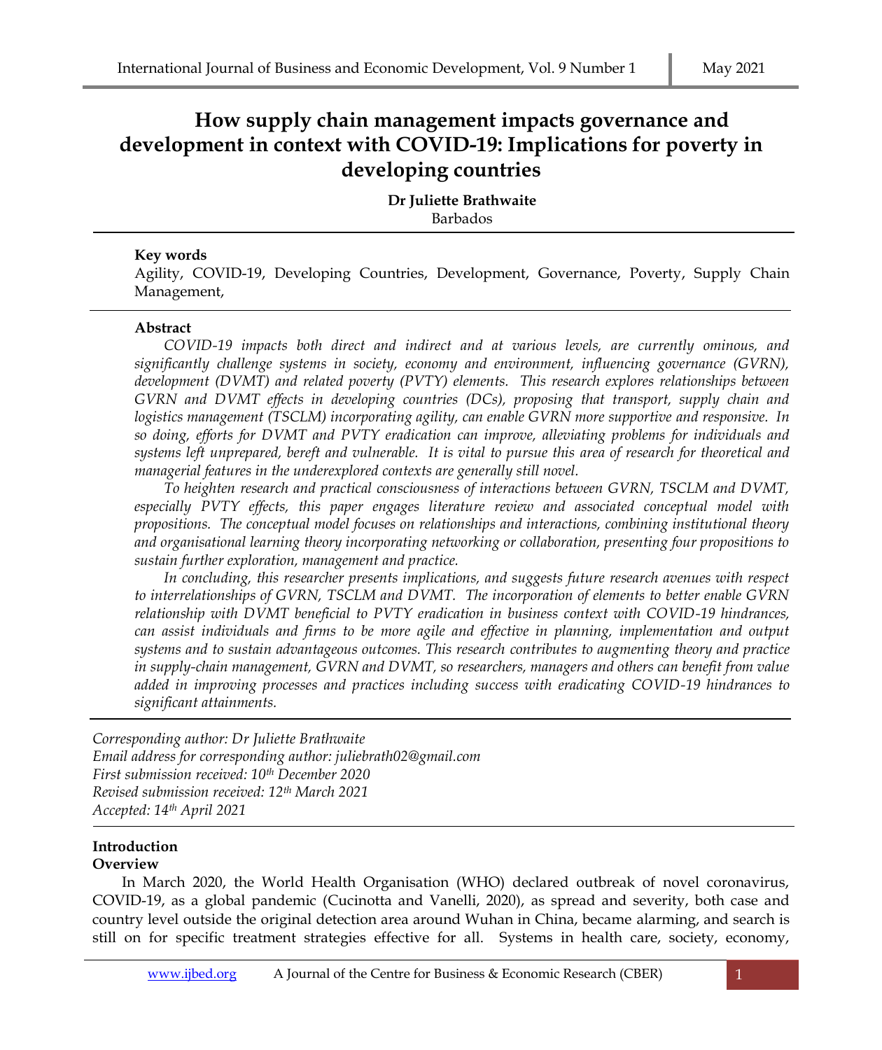# How supply chain management impacts governance and development in context with COVID-19: Implications for poverty in developing countries

**Dr Juliette Brathwaite**
Barbados

**Key words**
Agility, COVID-19, Developing Countries, Development, Governance, Poverty, Supply Chain Management,

**Abstract**

*COVID-19 impacts both direct and indirect and at various levels, are currently ominous, and significantly challenge systems in society, economy and environment, influencing governance (GVRN), development (DVMT) and related poverty (PVTY) elements. This research explores relationships between GVRN and DVMT effects in developing countries (DCs), proposing that transport, supply chain and logistics management (TSCLM) incorporating agility, can enable GVRN more supportive and responsive. In so doing, efforts for DVMT and PVTY eradication can improve, alleviating problems for individuals and systems left unprepared, bereft and vulnerable. It is vital to pursue this area of research for theoretical and managerial features in the underexplored contexts are generally still novel.*

*To heighten research and practical consciousness of interactions between GVRN, TSCLM and DVMT, especially PVTY effects, this paper engages literature review and associated conceptual model with propositions. The conceptual model focuses on relationships and interactions, combining institutional theory and organisational learning theory incorporating networking or collaboration, presenting four propositions to sustain further exploration, management and practice.*

*In concluding, this researcher presents implications, and suggests future research avenues with respect to interrelationships of GVRN, TSCLM and DVMT. The incorporation of elements to better enable GVRN relationship with DVMT beneficial to PVTY eradication in business context with COVID-19 hindrances, can assist individuals and firms to be more agile and effective in planning, implementation and output systems and to sustain advantageous outcomes. This research contributes to augmenting theory and practice in supply-chain management, GVRN and DVMT, so researchers, managers and others can benefit from value added in improving processes and practices including success with eradicating COVID-19 hindrances to significant attainments.*

*Corresponding author: Dr Juliette Brathwaite*
*Email address for corresponding author: juliebrath02@gmail.com*
*First submission received: 10th December 2020*
*Revised submission received: 12th March 2021*
*Accepted: 14th April 2021*

## Introduction

### Overview

In March 2020, the World Health Organisation (WHO) declared outbreak of novel coronavirus, COVID-19, as a global pandemic (Cucinotta and Vanelli, 2020), as spread and severity, both case and country level outside the original detection area around Wuhan in China, became alarming, and search is still on for specific treatment strategies effective for all. Systems in health care, society, economy,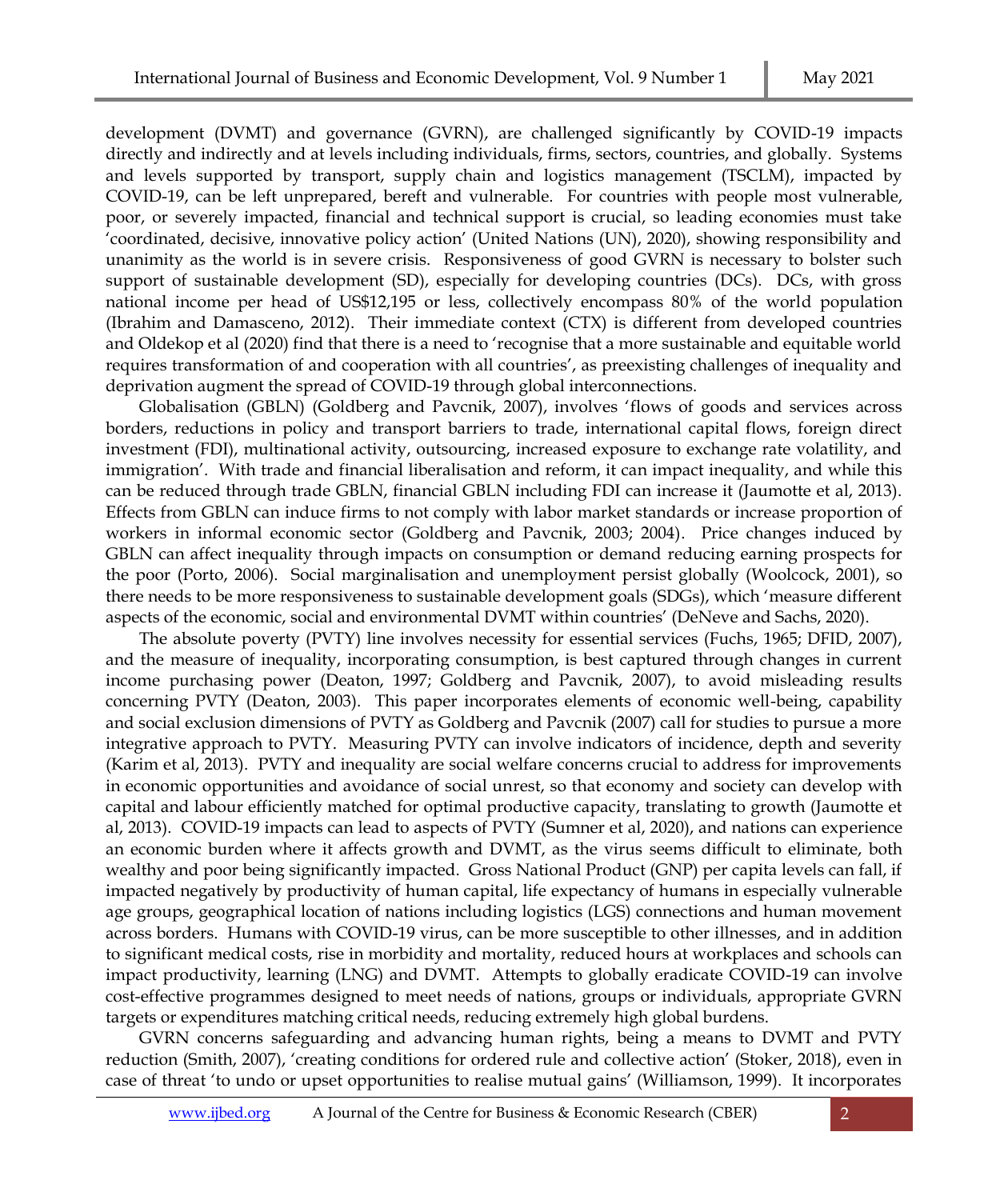development (DVMT) and governance (GVRN), are challenged significantly by COVID-19 impacts directly and indirectly and at levels including individuals, firms, sectors, countries, and globally. Systems and levels supported by transport, supply chain and logistics management (TSCLM), impacted by COVID-19, can be left unprepared, bereft and vulnerable. For countries with people most vulnerable, poor, or severely impacted, financial and technical support is crucial, so leading economies must take 'coordinated, decisive, innovative policy action' (United Nations (UN), 2020), showing responsibility and unanimity as the world is in severe crisis. Responsiveness of good GVRN is necessary to bolster such support of sustainable development (SD), especially for developing countries (DCs). DCs, with gross national income per head of US$12,195 or less, collectively encompass 80% of the world population (Ibrahim and Damasceno, 2012). Their immediate context (CTX) is different from developed countries and Oldekop et al (2020) find that there is a need to 'recognise that a more sustainable and equitable world requires transformation of and cooperation with all countries', as preexisting challenges of inequality and deprivation augment the spread of COVID-19 through global interconnections.

Globalisation (GBLN) (Goldberg and Pavcnik, 2007), involves 'flows of goods and services across borders, reductions in policy and transport barriers to trade, international capital flows, foreign direct investment (FDI), multinational activity, outsourcing, increased exposure to exchange rate volatility, and immigration'. With trade and financial liberalisation and reform, it can impact inequality, and while this can be reduced through trade GBLN, financial GBLN including FDI can increase it (Jaumotte et al, 2013). Effects from GBLN can induce firms to not comply with labor market standards or increase proportion of workers in informal economic sector (Goldberg and Pavcnik, 2003; 2004). Price changes induced by GBLN can affect inequality through impacts on consumption or demand reducing earning prospects for the poor (Porto, 2006). Social marginalisation and unemployment persist globally (Woolcock, 2001), so there needs to be more responsiveness to sustainable development goals (SDGs), which 'measure different aspects of the economic, social and environmental DVMT within countries' (DeNeve and Sachs, 2020).

The absolute poverty (PVTY) line involves necessity for essential services (Fuchs, 1965; DFID, 2007), and the measure of inequality, incorporating consumption, is best captured through changes in current income purchasing power (Deaton, 1997; Goldberg and Pavcnik, 2007), to avoid misleading results concerning PVTY (Deaton, 2003). This paper incorporates elements of economic well-being, capability and social exclusion dimensions of PVTY as Goldberg and Pavcnik (2007) call for studies to pursue a more integrative approach to PVTY. Measuring PVTY can involve indicators of incidence, depth and severity (Karim et al, 2013). PVTY and inequality are social welfare concerns crucial to address for improvements in economic opportunities and avoidance of social unrest, so that economy and society can develop with capital and labour efficiently matched for optimal productive capacity, translating to growth (Jaumotte et al, 2013). COVID-19 impacts can lead to aspects of PVTY (Sumner et al, 2020), and nations can experience an economic burden where it affects growth and DVMT, as the virus seems difficult to eliminate, both wealthy and poor being significantly impacted. Gross National Product (GNP) per capita levels can fall, if impacted negatively by productivity of human capital, life expectancy of humans in especially vulnerable age groups, geographical location of nations including logistics (LGS) connections and human movement across borders. Humans with COVID-19 virus, can be more susceptible to other illnesses, and in addition to significant medical costs, rise in morbidity and mortality, reduced hours at workplaces and schools can impact productivity, learning (LNG) and DVMT. Attempts to globally eradicate COVID-19 can involve cost-effective programmes designed to meet needs of nations, groups or individuals, appropriate GVRN targets or expenditures matching critical needs, reducing extremely high global burdens.

GVRN concerns safeguarding and advancing human rights, being a means to DVMT and PVTY reduction (Smith, 2007), 'creating conditions for ordered rule and collective action' (Stoker, 2018), even in case of threat 'to undo or upset opportunities to realise mutual gains' (Williamson, 1999). It incorporates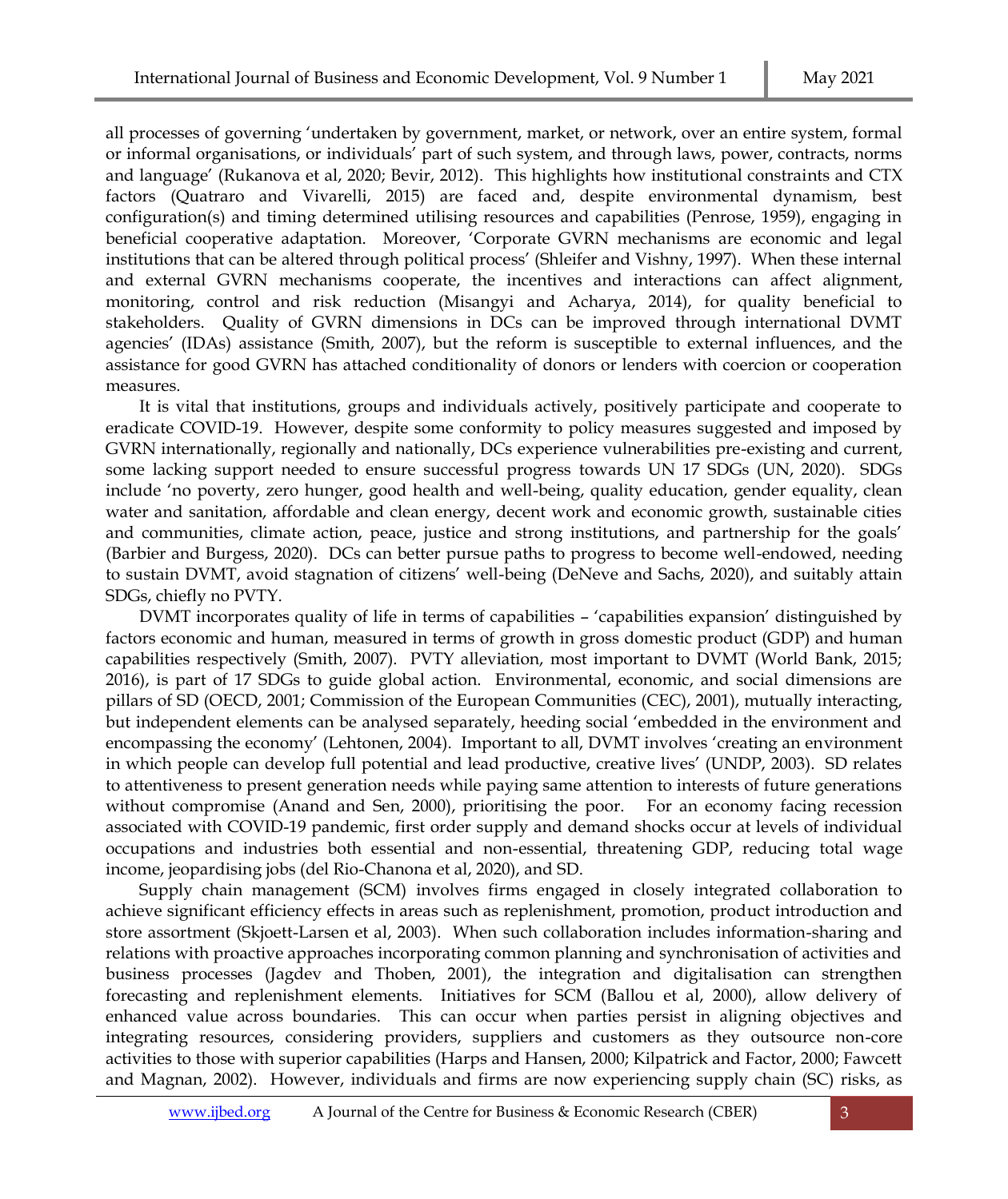all processes of governing 'undertaken by government, market, or network, over an entire system, formal or informal organisations, or individuals' part of such system, and through laws, power, contracts, norms and language' (Rukanova et al, 2020; Bevir, 2012). This highlights how institutional constraints and CTX factors (Quatraro and Vivarelli, 2015) are faced and, despite environmental dynamism, best configuration(s) and timing determined utilising resources and capabilities (Penrose, 1959), engaging in beneficial cooperative adaptation. Moreover, 'Corporate GVRN mechanisms are economic and legal institutions that can be altered through political process' (Shleifer and Vishny, 1997). When these internal and external GVRN mechanisms cooperate, the incentives and interactions can affect alignment, monitoring, control and risk reduction (Misangyi and Acharya, 2014), for quality beneficial to stakeholders. Quality of GVRN dimensions in DCs can be improved through international DVMT agencies' (IDAs) assistance (Smith, 2007), but the reform is susceptible to external influences, and the assistance for good GVRN has attached conditionality of donors or lenders with coercion or cooperation measures.

It is vital that institutions, groups and individuals actively, positively participate and cooperate to eradicate COVID-19. However, despite some conformity to policy measures suggested and imposed by GVRN internationally, regionally and nationally, DCs experience vulnerabilities pre-existing and current, some lacking support needed to ensure successful progress towards UN 17 SDGs (UN, 2020). SDGs include 'no poverty, zero hunger, good health and well-being, quality education, gender equality, clean water and sanitation, affordable and clean energy, decent work and economic growth, sustainable cities and communities, climate action, peace, justice and strong institutions, and partnership for the goals' (Barbier and Burgess, 2020). DCs can better pursue paths to progress to become well-endowed, needing to sustain DVMT, avoid stagnation of citizens' well-being (DeNeve and Sachs, 2020), and suitably attain SDGs, chiefly no PVTY.

DVMT incorporates quality of life in terms of capabilities – 'capabilities expansion' distinguished by factors economic and human, measured in terms of growth in gross domestic product (GDP) and human capabilities respectively (Smith, 2007). PVTY alleviation, most important to DVMT (World Bank, 2015; 2016), is part of 17 SDGs to guide global action. Environmental, economic, and social dimensions are pillars of SD (OECD, 2001; Commission of the European Communities (CEC), 2001), mutually interacting, but independent elements can be analysed separately, heeding social 'embedded in the environment and encompassing the economy' (Lehtonen, 2004). Important to all, DVMT involves 'creating an environment in which people can develop full potential and lead productive, creative lives' (UNDP, 2003). SD relates to attentiveness to present generation needs while paying same attention to interests of future generations without compromise (Anand and Sen, 2000), prioritising the poor. For an economy facing recession associated with COVID-19 pandemic, first order supply and demand shocks occur at levels of individual occupations and industries both essential and non-essential, threatening GDP, reducing total wage income, jeopardising jobs (del Rio-Chanona et al, 2020), and SD.

Supply chain management (SCM) involves firms engaged in closely integrated collaboration to achieve significant efficiency effects in areas such as replenishment, promotion, product introduction and store assortment (Skjoett-Larsen et al, 2003). When such collaboration includes information-sharing and relations with proactive approaches incorporating common planning and synchronisation of activities and business processes (Jagdev and Thoben, 2001), the integration and digitalisation can strengthen forecasting and replenishment elements. Initiatives for SCM (Ballou et al, 2000), allow delivery of enhanced value across boundaries. This can occur when parties persist in aligning objectives and integrating resources, considering providers, suppliers and customers as they outsource non-core activities to those with superior capabilities (Harps and Hansen, 2000; Kilpatrick and Factor, 2000; Fawcett and Magnan, 2002). However, individuals and firms are now experiencing supply chain (SC) risks, as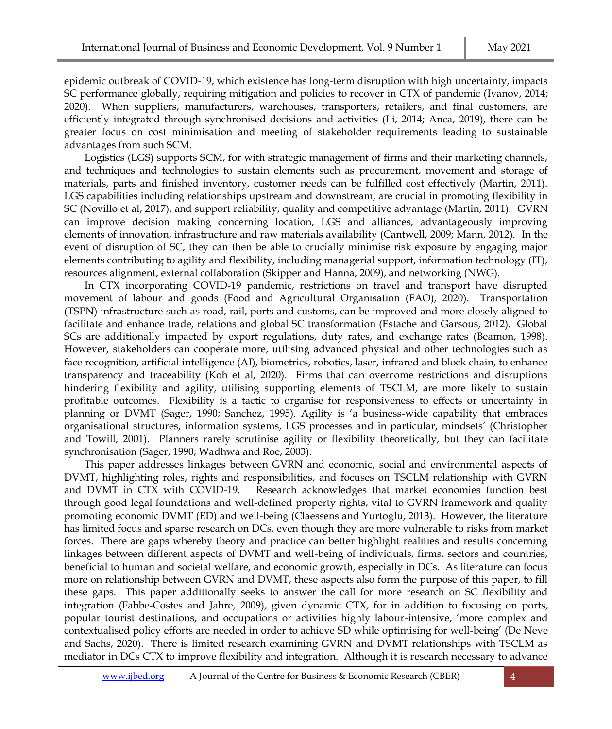epidemic outbreak of COVID-19, which existence has long-term disruption with high uncertainty, impacts SC performance globally, requiring mitigation and policies to recover in CTX of pandemic (Ivanov, 2014; 2020). When suppliers, manufacturers, warehouses, transporters, retailers, and final customers, are efficiently integrated through synchronised decisions and activities (Li, 2014; Anca, 2019), there can be greater focus on cost minimisation and meeting of stakeholder requirements leading to sustainable advantages from such SCM.

Logistics (LGS) supports SCM, for with strategic management of firms and their marketing channels, and techniques and technologies to sustain elements such as procurement, movement and storage of materials, parts and finished inventory, customer needs can be fulfilled cost effectively (Martin, 2011). LGS capabilities including relationships upstream and downstream, are crucial in promoting flexibility in SC (Novillo et al, 2017), and support reliability, quality and competitive advantage (Martin, 2011). GVRN can improve decision making concerning location, LGS and alliances, advantageously improving elements of innovation, infrastructure and raw materials availability (Cantwell, 2009; Mann, 2012). In the event of disruption of SC, they can then be able to crucially minimise risk exposure by engaging major elements contributing to agility and flexibility, including managerial support, information technology (IT), resources alignment, external collaboration (Skipper and Hanna, 2009), and networking (NWG).

In CTX incorporating COVID-19 pandemic, restrictions on travel and transport have disrupted movement of labour and goods (Food and Agricultural Organisation (FAO), 2020). Transportation (TSPN) infrastructure such as road, rail, ports and customs, can be improved and more closely aligned to facilitate and enhance trade, relations and global SC transformation (Estache and Garsous, 2012). Global SCs are additionally impacted by export regulations, duty rates, and exchange rates (Beamon, 1998). However, stakeholders can cooperate more, utilising advanced physical and other technologies such as face recognition, artificial intelligence (AI), biometrics, robotics, laser, infrared and block chain, to enhance transparency and traceability (Koh et al, 2020). Firms that can overcome restrictions and disruptions hindering flexibility and agility, utilising supporting elements of TSCLM, are more likely to sustain profitable outcomes. Flexibility is a tactic to organise for responsiveness to effects or uncertainty in planning or DVMT (Sager, 1990; Sanchez, 1995). Agility is 'a business-wide capability that embraces organisational structures, information systems, LGS processes and in particular, mindsets' (Christopher and Towill, 2001). Planners rarely scrutinise agility or flexibility theoretically, but they can facilitate synchronisation (Sager, 1990; Wadhwa and Roe, 2003).

This paper addresses linkages between GVRN and economic, social and environmental aspects of DVMT, highlighting roles, rights and responsibilities, and focuses on TSCLM relationship with GVRN and DVMT in CTX with COVID-19. Research acknowledges that market economies function best through good legal foundations and well-defined property rights, vital to GVRN framework and quality promoting economic DVMT (ED) and well-being (Claessens and Yurtoglu, 2013). However, the literature has limited focus and sparse research on DCs, even though they are more vulnerable to risks from market forces. There are gaps whereby theory and practice can better highlight realities and results concerning linkages between different aspects of DVMT and well-being of individuals, firms, sectors and countries, beneficial to human and societal welfare, and economic growth, especially in DCs. As literature can focus more on relationship between GVRN and DVMT, these aspects also form the purpose of this paper, to fill these gaps. This paper additionally seeks to answer the call for more research on SC flexibility and integration (Fabbe-Costes and Jahre, 2009), given dynamic CTX, for in addition to focusing on ports, popular tourist destinations, and occupations or activities highly labour-intensive, 'more complex and contextualised policy efforts are needed in order to achieve SD while optimising for well-being' (De Neve and Sachs, 2020). There is limited research examining GVRN and DVMT relationships with TSCLM as mediator in DCs CTX to improve flexibility and integration. Although it is research necessary to advance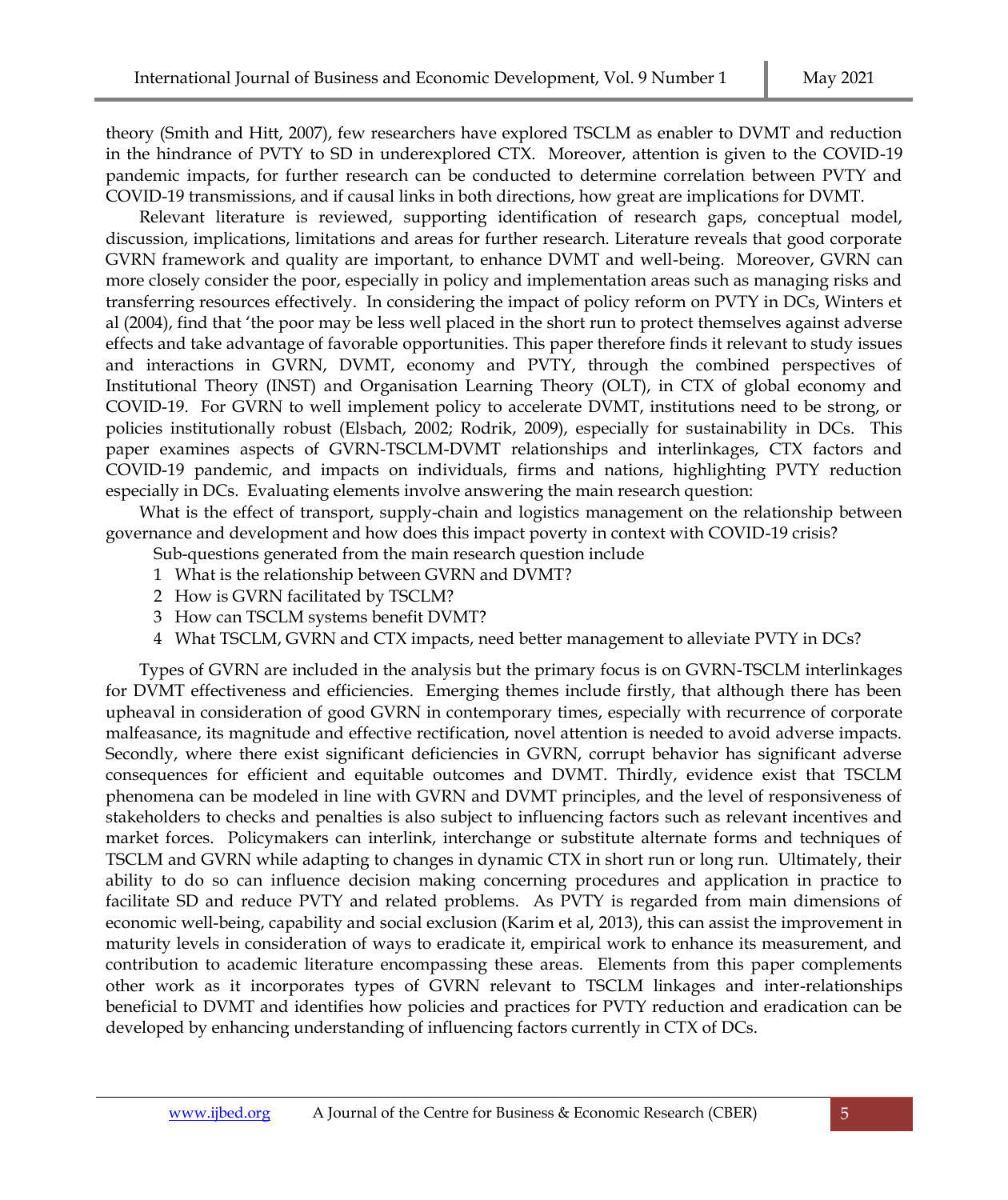theory (Smith and Hitt, 2007), few researchers have explored TSCLM as enabler to DVMT and reduction in the hindrance of PVTY to SD in underexplored CTX. Moreover, attention is given to the COVID-19 pandemic impacts, for further research can be conducted to determine correlation between PVTY and COVID-19 transmissions, and if causal links in both directions, how great are implications for DVMT.

Relevant literature is reviewed, supporting identification of research gaps, conceptual model, discussion, implications, limitations and areas for further research. Literature reveals that good corporate GVRN framework and quality are important, to enhance DVMT and well-being. Moreover, GVRN can more closely consider the poor, especially in policy and implementation areas such as managing risks and transferring resources effectively. In considering the impact of policy reform on PVTY in DCs, Winters et al (2004), find that 'the poor may be less well placed in the short run to protect themselves against adverse effects and take advantage of favorable opportunities. This paper therefore finds it relevant to study issues and interactions in GVRN, DVMT, economy and PVTY, through the combined perspectives of Institutional Theory (INST) and Organisation Learning Theory (OLT), in CTX of global economy and COVID-19. For GVRN to well implement policy to accelerate DVMT, institutions need to be strong, or policies institutionally robust (Elsbach, 2002; Rodrik, 2009), especially for sustainability in DCs. This paper examines aspects of GVRN-TSCLM-DVMT relationships and interlinkages, CTX factors and COVID-19 pandemic, and impacts on individuals, firms and nations, highlighting PVTY reduction especially in DCs. Evaluating elements involve answering the main research question:

What is the effect of transport, supply-chain and logistics management on the relationship between governance and development and how does this impact poverty in context with COVID-19 crisis?

Sub-questions generated from the main research question include

1 What is the relationship between GVRN and DVMT?
2 How is GVRN facilitated by TSCLM?
3 How can TSCLM systems benefit DVMT?
4 What TSCLM, GVRN and CTX impacts, need better management to alleviate PVTY in DCs?

Types of GVRN are included in the analysis but the primary focus is on GVRN-TSCLM interlinkages for DVMT effectiveness and efficiencies. Emerging themes include firstly, that although there has been upheaval in consideration of good GVRN in contemporary times, especially with recurrence of corporate malfeasance, its magnitude and effective rectification, novel attention is needed to avoid adverse impacts. Secondly, where there exist significant deficiencies in GVRN, corrupt behavior has significant adverse consequences for efficient and equitable outcomes and DVMT. Thirdly, evidence exist that TSCLM phenomena can be modeled in line with GVRN and DVMT principles, and the level of responsiveness of stakeholders to checks and penalties is also subject to influencing factors such as relevant incentives and market forces. Policymakers can interlink, interchange or substitute alternate forms and techniques of TSCLM and GVRN while adapting to changes in dynamic CTX in short run or long run. Ultimately, their ability to do so can influence decision making concerning procedures and application in practice to facilitate SD and reduce PVTY and related problems. As PVTY is regarded from main dimensions of economic well-being, capability and social exclusion (Karim et al, 2013), this can assist the improvement in maturity levels in consideration of ways to eradicate it, empirical work to enhance its measurement, and contribution to academic literature encompassing these areas. Elements from this paper complements other work as it incorporates types of GVRN relevant to TSCLM linkages and inter-relationships beneficial to DVMT and identifies how policies and practices for PVTY reduction and eradication can be developed by enhancing understanding of influencing factors currently in CTX of DCs.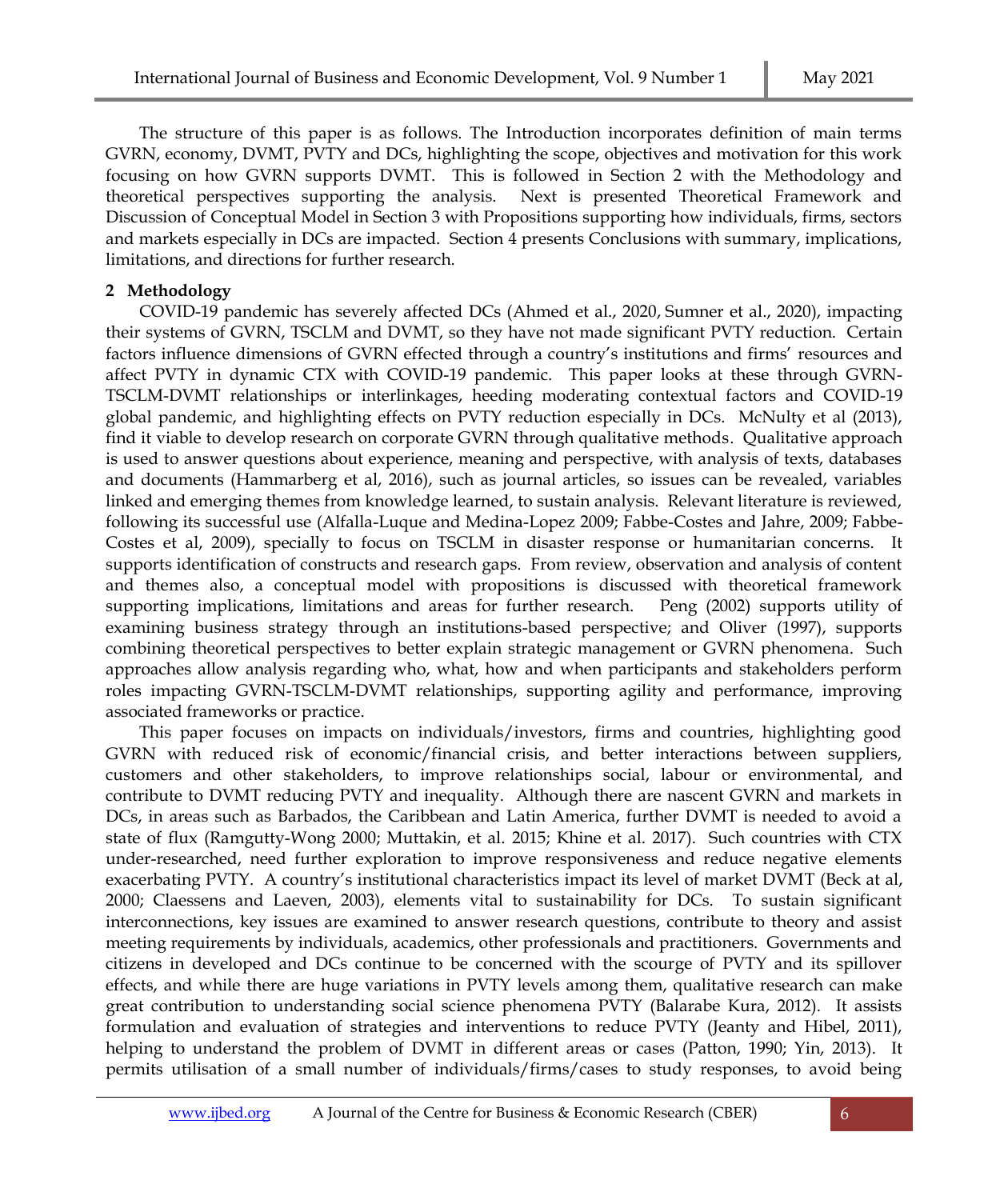The structure of this paper is as follows. The Introduction incorporates definition of main terms GVRN, economy, DVMT, PVTY and DCs, highlighting the scope, objectives and motivation for this work focusing on how GVRN supports DVMT. This is followed in Section 2 with the Methodology and theoretical perspectives supporting the analysis. Next is presented Theoretical Framework and Discussion of Conceptual Model in Section 3 with Propositions supporting how individuals, firms, sectors and markets especially in DCs are impacted. Section 4 presents Conclusions with summary, implications, limitations, and directions for further research.

## 2 Methodology

COVID-19 pandemic has severely affected DCs (Ahmed et al., 2020, Sumner et al., 2020), impacting their systems of GVRN, TSCLM and DVMT, so they have not made significant PVTY reduction. Certain factors influence dimensions of GVRN effected through a country's institutions and firms' resources and affect PVTY in dynamic CTX with COVID-19 pandemic. This paper looks at these through GVRN-TSCLM-DVMT relationships or interlinkages, heeding moderating contextual factors and COVID-19 global pandemic, and highlighting effects on PVTY reduction especially in DCs. McNulty et al (2013), find it viable to develop research on corporate GVRN through qualitative methods. Qualitative approach is used to answer questions about experience, meaning and perspective, with analysis of texts, databases and documents (Hammarberg et al, 2016), such as journal articles, so issues can be revealed, variables linked and emerging themes from knowledge learned, to sustain analysis. Relevant literature is reviewed, following its successful use (Alfalla-Luque and Medina-Lopez 2009; Fabbe-Costes and Jahre, 2009; Fabbe-Costes et al, 2009), specially to focus on TSCLM in disaster response or humanitarian concerns. It supports identification of constructs and research gaps. From review, observation and analysis of content and themes also, a conceptual model with propositions is discussed with theoretical framework supporting implications, limitations and areas for further research. Peng (2002) supports utility of examining business strategy through an institutions-based perspective; and Oliver (1997), supports combining theoretical perspectives to better explain strategic management or GVRN phenomena. Such approaches allow analysis regarding who, what, how and when participants and stakeholders perform roles impacting GVRN-TSCLM-DVMT relationships, supporting agility and performance, improving associated frameworks or practice.

This paper focuses on impacts on individuals/investors, firms and countries, highlighting good GVRN with reduced risk of economic/financial crisis, and better interactions between suppliers, customers and other stakeholders, to improve relationships social, labour or environmental, and contribute to DVMT reducing PVTY and inequality. Although there are nascent GVRN and markets in DCs, in areas such as Barbados, the Caribbean and Latin America, further DVMT is needed to avoid a state of flux (Ramgutty-Wong 2000; Muttakin, et al. 2015; Khine et al. 2017). Such countries with CTX under-researched, need further exploration to improve responsiveness and reduce negative elements exacerbating PVTY. A country's institutional characteristics impact its level of market DVMT (Beck at al, 2000; Claessens and Laeven, 2003), elements vital to sustainability for DCs. To sustain significant interconnections, key issues are examined to answer research questions, contribute to theory and assist meeting requirements by individuals, academics, other professionals and practitioners. Governments and citizens in developed and DCs continue to be concerned with the scourge of PVTY and its spillover effects, and while there are huge variations in PVTY levels among them, qualitative research can make great contribution to understanding social science phenomena PVTY (Balarabe Kura, 2012). It assists formulation and evaluation of strategies and interventions to reduce PVTY (Jeanty and Hibel, 2011), helping to understand the problem of DVMT in different areas or cases (Patton, 1990; Yin, 2013). It permits utilisation of a small number of individuals/firms/cases to study responses, to avoid being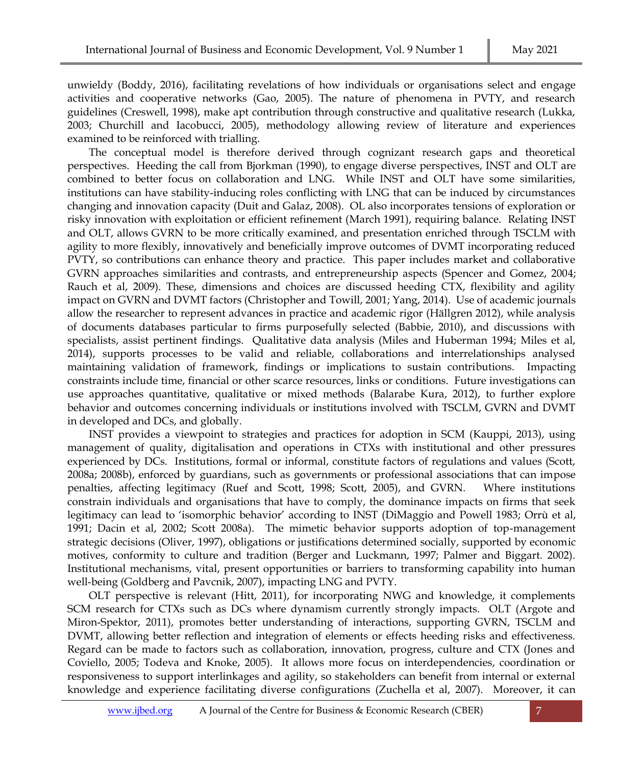unwieldy (Boddy, 2016), facilitating revelations of how individuals or organisations select and engage activities and cooperative networks (Gao, 2005). The nature of phenomena in PVTY, and research guidelines (Creswell, 1998), make apt contribution through constructive and qualitative research (Lukka, 2003; Churchill and Iacobucci, 2005), methodology allowing review of literature and experiences examined to be reinforced with trialling.

The conceptual model is therefore derived through cognizant research gaps and theoretical perspectives. Heeding the call from Bjorkman (1990), to engage diverse perspectives, INST and OLT are combined to better focus on collaboration and LNG. While INST and OLT have some similarities, institutions can have stability-inducing roles conflicting with LNG that can be induced by circumstances changing and innovation capacity (Duit and Galaz, 2008). OL also incorporates tensions of exploration or risky innovation with exploitation or efficient refinement (March 1991), requiring balance. Relating INST and OLT, allows GVRN to be more critically examined, and presentation enriched through TSCLM with agility to more flexibly, innovatively and beneficially improve outcomes of DVMT incorporating reduced PVTY, so contributions can enhance theory and practice. This paper includes market and collaborative GVRN approaches similarities and contrasts, and entrepreneurship aspects (Spencer and Gomez, 2004; Rauch et al, 2009). These, dimensions and choices are discussed heeding CTX, flexibility and agility impact on GVRN and DVMT factors (Christopher and Towill, 2001; Yang, 2014). Use of academic journals allow the researcher to represent advances in practice and academic rigor (Hällgren 2012), while analysis of documents databases particular to firms purposefully selected (Babbie, 2010), and discussions with specialists, assist pertinent findings. Qualitative data analysis (Miles and Huberman 1994; Miles et al, 2014), supports processes to be valid and reliable, collaborations and interrelationships analysed maintaining validation of framework, findings or implications to sustain contributions. Impacting constraints include time, financial or other scarce resources, links or conditions. Future investigations can use approaches quantitative, qualitative or mixed methods (Balarabe Kura, 2012), to further explore behavior and outcomes concerning individuals or institutions involved with TSCLM, GVRN and DVMT in developed and DCs, and globally.

INST provides a viewpoint to strategies and practices for adoption in SCM (Kauppi, 2013), using management of quality, digitalisation and operations in CTXs with institutional and other pressures experienced by DCs. Institutions, formal or informal, constitute factors of regulations and values (Scott, 2008a; 2008b), enforced by guardians, such as governments or professional associations that can impose penalties, affecting legitimacy (Ruef and Scott, 1998; Scott, 2005), and GVRN. Where institutions constrain individuals and organisations that have to comply, the dominance impacts on firms that seek legitimacy can lead to 'isomorphic behavior' according to INST (DiMaggio and Powell 1983; Orrù et al, 1991; Dacin et al, 2002; Scott 2008a). The mimetic behavior supports adoption of top-management strategic decisions (Oliver, 1997), obligations or justifications determined socially, supported by economic motives, conformity to culture and tradition (Berger and Luckmann, 1997; Palmer and Biggart. 2002). Institutional mechanisms, vital, present opportunities or barriers to transforming capability into human well-being (Goldberg and Pavcnik, 2007), impacting LNG and PVTY.

OLT perspective is relevant (Hitt, 2011), for incorporating NWG and knowledge, it complements SCM research for CTXs such as DCs where dynamism currently strongly impacts. OLT (Argote and Miron-Spektor, 2011), promotes better understanding of interactions, supporting GVRN, TSCLM and DVMT, allowing better reflection and integration of elements or effects heeding risks and effectiveness. Regard can be made to factors such as collaboration, innovation, progress, culture and CTX (Jones and Coviello, 2005; Todeva and Knoke, 2005). It allows more focus on interdependencies, coordination or responsiveness to support interlinkages and agility, so stakeholders can benefit from internal or external knowledge and experience facilitating diverse configurations (Zuchella et al, 2007). Moreover, it can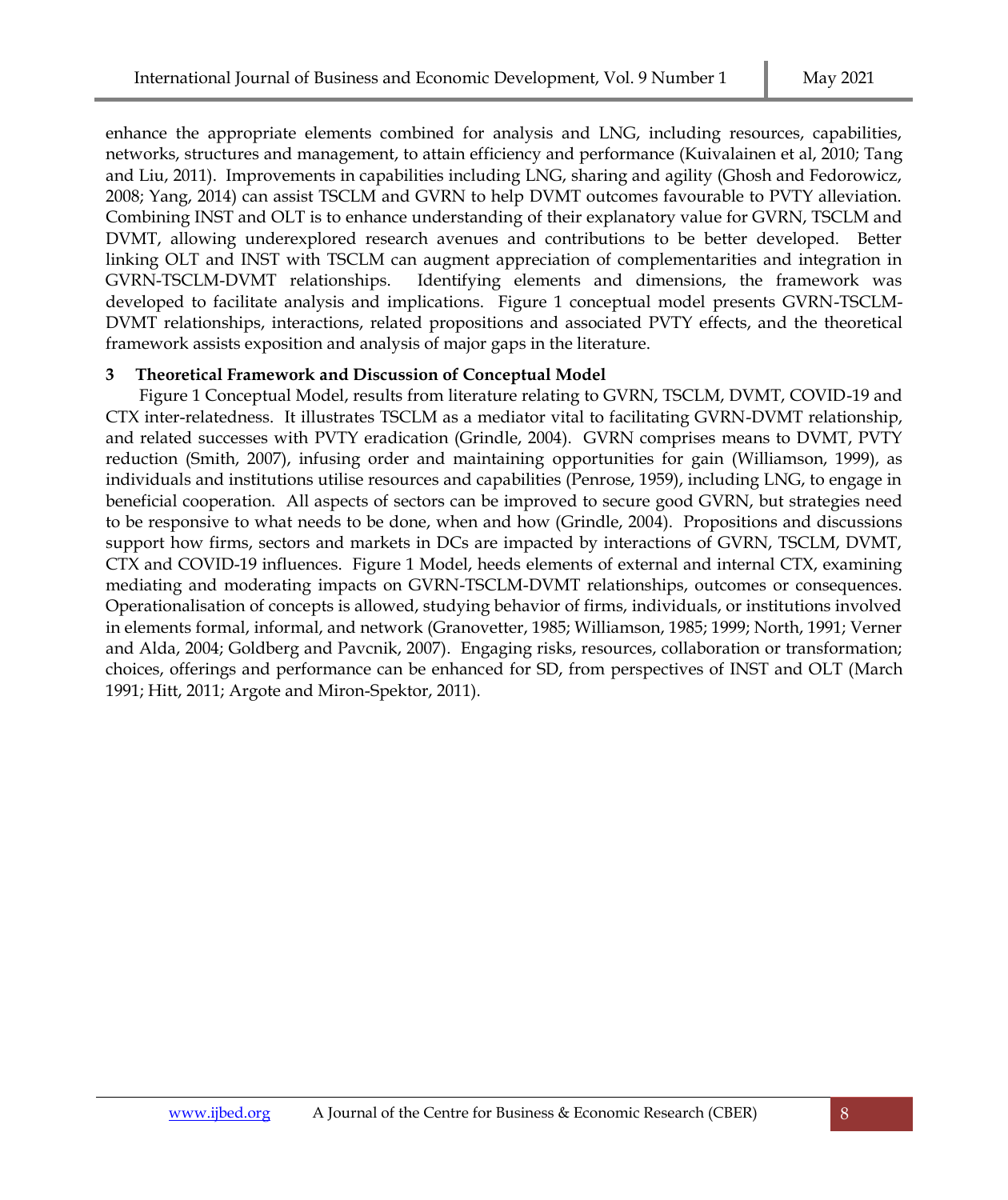enhance the appropriate elements combined for analysis and LNG, including resources, capabilities, networks, structures and management, to attain efficiency and performance (Kuivalainen et al, 2010; Tang and Liu, 2011). Improvements in capabilities including LNG, sharing and agility (Ghosh and Fedorowicz, 2008; Yang, 2014) can assist TSCLM and GVRN to help DVMT outcomes favourable to PVTY alleviation. Combining INST and OLT is to enhance understanding of their explanatory value for GVRN, TSCLM and DVMT, allowing underexplored research avenues and contributions to be better developed. Better linking OLT and INST with TSCLM can augment appreciation of complementarities and integration in GVRN-TSCLM-DVMT relationships. Identifying elements and dimensions, the framework was developed to facilitate analysis and implications. Figure 1 conceptual model presents GVRN-TSCLM-DVMT relationships, interactions, related propositions and associated PVTY effects, and the theoretical framework assists exposition and analysis of major gaps in the literature.

### 3 Theoretical Framework and Discussion of Conceptual Model

Figure 1 Conceptual Model, results from literature relating to GVRN, TSCLM, DVMT, COVID-19 and CTX inter-relatedness. It illustrates TSCLM as a mediator vital to facilitating GVRN-DVMT relationship, and related successes with PVTY eradication (Grindle, 2004). GVRN comprises means to DVMT, PVTY reduction (Smith, 2007), infusing order and maintaining opportunities for gain (Williamson, 1999), as individuals and institutions utilise resources and capabilities (Penrose, 1959), including LNG, to engage in beneficial cooperation. All aspects of sectors can be improved to secure good GVRN, but strategies need to be responsive to what needs to be done, when and how (Grindle, 2004). Propositions and discussions support how firms, sectors and markets in DCs are impacted by interactions of GVRN, TSCLM, DVMT, CTX and COVID-19 influences. Figure 1 Model, heeds elements of external and internal CTX, examining mediating and moderating impacts on GVRN-TSCLM-DVMT relationships, outcomes or consequences. Operationalisation of concepts is allowed, studying behavior of firms, individuals, or institutions involved in elements formal, informal, and network (Granovetter, 1985; Williamson, 1985; 1999; North, 1991; Verner and Alda, 2004; Goldberg and Pavcnik, 2007). Engaging risks, resources, collaboration or transformation; choices, offerings and performance can be enhanced for SD, from perspectives of INST and OLT (March 1991; Hitt, 2011; Argote and Miron-Spektor, 2011).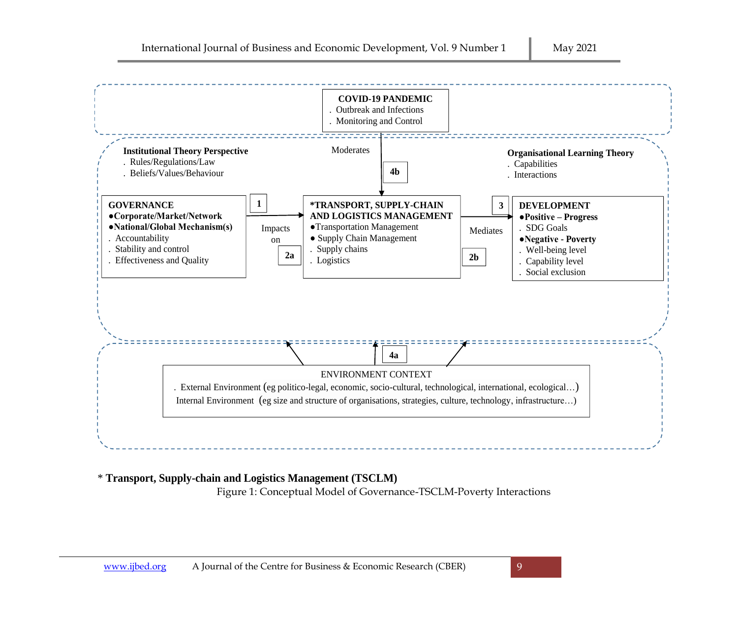**COVID-19 PANDEMIC**
. Outbreak and Infections
. Monitoring and Control

Moderates

**4b**

**Institutional Theory Perspective**
. Rules/Regulations/Law
. Beliefs/Values/Behaviour

**Organisational Learning Theory**
. Capabilities
. Interactions

**GOVERNANCE**
●**Corporate/Market/Network**
●**National/Global Mechanism(s)**
. Accountability
. Stability and control
. Effectiveness and Quality

**1**

Impacts on

**2a**

***TRANSPORT, SUPPLY-CHAIN AND LOGISTICS MANAGEMENT**
●Transportation Management
● Supply Chain Management
. Supply chains
. Logistics

**3**

Mediates

**2b**

**DEVELOPMENT**
●**Positive – Progress**
. SDG Goals
●**Negative - Poverty**
. Well-being level
. Capability level
. Social exclusion

**4a**

ENVIRONMENT CONTEXT
. External Environment (eg politico-legal, economic, socio-cultural, technological, international, ecological…)
Internal Environment (eg size and structure of organisations, strategies, culture, technology, infrastructure…)

* **Transport, Supply-chain and Logistics Management (TSCLM)**

Figure 1: Conceptual Model of Governance-TSCLM-Poverty Interactions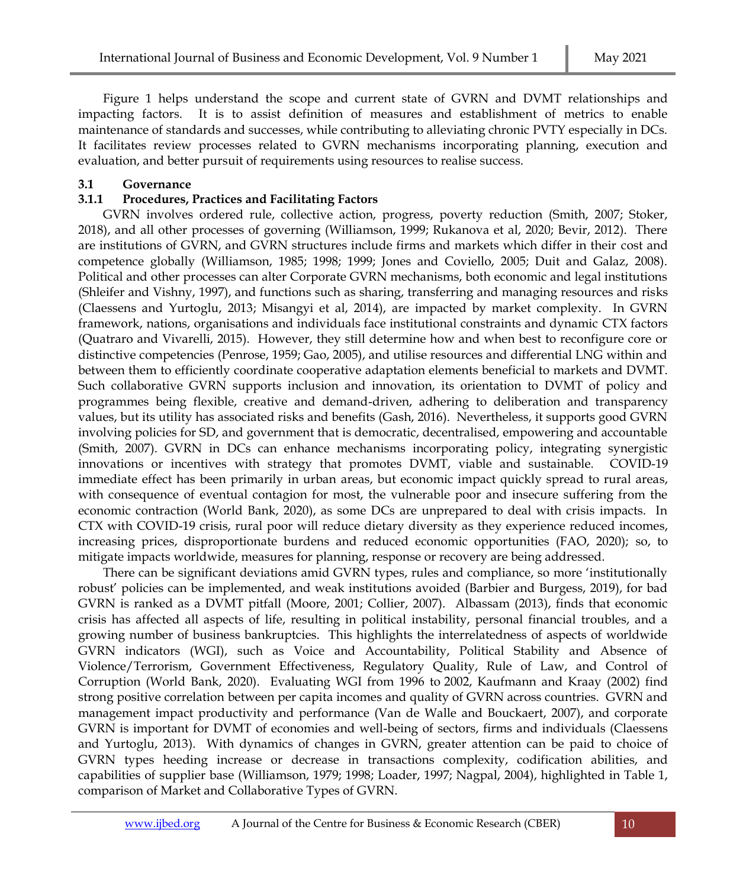Figure 1 helps understand the scope and current state of GVRN and DVMT relationships and impacting factors. It is to assist definition of measures and establishment of metrics to enable maintenance of standards and successes, while contributing to alleviating chronic PVTY especially in DCs. It facilitates review processes related to GVRN mechanisms incorporating planning, execution and evaluation, and better pursuit of requirements using resources to realise success.

### 3.1 Governance

#### 3.1.1 Procedures, Practices and Facilitating Factors

GVRN involves ordered rule, collective action, progress, poverty reduction (Smith, 2007; Stoker, 2018), and all other processes of governing (Williamson, 1999; Rukanova et al, 2020; Bevir, 2012). There are institutions of GVRN, and GVRN structures include firms and markets which differ in their cost and competence globally (Williamson, 1985; 1998; 1999; Jones and Coviello, 2005; Duit and Galaz, 2008). Political and other processes can alter Corporate GVRN mechanisms, both economic and legal institutions (Shleifer and Vishny, 1997), and functions such as sharing, transferring and managing resources and risks (Claessens and Yurtoglu, 2013; Misangyi et al, 2014), are impacted by market complexity. In GVRN framework, nations, organisations and individuals face institutional constraints and dynamic CTX factors (Quatraro and Vivarelli, 2015). However, they still determine how and when best to reconfigure core or distinctive competencies (Penrose, 1959; Gao, 2005), and utilise resources and differential LNG within and between them to efficiently coordinate cooperative adaptation elements beneficial to markets and DVMT. Such collaborative GVRN supports inclusion and innovation, its orientation to DVMT of policy and programmes being flexible, creative and demand-driven, adhering to deliberation and transparency values, but its utility has associated risks and benefits (Gash, 2016). Nevertheless, it supports good GVRN involving policies for SD, and government that is democratic, decentralised, empowering and accountable (Smith, 2007). GVRN in DCs can enhance mechanisms incorporating policy, integrating synergistic innovations or incentives with strategy that promotes DVMT, viable and sustainable. COVID-19 immediate effect has been primarily in urban areas, but economic impact quickly spread to rural areas, with consequence of eventual contagion for most, the vulnerable poor and insecure suffering from the economic contraction (World Bank, 2020), as some DCs are unprepared to deal with crisis impacts. In CTX with COVID-19 crisis, rural poor will reduce dietary diversity as they experience reduced incomes, increasing prices, disproportionate burdens and reduced economic opportunities (FAO, 2020); so, to mitigate impacts worldwide, measures for planning, response or recovery are being addressed.

There can be significant deviations amid GVRN types, rules and compliance, so more 'institutionally robust' policies can be implemented, and weak institutions avoided (Barbier and Burgess, 2019), for bad GVRN is ranked as a DVMT pitfall (Moore, 2001; Collier, 2007). Albassam (2013), finds that economic crisis has affected all aspects of life, resulting in political instability, personal financial troubles, and a growing number of business bankruptcies. This highlights the interrelatedness of aspects of worldwide GVRN indicators (WGI), such as Voice and Accountability, Political Stability and Absence of Violence/Terrorism, Government Effectiveness, Regulatory Quality, Rule of Law, and Control of Corruption (World Bank, 2020). Evaluating WGI from 1996 to 2002, Kaufmann and Kraay (2002) find strong positive correlation between per capita incomes and quality of GVRN across countries. GVRN and management impact productivity and performance (Van de Walle and Bouckaert, 2007), and corporate GVRN is important for DVMT of economies and well-being of sectors, firms and individuals (Claessens and Yurtoglu, 2013). With dynamics of changes in GVRN, greater attention can be paid to choice of GVRN types heeding increase or decrease in transactions complexity, codification abilities, and capabilities of supplier base (Williamson, 1979; 1998; Loader, 1997; Nagpal, 2004), highlighted in Table 1, comparison of Market and Collaborative Types of GVRN.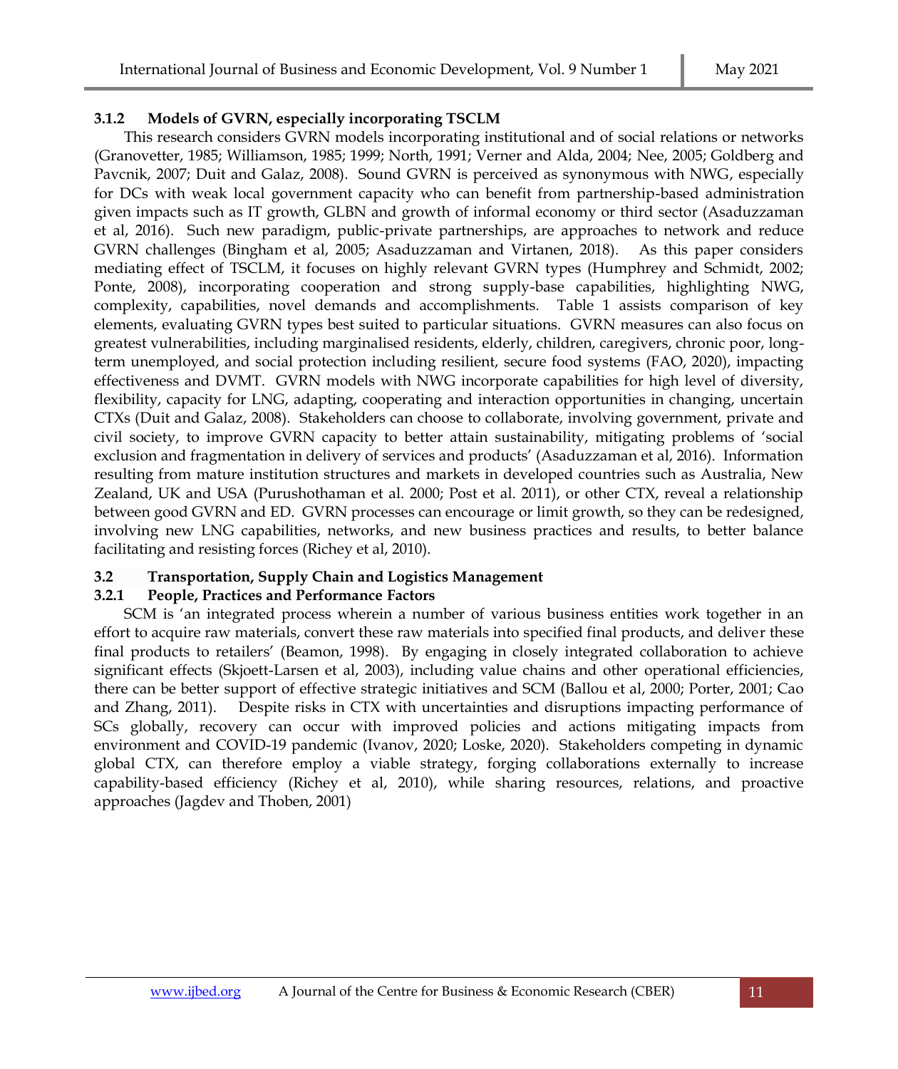### 3.1.2 Models of GVRN, especially incorporating TSCLM

This research considers GVRN models incorporating institutional and of social relations or networks (Granovetter, 1985; Williamson, 1985; 1999; North, 1991; Verner and Alda, 2004; Nee, 2005; Goldberg and Pavcnik, 2007; Duit and Galaz, 2008). Sound GVRN is perceived as synonymous with NWG, especially for DCs with weak local government capacity who can benefit from partnership-based administration given impacts such as IT growth, GLBN and growth of informal economy or third sector (Asaduzzaman et al, 2016). Such new paradigm, public-private partnerships, are approaches to network and reduce GVRN challenges (Bingham et al, 2005; Asaduzzaman and Virtanen, 2018). As this paper considers mediating effect of TSCLM, it focuses on highly relevant GVRN types (Humphrey and Schmidt, 2002; Ponte, 2008), incorporating cooperation and strong supply-base capabilities, highlighting NWG, complexity, capabilities, novel demands and accomplishments. Table 1 assists comparison of key elements, evaluating GVRN types best suited to particular situations. GVRN measures can also focus on greatest vulnerabilities, including marginalised residents, elderly, children, caregivers, chronic poor, long-term unemployed, and social protection including resilient, secure food systems (FAO, 2020), impacting effectiveness and DVMT. GVRN models with NWG incorporate capabilities for high level of diversity, flexibility, capacity for LNG, adapting, cooperating and interaction opportunities in changing, uncertain CTXs (Duit and Galaz, 2008). Stakeholders can choose to collaborate, involving government, private and civil society, to improve GVRN capacity to better attain sustainability, mitigating problems of 'social exclusion and fragmentation in delivery of services and products' (Asaduzzaman et al, 2016). Information resulting from mature institution structures and markets in developed countries such as Australia, New Zealand, UK and USA (Purushothaman et al. 2000; Post et al. 2011), or other CTX, reveal a relationship between good GVRN and ED. GVRN processes can encourage or limit growth, so they can be redesigned, involving new LNG capabilities, networks, and new business practices and results, to better balance facilitating and resisting forces (Richey et al, 2010).

## 3.2 Transportation, Supply Chain and Logistics Management

### 3.2.1 People, Practices and Performance Factors

SCM is 'an integrated process wherein a number of various business entities work together in an effort to acquire raw materials, convert these raw materials into specified final products, and deliver these final products to retailers' (Beamon, 1998). By engaging in closely integrated collaboration to achieve significant effects (Skjoett-Larsen et al, 2003), including value chains and other operational efficiencies, there can be better support of effective strategic initiatives and SCM (Ballou et al, 2000; Porter, 2001; Cao and Zhang, 2011). Despite risks in CTX with uncertainties and disruptions impacting performance of SCs globally, recovery can occur with improved policies and actions mitigating impacts from environment and COVID-19 pandemic (Ivanov, 2020; Loske, 2020). Stakeholders competing in dynamic global CTX, can therefore employ a viable strategy, forging collaborations externally to increase capability-based efficiency (Richey et al, 2010), while sharing resources, relations, and proactive approaches (Jagdev and Thoben, 2001)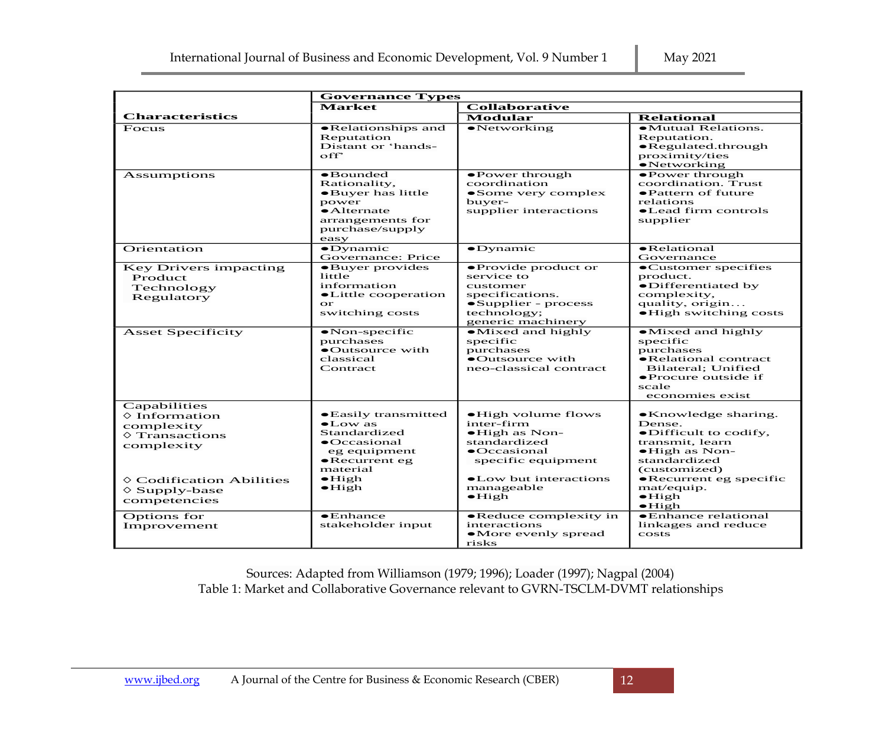| Characteristics | Governance Types | | |
|---|---|---|---|
| | Market | Collaborative | |
| | | Modular | Relational |
| Focus | •Relationships and Reputation Distant or 'hands-off' | •Networking | •Mutual Relations. Reputation. •Regulated.through proximity/ties •Networking |
| Assumptions | •Bounded Rationality, •Buyer has little power •Alternate arrangements for purchase/supply easy | •Power through coordination •Some very complex buyer-supplier interactions | •Power through coordination. Trust •Pattern of future relations •Lead firm controls supplier |
| Orientation | •Dynamic Governance: Price | •Dynamic | •Relational Governance |
| Key Drivers impacting Product Technology Regulatory | •Buyer provides little information •Little cooperation or switching costs | •Provide product or service to customer specifications. •Supplier - process technology; generic machinery | •Customer specifies product. •Differentiated by complexity, quality, origin… •High switching costs |
| Asset Specificity | •Non-specific purchases •Outsource with classical Contract | •Mixed and highly specific purchases •Outsource with neo-classical contract | •Mixed and highly specific purchases •Relational contract Bilateral; Unified •Procure outside if scale economies exist |
| Capabilities ◇ Information complexity ◇ Transactions complexity ◇ Codification Abilities ◇ Supply-base competencies | •Easily transmitted •Low as Standardized •Occasional eg equipment •Recurrent eg material •High •High | •High volume flows inter-firm •High as Non-standardized •Occasional specific equipment •Low but interactions manageable •High | •Knowledge sharing. Dense. •Difficult to codify, transmit, learn •High as Non-standardized (customized) •Recurrent eg specific mat/equip. •High •High |
| Options for Improvement | •Enhance stakeholder input | •Reduce complexity in interactions •More evenly spread risks | •Enhance relational linkages and reduce costs |

Sources: Adapted from Williamson (1979; 1996); Loader (1997); Nagpal (2004)

Table 1: Market and Collaborative Governance relevant to GVRN-TSCLM-DVMT relationships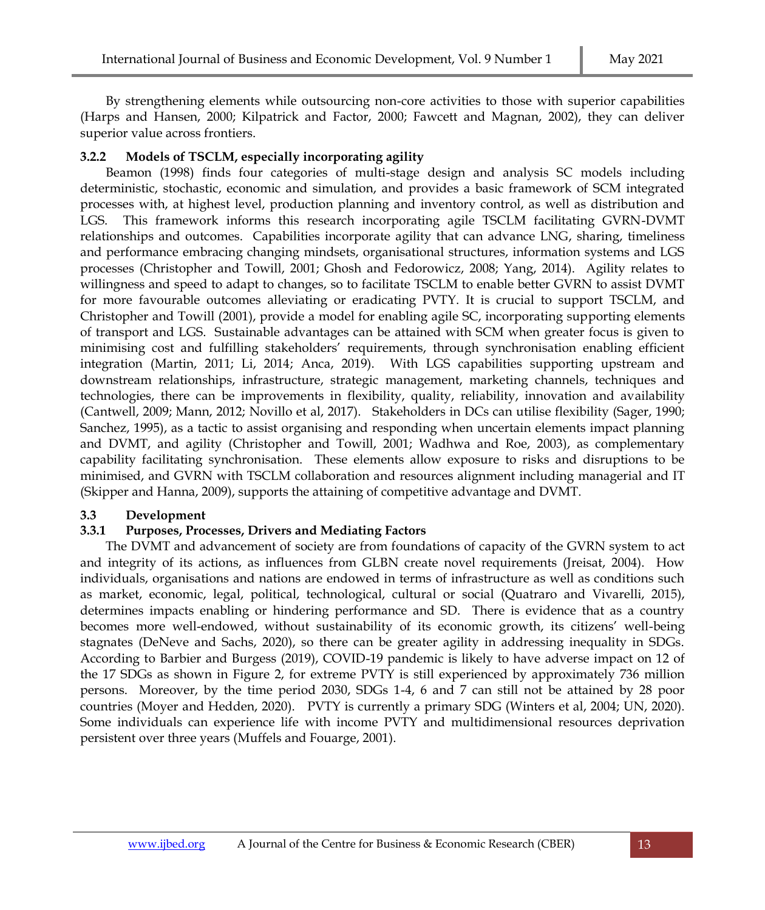By strengthening elements while outsourcing non-core activities to those with superior capabilities (Harps and Hansen, 2000; Kilpatrick and Factor, 2000; Fawcett and Magnan, 2002), they can deliver superior value across frontiers.

#### 3.2.2 Models of TSCLM, especially incorporating agility

Beamon (1998) finds four categories of multi-stage design and analysis SC models including deterministic, stochastic, economic and simulation, and provides a basic framework of SCM integrated processes with, at highest level, production planning and inventory control, as well as distribution and LGS. This framework informs this research incorporating agile TSCLM facilitating GVRN-DVMT relationships and outcomes. Capabilities incorporate agility that can advance LNG, sharing, timeliness and performance embracing changing mindsets, organisational structures, information systems and LGS processes (Christopher and Towill, 2001; Ghosh and Fedorowicz, 2008; Yang, 2014). Agility relates to willingness and speed to adapt to changes, so to facilitate TSCLM to enable better GVRN to assist DVMT for more favourable outcomes alleviating or eradicating PVTY. It is crucial to support TSCLM, and Christopher and Towill (2001), provide a model for enabling agile SC, incorporating supporting elements of transport and LGS. Sustainable advantages can be attained with SCM when greater focus is given to minimising cost and fulfilling stakeholders' requirements, through synchronisation enabling efficient integration (Martin, 2011; Li, 2014; Anca, 2019). With LGS capabilities supporting upstream and downstream relationships, infrastructure, strategic management, marketing channels, techniques and technologies, there can be improvements in flexibility, quality, reliability, innovation and availability (Cantwell, 2009; Mann, 2012; Novillo et al, 2017). Stakeholders in DCs can utilise flexibility (Sager, 1990; Sanchez, 1995), as a tactic to assist organising and responding when uncertain elements impact planning and DVMT, and agility (Christopher and Towill, 2001; Wadhwa and Roe, 2003), as complementary capability facilitating synchronisation. These elements allow exposure to risks and disruptions to be minimised, and GVRN with TSCLM collaboration and resources alignment including managerial and IT (Skipper and Hanna, 2009), supports the attaining of competitive advantage and DVMT.

### 3.3 Development

#### 3.3.1 Purposes, Processes, Drivers and Mediating Factors

The DVMT and advancement of society are from foundations of capacity of the GVRN system to act and integrity of its actions, as influences from GLBN create novel requirements (Jreisat, 2004). How individuals, organisations and nations are endowed in terms of infrastructure as well as conditions such as market, economic, legal, political, technological, cultural or social (Quatraro and Vivarelli, 2015), determines impacts enabling or hindering performance and SD. There is evidence that as a country becomes more well-endowed, without sustainability of its economic growth, its citizens' well-being stagnates (DeNeve and Sachs, 2020), so there can be greater agility in addressing inequality in SDGs. According to Barbier and Burgess (2019), COVID-19 pandemic is likely to have adverse impact on 12 of the 17 SDGs as shown in Figure 2, for extreme PVTY is still experienced by approximately 736 million persons. Moreover, by the time period 2030, SDGs 1-4, 6 and 7 can still not be attained by 28 poor countries (Moyer and Hedden, 2020). PVTY is currently a primary SDG (Winters et al, 2004; UN, 2020). Some individuals can experience life with income PVTY and multidimensional resources deprivation persistent over three years (Muffels and Fouarge, 2001).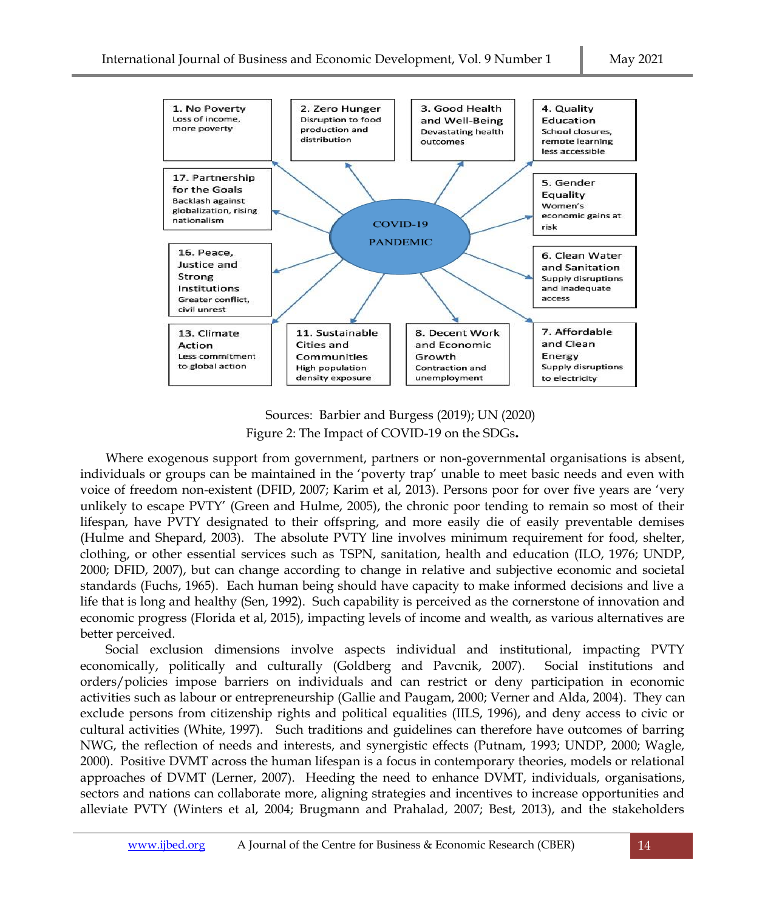**COVID-19 PANDEMIC**

- **1. No Poverty** – Loss of income, more poverty
- **2. Zero Hunger** – Disruption to food production and distribution
- **3. Good Health and Well-Being** – Devastating health outcomes
- **4. Quality Education** – School closures, remote learning less accessible
- **5. Gender Equality** – Women's economic gains at risk
- **6. Clean Water and Sanitation** – Supply disruptions and inadequate access
- **7. Affordable and Clean Energy** – Supply disruptions to electricity
- **8. Decent Work and Economic Growth** – Contraction and unemployment
- **11. Sustainable Cities and Communities** – High population density exposure
- **13. Climate Action** – Less commitment to global action
- **16. Peace, Justice and Strong Institutions** – Greater conflict, civil unrest
- **17. Partnership for the Goals** – Backlash against globalization, rising nationalism

Sources: Barbier and Burgess (2019); UN (2020)

Figure 2: The Impact of COVID-19 on the SDGs**.**

Where exogenous support from government, partners or non-governmental organisations is absent, individuals or groups can be maintained in the 'poverty trap' unable to meet basic needs and even with voice of freedom non-existent (DFID, 2007; Karim et al, 2013). Persons poor for over five years are 'very unlikely to escape PVTY' (Green and Hulme, 2005), the chronic poor tending to remain so most of their lifespan, have PVTY designated to their offspring, and more easily die of easily preventable demises (Hulme and Shepard, 2003). The absolute PVTY line involves minimum requirement for food, shelter, clothing, or other essential services such as TSPN, sanitation, health and education (ILO, 1976; UNDP, 2000; DFID, 2007), but can change according to change in relative and subjective economic and societal standards (Fuchs, 1965). Each human being should have capacity to make informed decisions and live a life that is long and healthy (Sen, 1992). Such capability is perceived as the cornerstone of innovation and economic progress (Florida et al, 2015), impacting levels of income and wealth, as various alternatives are better perceived.

Social exclusion dimensions involve aspects individual and institutional, impacting PVTY economically, politically and culturally (Goldberg and Pavcnik, 2007). Social institutions and orders/policies impose barriers on individuals and can restrict or deny participation in economic activities such as labour or entrepreneurship (Gallie and Paugam, 2000; Verner and Alda, 2004). They can exclude persons from citizenship rights and political equalities (IILS, 1996), and deny access to civic or cultural activities (White, 1997). Such traditions and guidelines can therefore have outcomes of barring NWG, the reflection of needs and interests, and synergistic effects (Putnam, 1993; UNDP, 2000; Wagle, 2000). Positive DVMT across the human lifespan is a focus in contemporary theories, models or relational approaches of DVMT (Lerner, 2007). Heeding the need to enhance DVMT, individuals, organisations, sectors and nations can collaborate more, aligning strategies and incentives to increase opportunities and alleviate PVTY (Winters et al, 2004; Brugmann and Prahalad, 2007; Best, 2013), and the stakeholders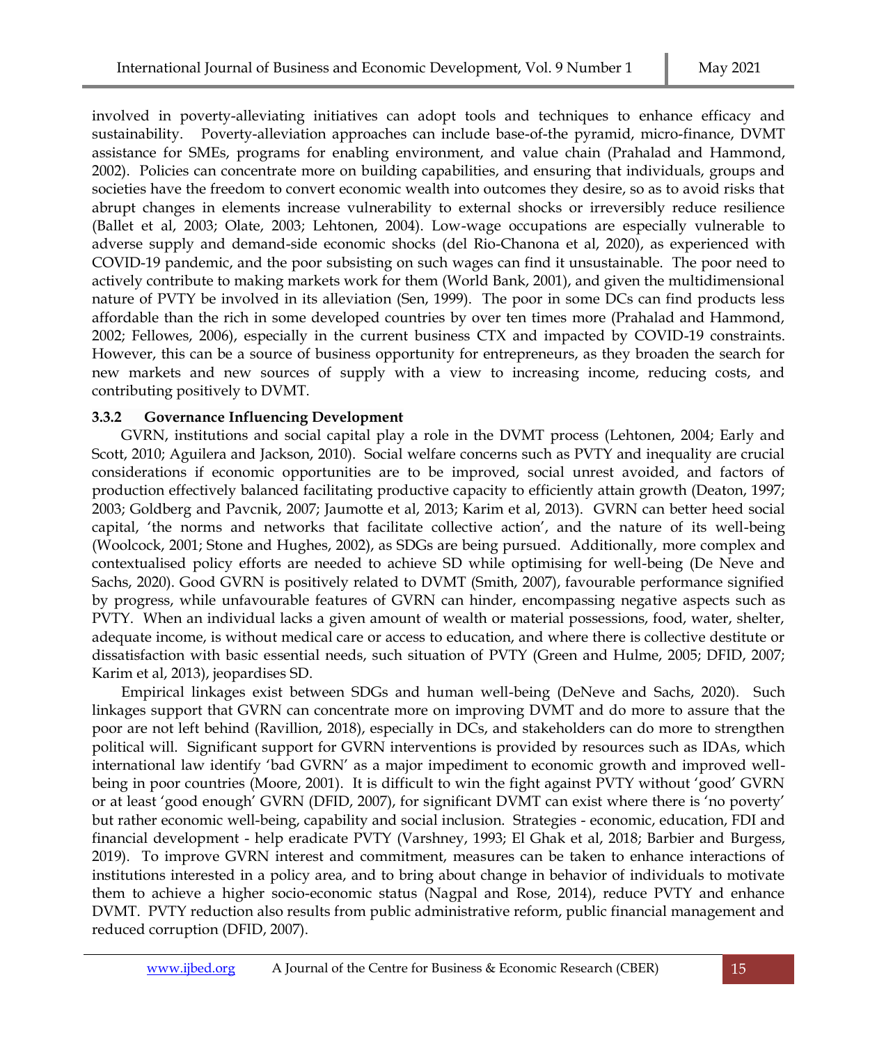involved in poverty-alleviating initiatives can adopt tools and techniques to enhance efficacy and sustainability. Poverty-alleviation approaches can include base-of-the pyramid, micro-finance, DVMT assistance for SMEs, programs for enabling environment, and value chain (Prahalad and Hammond, 2002). Policies can concentrate more on building capabilities, and ensuring that individuals, groups and societies have the freedom to convert economic wealth into outcomes they desire, so as to avoid risks that abrupt changes in elements increase vulnerability to external shocks or irreversibly reduce resilience (Ballet et al, 2003; Olate, 2003; Lehtonen, 2004). Low-wage occupations are especially vulnerable to adverse supply and demand-side economic shocks (del Rio-Chanona et al, 2020), as experienced with COVID-19 pandemic, and the poor subsisting on such wages can find it unsustainable. The poor need to actively contribute to making markets work for them (World Bank, 2001), and given the multidimensional nature of PVTY be involved in its alleviation (Sen, 1999). The poor in some DCs can find products less affordable than the rich in some developed countries by over ten times more (Prahalad and Hammond, 2002; Fellowes, 2006), especially in the current business CTX and impacted by COVID-19 constraints. However, this can be a source of business opportunity for entrepreneurs, as they broaden the search for new markets and new sources of supply with a view to increasing income, reducing costs, and contributing positively to DVMT.

### 3.3.2 Governance Influencing Development

GVRN, institutions and social capital play a role in the DVMT process (Lehtonen, 2004; Early and Scott, 2010; Aguilera and Jackson, 2010). Social welfare concerns such as PVTY and inequality are crucial considerations if economic opportunities are to be improved, social unrest avoided, and factors of production effectively balanced facilitating productive capacity to efficiently attain growth (Deaton, 1997; 2003; Goldberg and Pavcnik, 2007; Jaumotte et al, 2013; Karim et al, 2013). GVRN can better heed social capital, 'the norms and networks that facilitate collective action', and the nature of its well-being (Woolcock, 2001; Stone and Hughes, 2002), as SDGs are being pursued. Additionally, more complex and contextualised policy efforts are needed to achieve SD while optimising for well-being (De Neve and Sachs, 2020). Good GVRN is positively related to DVMT (Smith, 2007), favourable performance signified by progress, while unfavourable features of GVRN can hinder, encompassing negative aspects such as PVTY. When an individual lacks a given amount of wealth or material possessions, food, water, shelter, adequate income, is without medical care or access to education, and where there is collective destitute or dissatisfaction with basic essential needs, such situation of PVTY (Green and Hulme, 2005; DFID, 2007; Karim et al, 2013), jeopardises SD.

Empirical linkages exist between SDGs and human well-being (DeNeve and Sachs, 2020). Such linkages support that GVRN can concentrate more on improving DVMT and do more to assure that the poor are not left behind (Ravillion, 2018), especially in DCs, and stakeholders can do more to strengthen political will. Significant support for GVRN interventions is provided by resources such as IDAs, which international law identify 'bad GVRN' as a major impediment to economic growth and improved well-being in poor countries (Moore, 2001). It is difficult to win the fight against PVTY without 'good' GVRN or at least 'good enough' GVRN (DFID, 2007), for significant DVMT can exist where there is 'no poverty' but rather economic well-being, capability and social inclusion. Strategies - economic, education, FDI and financial development - help eradicate PVTY (Varshney, 1993; El Ghak et al, 2018; Barbier and Burgess, 2019). To improve GVRN interest and commitment, measures can be taken to enhance interactions of institutions interested in a policy area, and to bring about change in behavior of individuals to motivate them to achieve a higher socio-economic status (Nagpal and Rose, 2014), reduce PVTY and enhance DVMT. PVTY reduction also results from public administrative reform, public financial management and reduced corruption (DFID, 2007).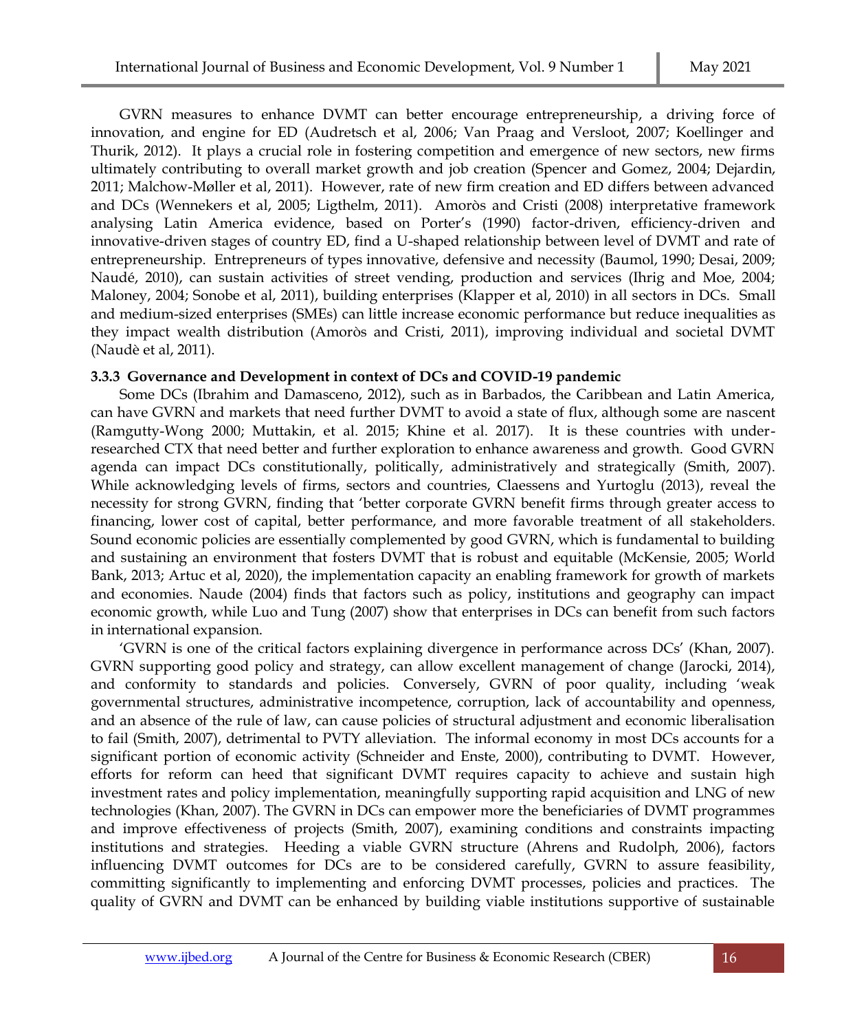GVRN measures to enhance DVMT can better encourage entrepreneurship, a driving force of innovation, and engine for ED (Audretsch et al, 2006; Van Praag and Versloot, 2007; Koellinger and Thurik, 2012). It plays a crucial role in fostering competition and emergence of new sectors, new firms ultimately contributing to overall market growth and job creation (Spencer and Gomez, 2004; Dejardin, 2011; Malchow-Møller et al, 2011). However, rate of new firm creation and ED differs between advanced and DCs (Wennekers et al, 2005; Ligthelm, 2011). Amoròs and Cristi (2008) interpretative framework analysing Latin America evidence, based on Porter's (1990) factor-driven, efficiency-driven and innovative-driven stages of country ED, find a U-shaped relationship between level of DVMT and rate of entrepreneurship. Entrepreneurs of types innovative, defensive and necessity (Baumol, 1990; Desai, 2009; Naudé, 2010), can sustain activities of street vending, production and services (Ihrig and Moe, 2004; Maloney, 2004; Sonobe et al, 2011), building enterprises (Klapper et al, 2010) in all sectors in DCs. Small and medium-sized enterprises (SMEs) can little increase economic performance but reduce inequalities as they impact wealth distribution (Amoròs and Cristi, 2011), improving individual and societal DVMT (Naudè et al, 2011).

### 3.3.3 Governance and Development in context of DCs and COVID-19 pandemic

Some DCs (Ibrahim and Damasceno, 2012), such as in Barbados, the Caribbean and Latin America, can have GVRN and markets that need further DVMT to avoid a state of flux, although some are nascent (Ramgutty-Wong 2000; Muttakin, et al. 2015; Khine et al. 2017). It is these countries with under-researched CTX that need better and further exploration to enhance awareness and growth. Good GVRN agenda can impact DCs constitutionally, politically, administratively and strategically (Smith, 2007). While acknowledging levels of firms, sectors and countries, Claessens and Yurtoglu (2013), reveal the necessity for strong GVRN, finding that 'better corporate GVRN benefit firms through greater access to financing, lower cost of capital, better performance, and more favorable treatment of all stakeholders. Sound economic policies are essentially complemented by good GVRN, which is fundamental to building and sustaining an environment that fosters DVMT that is robust and equitable (McKensie, 2005; World Bank, 2013; Artuc et al, 2020), the implementation capacity an enabling framework for growth of markets and economies. Naude (2004) finds that factors such as policy, institutions and geography can impact economic growth, while Luo and Tung (2007) show that enterprises in DCs can benefit from such factors in international expansion.

'GVRN is one of the critical factors explaining divergence in performance across DCs' (Khan, 2007). GVRN supporting good policy and strategy, can allow excellent management of change (Jarocki, 2014), and conformity to standards and policies. Conversely, GVRN of poor quality, including 'weak governmental structures, administrative incompetence, corruption, lack of accountability and openness, and an absence of the rule of law, can cause policies of structural adjustment and economic liberalisation to fail (Smith, 2007), detrimental to PVTY alleviation. The informal economy in most DCs accounts for a significant portion of economic activity (Schneider and Enste, 2000), contributing to DVMT. However, efforts for reform can heed that significant DVMT requires capacity to achieve and sustain high investment rates and policy implementation, meaningfully supporting rapid acquisition and LNG of new technologies (Khan, 2007). The GVRN in DCs can empower more the beneficiaries of DVMT programmes and improve effectiveness of projects (Smith, 2007), examining conditions and constraints impacting institutions and strategies. Heeding a viable GVRN structure (Ahrens and Rudolph, 2006), factors influencing DVMT outcomes for DCs are to be considered carefully, GVRN to assure feasibility, committing significantly to implementing and enforcing DVMT processes, policies and practices. The quality of GVRN and DVMT can be enhanced by building viable institutions supportive of sustainable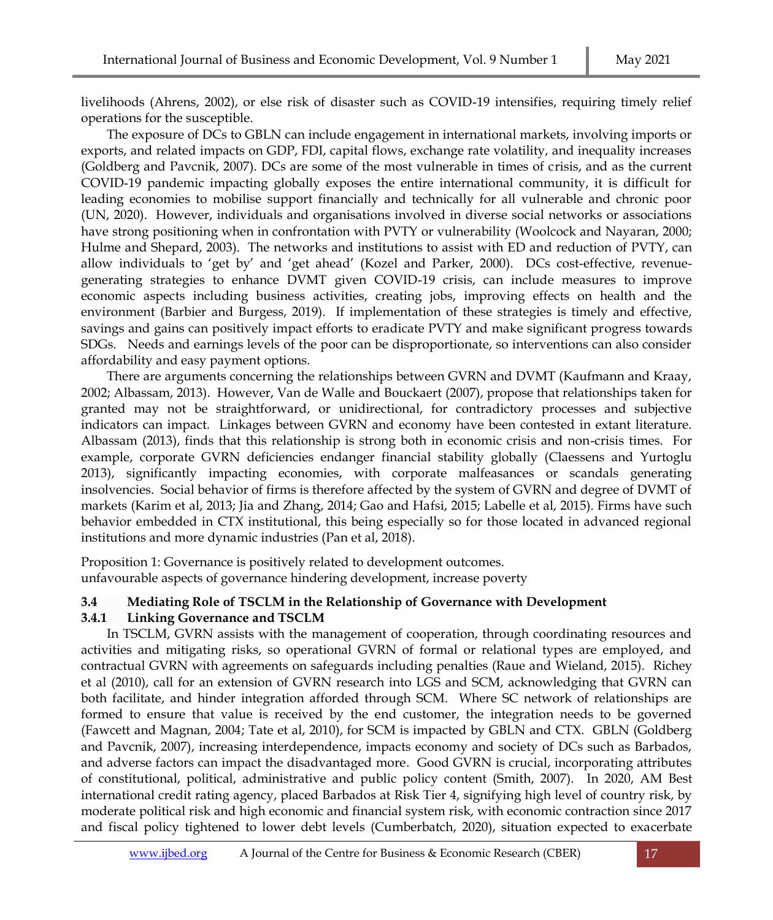livelihoods (Ahrens, 2002), or else risk of disaster such as COVID-19 intensifies, requiring timely relief operations for the susceptible.

The exposure of DCs to GBLN can include engagement in international markets, involving imports or exports, and related impacts on GDP, FDI, capital flows, exchange rate volatility, and inequality increases (Goldberg and Pavcnik, 2007). DCs are some of the most vulnerable in times of crisis, and as the current COVID-19 pandemic impacting globally exposes the entire international community, it is difficult for leading economies to mobilise support financially and technically for all vulnerable and chronic poor (UN, 2020). However, individuals and organisations involved in diverse social networks or associations have strong positioning when in confrontation with PVTY or vulnerability (Woolcock and Nayaran, 2000; Hulme and Shepard, 2003). The networks and institutions to assist with ED and reduction of PVTY, can allow individuals to 'get by' and 'get ahead' (Kozel and Parker, 2000). DCs cost-effective, revenue-generating strategies to enhance DVMT given COVID-19 crisis, can include measures to improve economic aspects including business activities, creating jobs, improving effects on health and the environment (Barbier and Burgess, 2019). If implementation of these strategies is timely and effective, savings and gains can positively impact efforts to eradicate PVTY and make significant progress towards SDGs. Needs and earnings levels of the poor can be disproportionate, so interventions can also consider affordability and easy payment options.

There are arguments concerning the relationships between GVRN and DVMT (Kaufmann and Kraay, 2002; Albassam, 2013). However, Van de Walle and Bouckaert (2007), propose that relationships taken for granted may not be straightforward, or unidirectional, for contradictory processes and subjective indicators can impact. Linkages between GVRN and economy have been contested in extant literature. Albassam (2013), finds that this relationship is strong both in economic crisis and non-crisis times. For example, corporate GVRN deficiencies endanger financial stability globally (Claessens and Yurtoglu 2013), significantly impacting economies, with corporate malfeasances or scandals generating insolvencies. Social behavior of firms is therefore affected by the system of GVRN and degree of DVMT of markets (Karim et al, 2013; Jia and Zhang, 2014; Gao and Hafsi, 2015; Labelle et al, 2015). Firms have such behavior embedded in CTX institutional, this being especially so for those located in advanced regional institutions and more dynamic industries (Pan et al, 2018).

Proposition 1: Governance is positively related to development outcomes.
unfavourable aspects of governance hindering development, increase poverty

### 3.4 Mediating Role of TSCLM in the Relationship of Governance with Development

#### 3.4.1 Linking Governance and TSCLM

In TSCLM, GVRN assists with the management of cooperation, through coordinating resources and activities and mitigating risks, so operational GVRN of formal or relational types are employed, and contractual GVRN with agreements on safeguards including penalties (Raue and Wieland, 2015). Richey et al (2010), call for an extension of GVRN research into LGS and SCM, acknowledging that GVRN can both facilitate, and hinder integration afforded through SCM. Where SC network of relationships are formed to ensure that value is received by the end customer, the integration needs to be governed (Fawcett and Magnan, 2004; Tate et al, 2010), for SCM is impacted by GBLN and CTX. GBLN (Goldberg and Pavcnik, 2007), increasing interdependence, impacts economy and society of DCs such as Barbados, and adverse factors can impact the disadvantaged more. Good GVRN is crucial, incorporating attributes of constitutional, political, administrative and public policy content (Smith, 2007). In 2020, AM Best international credit rating agency, placed Barbados at Risk Tier 4, signifying high level of country risk, by moderate political risk and high economic and financial system risk, with economic contraction since 2017 and fiscal policy tightened to lower debt levels (Cumberbatch, 2020), situation expected to exacerbate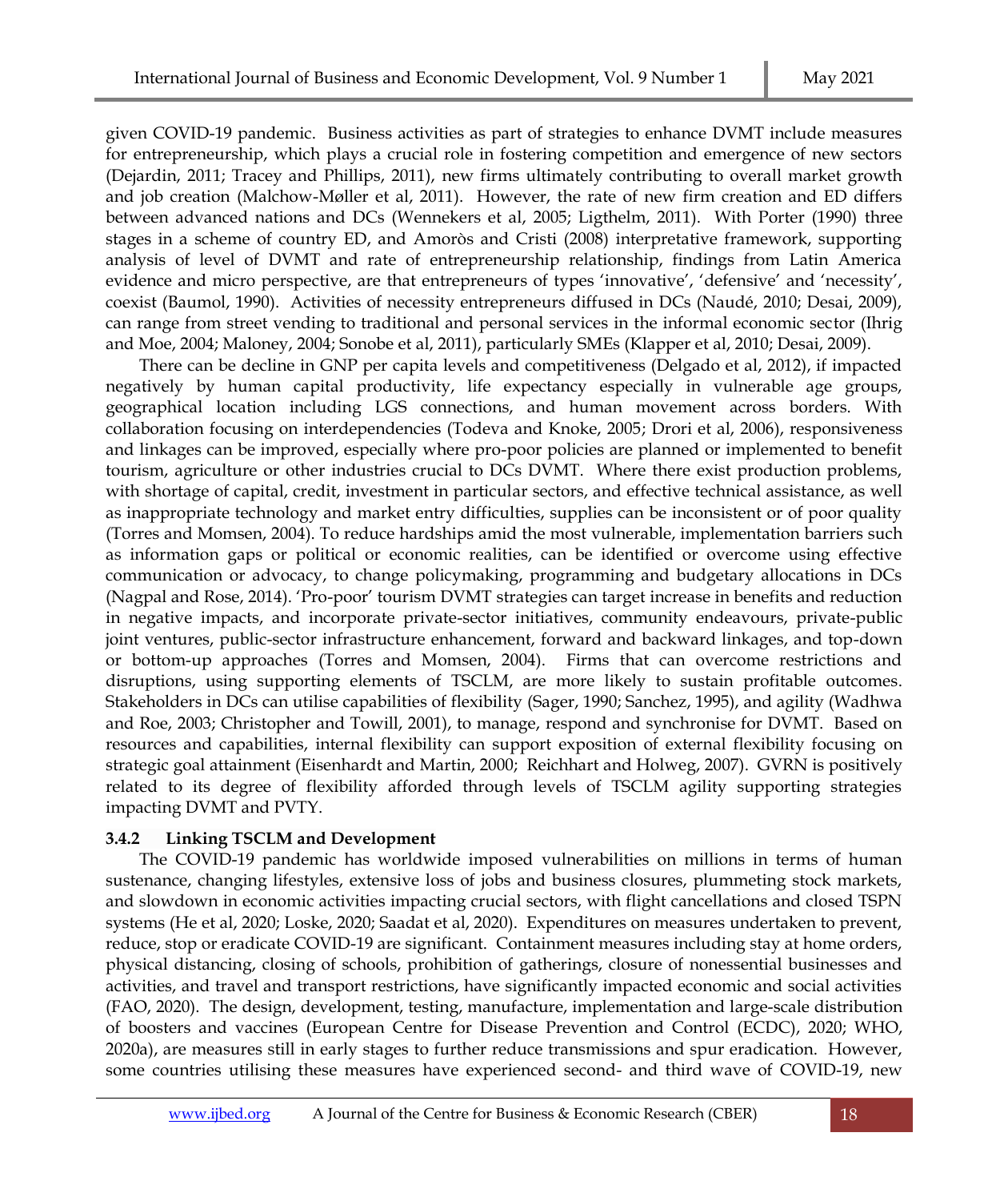given COVID-19 pandemic. Business activities as part of strategies to enhance DVMT include measures for entrepreneurship, which plays a crucial role in fostering competition and emergence of new sectors (Dejardin, 2011; Tracey and Phillips, 2011), new firms ultimately contributing to overall market growth and job creation (Malchow-Møller et al, 2011). However, the rate of new firm creation and ED differs between advanced nations and DCs (Wennekers et al, 2005; Ligthelm, 2011). With Porter (1990) three stages in a scheme of country ED, and Amoròs and Cristi (2008) interpretative framework, supporting analysis of level of DVMT and rate of entrepreneurship relationship, findings from Latin America evidence and micro perspective, are that entrepreneurs of types 'innovative', 'defensive' and 'necessity', coexist (Baumol, 1990). Activities of necessity entrepreneurs diffused in DCs (Naudé, 2010; Desai, 2009), can range from street vending to traditional and personal services in the informal economic sector (Ihrig and Moe, 2004; Maloney, 2004; Sonobe et al, 2011), particularly SMEs (Klapper et al, 2010; Desai, 2009).

There can be decline in GNP per capita levels and competitiveness (Delgado et al, 2012), if impacted negatively by human capital productivity, life expectancy especially in vulnerable age groups, geographical location including LGS connections, and human movement across borders. With collaboration focusing on interdependencies (Todeva and Knoke, 2005; Drori et al, 2006), responsiveness and linkages can be improved, especially where pro-poor policies are planned or implemented to benefit tourism, agriculture or other industries crucial to DCs DVMT. Where there exist production problems, with shortage of capital, credit, investment in particular sectors, and effective technical assistance, as well as inappropriate technology and market entry difficulties, supplies can be inconsistent or of poor quality (Torres and Momsen, 2004). To reduce hardships amid the most vulnerable, implementation barriers such as information gaps or political or economic realities, can be identified or overcome using effective communication or advocacy, to change policymaking, programming and budgetary allocations in DCs (Nagpal and Rose, 2014). 'Pro-poor' tourism DVMT strategies can target increase in benefits and reduction in negative impacts, and incorporate private-sector initiatives, community endeavours, private-public joint ventures, public-sector infrastructure enhancement, forward and backward linkages, and top-down or bottom-up approaches (Torres and Momsen, 2004). Firms that can overcome restrictions and disruptions, using supporting elements of TSCLM, are more likely to sustain profitable outcomes. Stakeholders in DCs can utilise capabilities of flexibility (Sager, 1990; Sanchez, 1995), and agility (Wadhwa and Roe, 2003; Christopher and Towill, 2001), to manage, respond and synchronise for DVMT. Based on resources and capabilities, internal flexibility can support exposition of external flexibility focusing on strategic goal attainment (Eisenhardt and Martin, 2000; Reichhart and Holweg, 2007). GVRN is positively related to its degree of flexibility afforded through levels of TSCLM agility supporting strategies impacting DVMT and PVTY.

### 3.4.2 Linking TSCLM and Development

The COVID-19 pandemic has worldwide imposed vulnerabilities on millions in terms of human sustenance, changing lifestyles, extensive loss of jobs and business closures, plummeting stock markets, and slowdown in economic activities impacting crucial sectors, with flight cancellations and closed TSPN systems (He et al, 2020; Loske, 2020; Saadat et al, 2020). Expenditures on measures undertaken to prevent, reduce, stop or eradicate COVID-19 are significant. Containment measures including stay at home orders, physical distancing, closing of schools, prohibition of gatherings, closure of nonessential businesses and activities, and travel and transport restrictions, have significantly impacted economic and social activities (FAO, 2020). The design, development, testing, manufacture, implementation and large-scale distribution of boosters and vaccines (European Centre for Disease Prevention and Control (ECDC), 2020; WHO, 2020a), are measures still in early stages to further reduce transmissions and spur eradication. However, some countries utilising these measures have experienced second- and third wave of COVID-19, new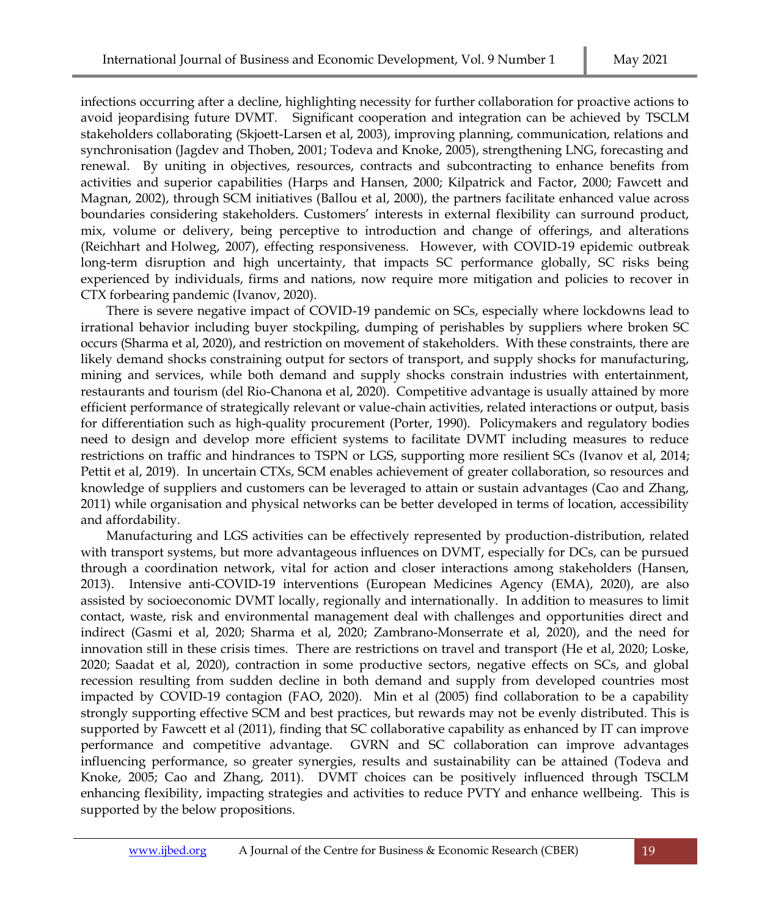infections occurring after a decline, highlighting necessity for further collaboration for proactive actions to avoid jeopardising future DVMT. Significant cooperation and integration can be achieved by TSCLM stakeholders collaborating (Skjoett-Larsen et al, 2003), improving planning, communication, relations and synchronisation (Jagdev and Thoben, 2001; Todeva and Knoke, 2005), strengthening LNG, forecasting and renewal. By uniting in objectives, resources, contracts and subcontracting to enhance benefits from activities and superior capabilities (Harps and Hansen, 2000; Kilpatrick and Factor, 2000; Fawcett and Magnan, 2002), through SCM initiatives (Ballou et al, 2000), the partners facilitate enhanced value across boundaries considering stakeholders. Customers' interests in external flexibility can surround product, mix, volume or delivery, being perceptive to introduction and change of offerings, and alterations (Reichhart and Holweg, 2007), effecting responsiveness. However, with COVID-19 epidemic outbreak long-term disruption and high uncertainty, that impacts SC performance globally, SC risks being experienced by individuals, firms and nations, now require more mitigation and policies to recover in CTX forbearing pandemic (Ivanov, 2020).

There is severe negative impact of COVID-19 pandemic on SCs, especially where lockdowns lead to irrational behavior including buyer stockpiling, dumping of perishables by suppliers where broken SC occurs (Sharma et al, 2020), and restriction on movement of stakeholders. With these constraints, there are likely demand shocks constraining output for sectors of transport, and supply shocks for manufacturing, mining and services, while both demand and supply shocks constrain industries with entertainment, restaurants and tourism (del Rio-Chanona et al, 2020). Competitive advantage is usually attained by more efficient performance of strategically relevant or value-chain activities, related interactions or output, basis for differentiation such as high-quality procurement (Porter, 1990). Policymakers and regulatory bodies need to design and develop more efficient systems to facilitate DVMT including measures to reduce restrictions on traffic and hindrances to TSPN or LGS, supporting more resilient SCs (Ivanov et al, 2014; Pettit et al, 2019). In uncertain CTXs, SCM enables achievement of greater collaboration, so resources and knowledge of suppliers and customers can be leveraged to attain or sustain advantages (Cao and Zhang, 2011) while organisation and physical networks can be better developed in terms of location, accessibility and affordability.

Manufacturing and LGS activities can be effectively represented by production-distribution, related with transport systems, but more advantageous influences on DVMT, especially for DCs, can be pursued through a coordination network, vital for action and closer interactions among stakeholders (Hansen, 2013). Intensive anti-COVID-19 interventions (European Medicines Agency (EMA), 2020), are also assisted by socioeconomic DVMT locally, regionally and internationally. In addition to measures to limit contact, waste, risk and environmental management deal with challenges and opportunities direct and indirect (Gasmi et al, 2020; Sharma et al, 2020; Zambrano-Monserrate et al, 2020), and the need for innovation still in these crisis times. There are restrictions on travel and transport (He et al, 2020; Loske, 2020; Saadat et al, 2020), contraction in some productive sectors, negative effects on SCs, and global recession resulting from sudden decline in both demand and supply from developed countries most impacted by COVID-19 contagion (FAO, 2020). Min et al (2005) find collaboration to be a capability strongly supporting effective SCM and best practices, but rewards may not be evenly distributed. This is supported by Fawcett et al (2011), finding that SC collaborative capability as enhanced by IT can improve performance and competitive advantage. GVRN and SC collaboration can improve advantages influencing performance, so greater synergies, results and sustainability can be attained (Todeva and Knoke, 2005; Cao and Zhang, 2011). DVMT choices can be positively influenced through TSCLM enhancing flexibility, impacting strategies and activities to reduce PVTY and enhance wellbeing. This is supported by the below propositions.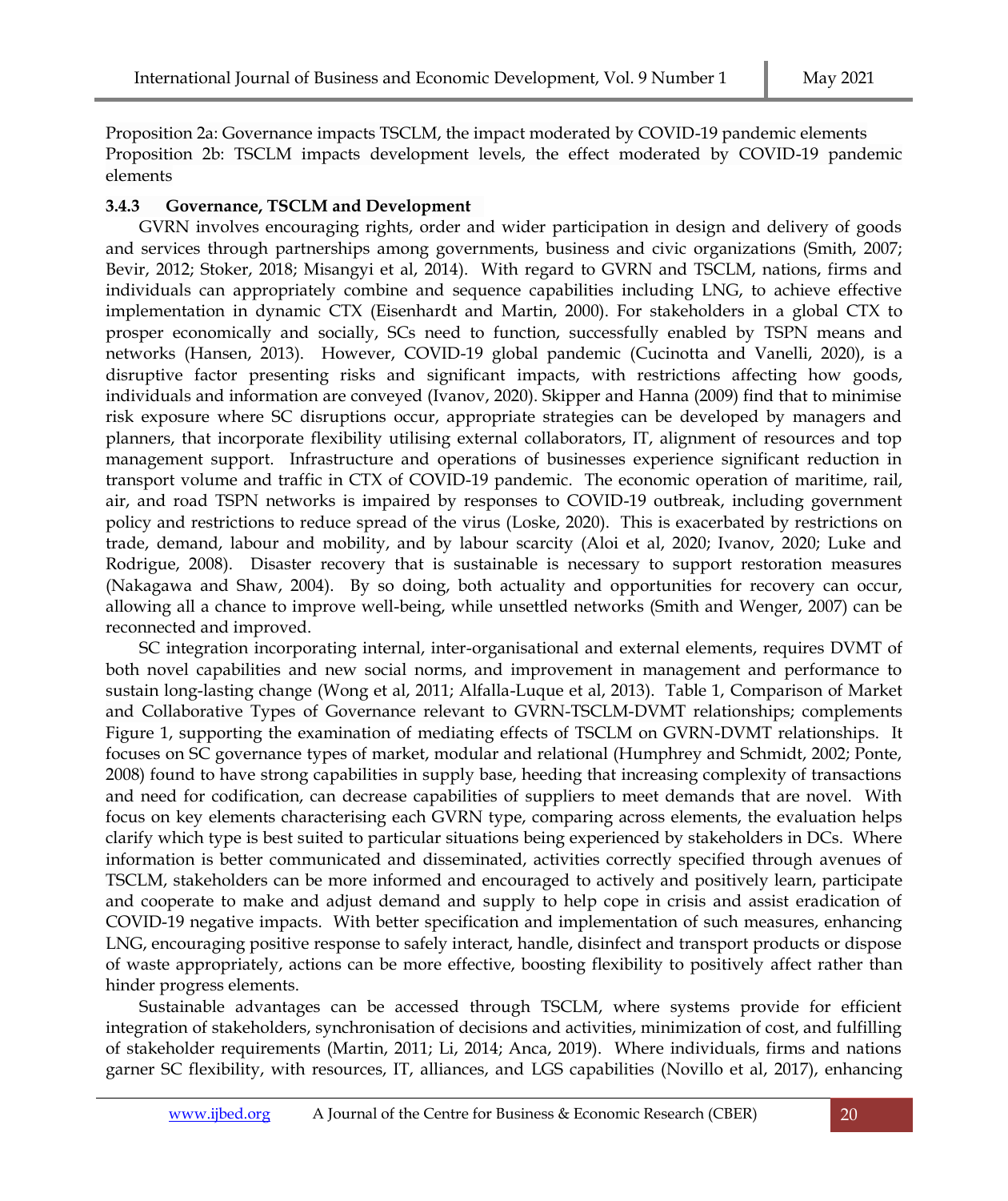Proposition 2a: Governance impacts TSCLM, the impact moderated by COVID-19 pandemic elements
Proposition 2b: TSCLM impacts development levels, the effect moderated by COVID-19 pandemic elements

### 3.4.3 Governance, TSCLM and Development

GVRN involves encouraging rights, order and wider participation in design and delivery of goods and services through partnerships among governments, business and civic organizations (Smith, 2007; Bevir, 2012; Stoker, 2018; Misangyi et al, 2014). With regard to GVRN and TSCLM, nations, firms and individuals can appropriately combine and sequence capabilities including LNG, to achieve effective implementation in dynamic CTX (Eisenhardt and Martin, 2000). For stakeholders in a global CTX to prosper economically and socially, SCs need to function, successfully enabled by TSPN means and networks (Hansen, 2013). However, COVID-19 global pandemic (Cucinotta and Vanelli, 2020), is a disruptive factor presenting risks and significant impacts, with restrictions affecting how goods, individuals and information are conveyed (Ivanov, 2020). Skipper and Hanna (2009) find that to minimise risk exposure where SC disruptions occur, appropriate strategies can be developed by managers and planners, that incorporate flexibility utilising external collaborators, IT, alignment of resources and top management support. Infrastructure and operations of businesses experience significant reduction in transport volume and traffic in CTX of COVID-19 pandemic. The economic operation of maritime, rail, air, and road TSPN networks is impaired by responses to COVID-19 outbreak, including government policy and restrictions to reduce spread of the virus (Loske, 2020). This is exacerbated by restrictions on trade, demand, labour and mobility, and by labour scarcity (Aloi et al, 2020; Ivanov, 2020; Luke and Rodrigue, 2008). Disaster recovery that is sustainable is necessary to support restoration measures (Nakagawa and Shaw, 2004). By so doing, both actuality and opportunities for recovery can occur, allowing all a chance to improve well-being, while unsettled networks (Smith and Wenger, 2007) can be reconnected and improved.

SC integration incorporating internal, inter-organisational and external elements, requires DVMT of both novel capabilities and new social norms, and improvement in management and performance to sustain long-lasting change (Wong et al, 2011; Alfalla-Luque et al, 2013). Table 1, Comparison of Market and Collaborative Types of Governance relevant to GVRN-TSCLM-DVMT relationships; complements Figure 1, supporting the examination of mediating effects of TSCLM on GVRN-DVMT relationships. It focuses on SC governance types of market, modular and relational (Humphrey and Schmidt, 2002; Ponte, 2008) found to have strong capabilities in supply base, heeding that increasing complexity of transactions and need for codification, can decrease capabilities of suppliers to meet demands that are novel. With focus on key elements characterising each GVRN type, comparing across elements, the evaluation helps clarify which type is best suited to particular situations being experienced by stakeholders in DCs. Where information is better communicated and disseminated, activities correctly specified through avenues of TSCLM, stakeholders can be more informed and encouraged to actively and positively learn, participate and cooperate to make and adjust demand and supply to help cope in crisis and assist eradication of COVID-19 negative impacts. With better specification and implementation of such measures, enhancing LNG, encouraging positive response to safely interact, handle, disinfect and transport products or dispose of waste appropriately, actions can be more effective, boosting flexibility to positively affect rather than hinder progress elements.

Sustainable advantages can be accessed through TSCLM, where systems provide for efficient integration of stakeholders, synchronisation of decisions and activities, minimization of cost, and fulfilling of stakeholder requirements (Martin, 2011; Li, 2014; Anca, 2019). Where individuals, firms and nations garner SC flexibility, with resources, IT, alliances, and LGS capabilities (Novillo et al, 2017), enhancing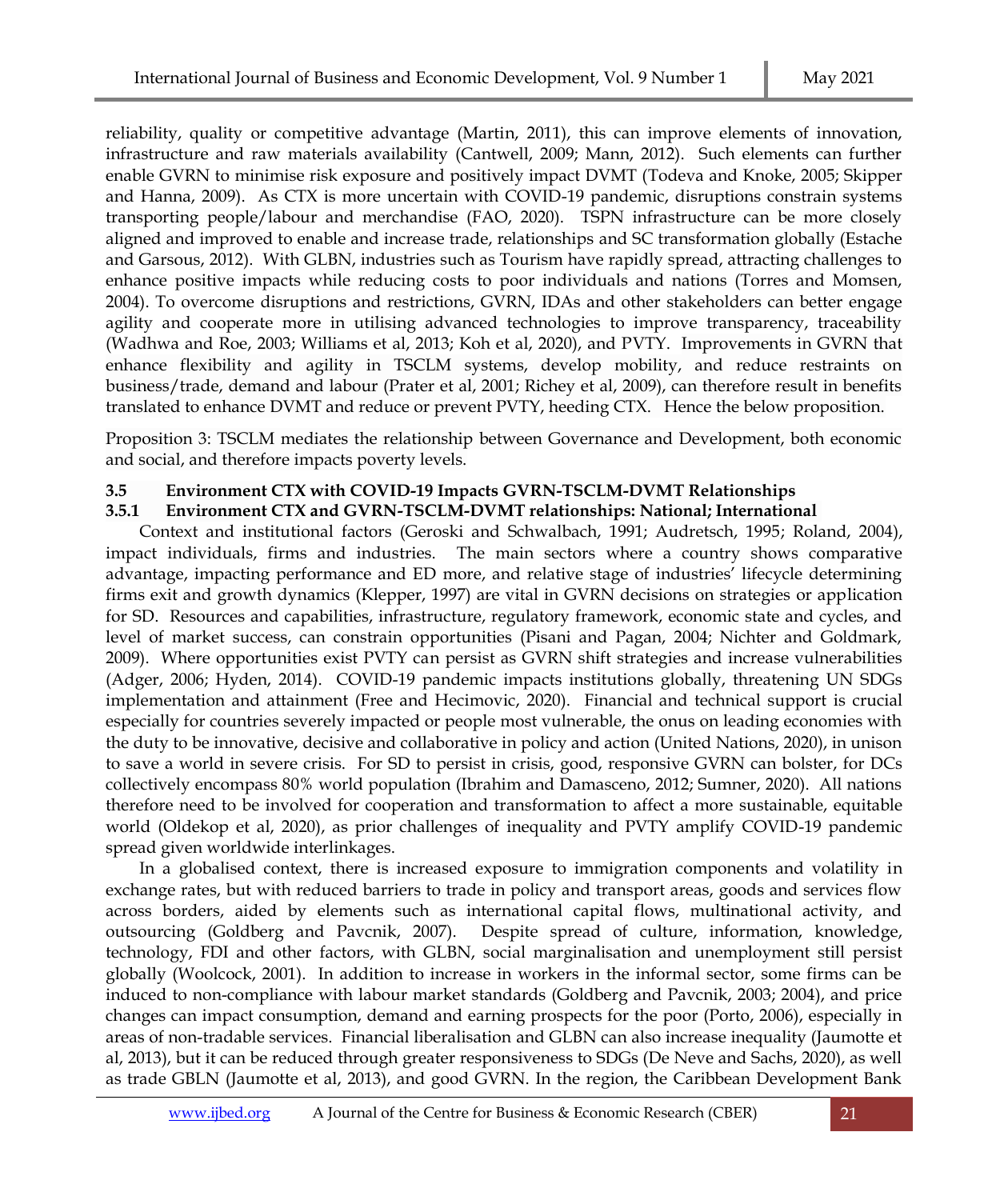reliability, quality or competitive advantage (Martin, 2011), this can improve elements of innovation, infrastructure and raw materials availability (Cantwell, 2009; Mann, 2012). Such elements can further enable GVRN to minimise risk exposure and positively impact DVMT (Todeva and Knoke, 2005; Skipper and Hanna, 2009). As CTX is more uncertain with COVID-19 pandemic, disruptions constrain systems transporting people/labour and merchandise (FAO, 2020). TSPN infrastructure can be more closely aligned and improved to enable and increase trade, relationships and SC transformation globally (Estache and Garsous, 2012). With GLBN, industries such as Tourism have rapidly spread, attracting challenges to enhance positive impacts while reducing costs to poor individuals and nations (Torres and Momsen, 2004). To overcome disruptions and restrictions, GVRN, IDAs and other stakeholders can better engage agility and cooperate more in utilising advanced technologies to improve transparency, traceability (Wadhwa and Roe, 2003; Williams et al, 2013; Koh et al, 2020), and PVTY. Improvements in GVRN that enhance flexibility and agility in TSCLM systems, develop mobility, and reduce restraints on business/trade, demand and labour (Prater et al, 2001; Richey et al, 2009), can therefore result in benefits translated to enhance DVMT and reduce or prevent PVTY, heeding CTX. Hence the below proposition.

Proposition 3: TSCLM mediates the relationship between Governance and Development, both economic and social, and therefore impacts poverty levels.

### 3.5 Environment CTX with COVID-19 Impacts GVRN-TSCLM-DVMT Relationships

#### 3.5.1 Environment CTX and GVRN-TSCLM-DVMT relationships: National; International

Context and institutional factors (Geroski and Schwalbach, 1991; Audretsch, 1995; Roland, 2004), impact individuals, firms and industries. The main sectors where a country shows comparative advantage, impacting performance and ED more, and relative stage of industries' lifecycle determining firms exit and growth dynamics (Klepper, 1997) are vital in GVRN decisions on strategies or application for SD. Resources and capabilities, infrastructure, regulatory framework, economic state and cycles, and level of market success, can constrain opportunities (Pisani and Pagan, 2004; Nichter and Goldmark, 2009). Where opportunities exist PVTY can persist as GVRN shift strategies and increase vulnerabilities (Adger, 2006; Hyden, 2014). COVID-19 pandemic impacts institutions globally, threatening UN SDGs implementation and attainment (Free and Hecimovic, 2020). Financial and technical support is crucial especially for countries severely impacted or people most vulnerable, the onus on leading economies with the duty to be innovative, decisive and collaborative in policy and action (United Nations, 2020), in unison to save a world in severe crisis. For SD to persist in crisis, good, responsive GVRN can bolster, for DCs collectively encompass 80% world population (Ibrahim and Damasceno, 2012; Sumner, 2020). All nations therefore need to be involved for cooperation and transformation to affect a more sustainable, equitable world (Oldekop et al, 2020), as prior challenges of inequality and PVTY amplify COVID-19 pandemic spread given worldwide interlinkages.

In a globalised context, there is increased exposure to immigration components and volatility in exchange rates, but with reduced barriers to trade in policy and transport areas, goods and services flow across borders, aided by elements such as international capital flows, multinational activity, and outsourcing (Goldberg and Pavcnik, 2007). Despite spread of culture, information, knowledge, technology, FDI and other factors, with GLBN, social marginalisation and unemployment still persist globally (Woolcock, 2001). In addition to increase in workers in the informal sector, some firms can be induced to non-compliance with labour market standards (Goldberg and Pavcnik, 2003; 2004), and price changes can impact consumption, demand and earning prospects for the poor (Porto, 2006), especially in areas of non-tradable services. Financial liberalisation and GLBN can also increase inequality (Jaumotte et al, 2013), but it can be reduced through greater responsiveness to SDGs (De Neve and Sachs, 2020), as well as trade GBLN (Jaumotte et al, 2013), and good GVRN. In the region, the Caribbean Development Bank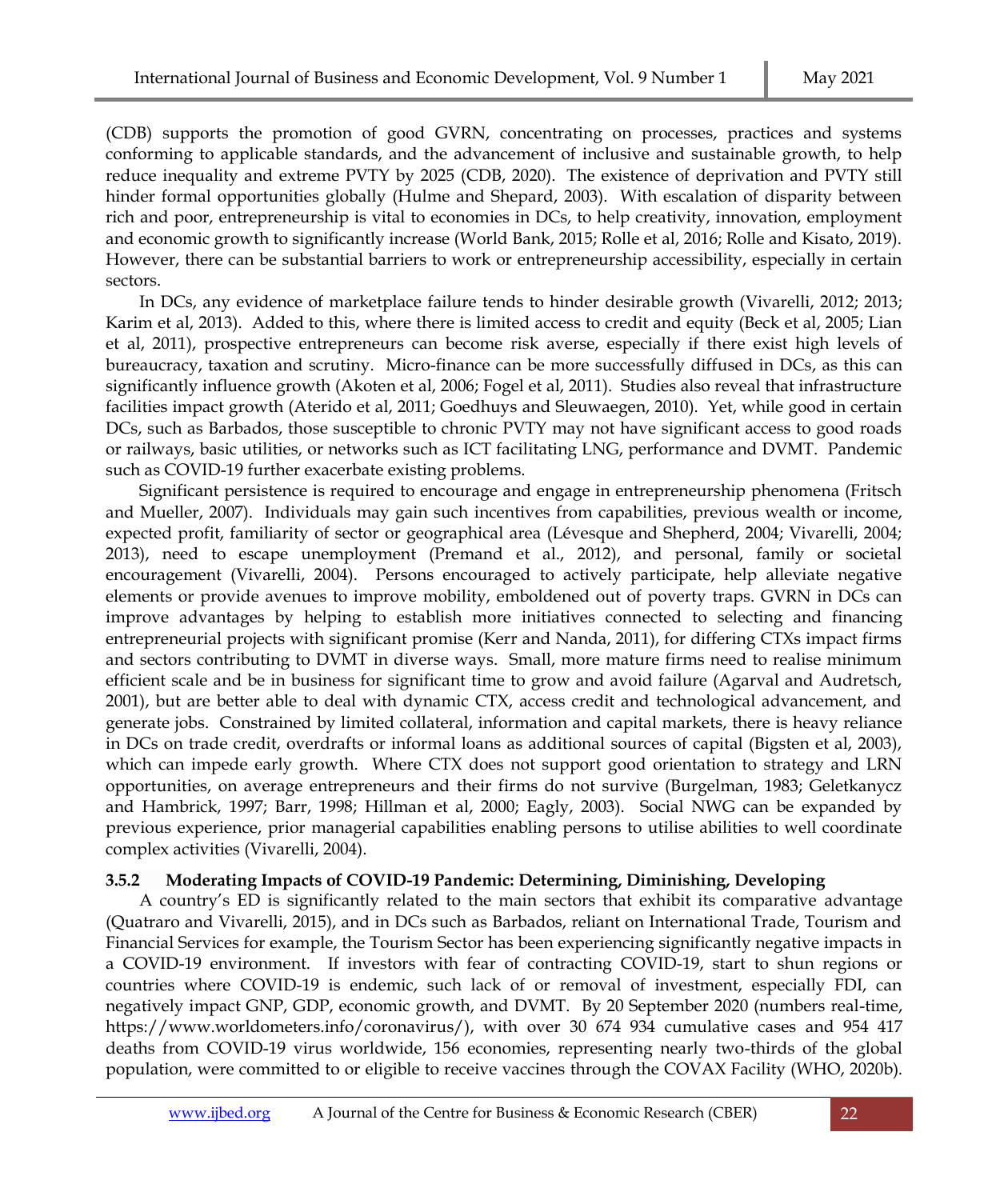(CDB) supports the promotion of good GVRN, concentrating on processes, practices and systems conforming to applicable standards, and the advancement of inclusive and sustainable growth, to help reduce inequality and extreme PVTY by 2025 (CDB, 2020). The existence of deprivation and PVTY still hinder formal opportunities globally (Hulme and Shepard, 2003). With escalation of disparity between rich and poor, entrepreneurship is vital to economies in DCs, to help creativity, innovation, employment and economic growth to significantly increase (World Bank, 2015; Rolle et al, 2016; Rolle and Kisato, 2019). However, there can be substantial barriers to work or entrepreneurship accessibility, especially in certain sectors.

In DCs, any evidence of marketplace failure tends to hinder desirable growth (Vivarelli, 2012; 2013; Karim et al, 2013). Added to this, where there is limited access to credit and equity (Beck et al, 2005; Lian et al, 2011), prospective entrepreneurs can become risk averse, especially if there exist high levels of bureaucracy, taxation and scrutiny. Micro-finance can be more successfully diffused in DCs, as this can significantly influence growth (Akoten et al, 2006; Fogel et al, 2011). Studies also reveal that infrastructure facilities impact growth (Aterido et al, 2011; Goedhuys and Sleuwaegen, 2010). Yet, while good in certain DCs, such as Barbados, those susceptible to chronic PVTY may not have significant access to good roads or railways, basic utilities, or networks such as ICT facilitating LNG, performance and DVMT. Pandemic such as COVID-19 further exacerbate existing problems.

Significant persistence is required to encourage and engage in entrepreneurship phenomena (Fritsch and Mueller, 2007). Individuals may gain such incentives from capabilities, previous wealth or income, expected profit, familiarity of sector or geographical area (Lévesque and Shepherd, 2004; Vivarelli, 2004; 2013), need to escape unemployment (Premand et al., 2012), and personal, family or societal encouragement (Vivarelli, 2004). Persons encouraged to actively participate, help alleviate negative elements or provide avenues to improve mobility, emboldened out of poverty traps. GVRN in DCs can improve advantages by helping to establish more initiatives connected to selecting and financing entrepreneurial projects with significant promise (Kerr and Nanda, 2011), for differing CTXs impact firms and sectors contributing to DVMT in diverse ways. Small, more mature firms need to realise minimum efficient scale and be in business for significant time to grow and avoid failure (Agarval and Audretsch, 2001), but are better able to deal with dynamic CTX, access credit and technological advancement, and generate jobs. Constrained by limited collateral, information and capital markets, there is heavy reliance in DCs on trade credit, overdrafts or informal loans as additional sources of capital (Bigsten et al, 2003), which can impede early growth. Where CTX does not support good orientation to strategy and LRN opportunities, on average entrepreneurs and their firms do not survive (Burgelman, 1983; Geletkanycz and Hambrick, 1997; Barr, 1998; Hillman et al, 2000; Eagly, 2003). Social NWG can be expanded by previous experience, prior managerial capabilities enabling persons to utilise abilities to well coordinate complex activities (Vivarelli, 2004).

#### 3.5.2 Moderating Impacts of COVID-19 Pandemic: Determining, Diminishing, Developing

A country's ED is significantly related to the main sectors that exhibit its comparative advantage (Quatraro and Vivarelli, 2015), and in DCs such as Barbados, reliant on International Trade, Tourism and Financial Services for example, the Tourism Sector has been experiencing significantly negative impacts in a COVID-19 environment. If investors with fear of contracting COVID-19, start to shun regions or countries where COVID-19 is endemic, such lack of or removal of investment, especially FDI, can negatively impact GNP, GDP, economic growth, and DVMT. By 20 September 2020 (numbers real-time, https://www.worldometers.info/coronavirus/), with over 30 674 934 cumulative cases and 954 417 deaths from COVID-19 virus worldwide, 156 economies, representing nearly two-thirds of the global population, were committed to or eligible to receive vaccines through the COVAX Facility (WHO, 2020b).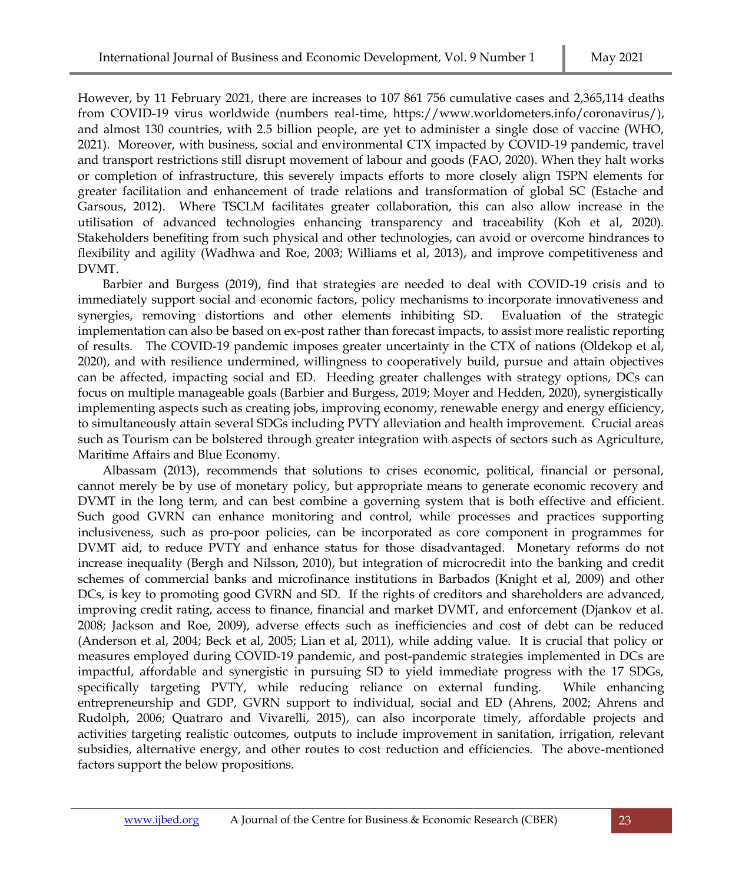However, by 11 February 2021, there are increases to 107 861 756 cumulative cases and 2,365,114 deaths from COVID-19 virus worldwide (numbers real-time, https://www.worldometers.info/coronavirus/), and almost 130 countries, with 2.5 billion people, are yet to administer a single dose of vaccine (WHO, 2021). Moreover, with business, social and environmental CTX impacted by COVID-19 pandemic, travel and transport restrictions still disrupt movement of labour and goods (FAO, 2020). When they halt works or completion of infrastructure, this severely impacts efforts to more closely align TSPN elements for greater facilitation and enhancement of trade relations and transformation of global SC (Estache and Garsous, 2012). Where TSCLM facilitates greater collaboration, this can also allow increase in the utilisation of advanced technologies enhancing transparency and traceability (Koh et al, 2020). Stakeholders benefiting from such physical and other technologies, can avoid or overcome hindrances to flexibility and agility (Wadhwa and Roe, 2003; Williams et al, 2013), and improve competitiveness and DVMT.

Barbier and Burgess (2019), find that strategies are needed to deal with COVID-19 crisis and to immediately support social and economic factors, policy mechanisms to incorporate innovativeness and synergies, removing distortions and other elements inhibiting SD. Evaluation of the strategic implementation can also be based on ex-post rather than forecast impacts, to assist more realistic reporting of results. The COVID-19 pandemic imposes greater uncertainty in the CTX of nations (Oldekop et al, 2020), and with resilience undermined, willingness to cooperatively build, pursue and attain objectives can be affected, impacting social and ED. Heeding greater challenges with strategy options, DCs can focus on multiple manageable goals (Barbier and Burgess, 2019; Moyer and Hedden, 2020), synergistically implementing aspects such as creating jobs, improving economy, renewable energy and energy efficiency, to simultaneously attain several SDGs including PVTY alleviation and health improvement. Crucial areas such as Tourism can be bolstered through greater integration with aspects of sectors such as Agriculture, Maritime Affairs and Blue Economy.

Albassam (2013), recommends that solutions to crises economic, political, financial or personal, cannot merely be by use of monetary policy, but appropriate means to generate economic recovery and DVMT in the long term, and can best combine a governing system that is both effective and efficient. Such good GVRN can enhance monitoring and control, while processes and practices supporting inclusiveness, such as pro-poor policies, can be incorporated as core component in programmes for DVMT aid, to reduce PVTY and enhance status for those disadvantaged. Monetary reforms do not increase inequality (Bergh and Nilsson, 2010), but integration of microcredit into the banking and credit schemes of commercial banks and microfinance institutions in Barbados (Knight et al, 2009) and other DCs, is key to promoting good GVRN and SD. If the rights of creditors and shareholders are advanced, improving credit rating, access to finance, financial and market DVMT, and enforcement (Djankov et al. 2008; Jackson and Roe, 2009), adverse effects such as inefficiencies and cost of debt can be reduced (Anderson et al, 2004; Beck et al, 2005; Lian et al, 2011), while adding value. It is crucial that policy or measures employed during COVID-19 pandemic, and post-pandemic strategies implemented in DCs are impactful, affordable and synergistic in pursuing SD to yield immediate progress with the 17 SDGs, specifically targeting PVTY, while reducing reliance on external funding. While enhancing entrepreneurship and GDP, GVRN support to individual, social and ED (Ahrens, 2002; Ahrens and Rudolph, 2006; Quatraro and Vivarelli, 2015), can also incorporate timely, affordable projects and activities targeting realistic outcomes, outputs to include improvement in sanitation, irrigation, relevant subsidies, alternative energy, and other routes to cost reduction and efficiencies. The above-mentioned factors support the below propositions.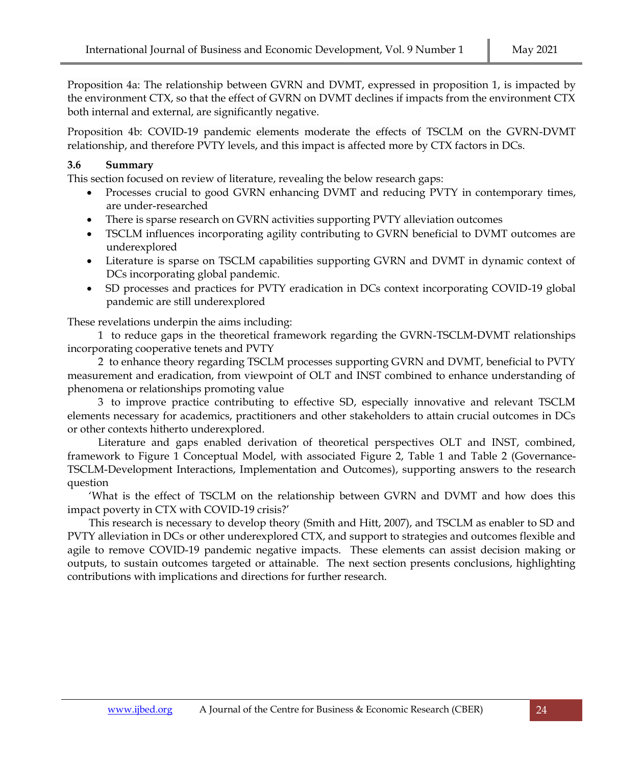Proposition 4a: The relationship between GVRN and DVMT, expressed in proposition 1, is impacted by the environment CTX, so that the effect of GVRN on DVMT declines if impacts from the environment CTX both internal and external, are significantly negative.

Proposition 4b: COVID-19 pandemic elements moderate the effects of TSCLM on the GVRN-DVMT relationship, and therefore PVTY levels, and this impact is affected more by CTX factors in DCs.

### 3.6 Summary

This section focused on review of literature, revealing the below research gaps:

- Processes crucial to good GVRN enhancing DVMT and reducing PVTY in contemporary times, are under-researched
- There is sparse research on GVRN activities supporting PVTY alleviation outcomes
- TSCLM influences incorporating agility contributing to GVRN beneficial to DVMT outcomes are underexplored
- Literature is sparse on TSCLM capabilities supporting GVRN and DVMT in dynamic context of DCs incorporating global pandemic.
- SD processes and practices for PVTY eradication in DCs context incorporating COVID-19 global pandemic are still underexplored

These revelations underpin the aims including:

1 to reduce gaps in the theoretical framework regarding the GVRN-TSCLM-DVMT relationships incorporating cooperative tenets and PVTY

2 to enhance theory regarding TSCLM processes supporting GVRN and DVMT, beneficial to PVTY measurement and eradication, from viewpoint of OLT and INST combined to enhance understanding of phenomena or relationships promoting value

3 to improve practice contributing to effective SD, especially innovative and relevant TSCLM elements necessary for academics, practitioners and other stakeholders to attain crucial outcomes in DCs or other contexts hitherto underexplored.

Literature and gaps enabled derivation of theoretical perspectives OLT and INST, combined, framework to Figure 1 Conceptual Model, with associated Figure 2, Table 1 and Table 2 (Governance-TSCLM-Development Interactions, Implementation and Outcomes), supporting answers to the research question

'What is the effect of TSCLM on the relationship between GVRN and DVMT and how does this impact poverty in CTX with COVID-19 crisis?'

This research is necessary to develop theory (Smith and Hitt, 2007), and TSCLM as enabler to SD and PVTY alleviation in DCs or other underexplored CTX, and support to strategies and outcomes flexible and agile to remove COVID-19 pandemic negative impacts. These elements can assist decision making or outputs, to sustain outcomes targeted or attainable. The next section presents conclusions, highlighting contributions with implications and directions for further research.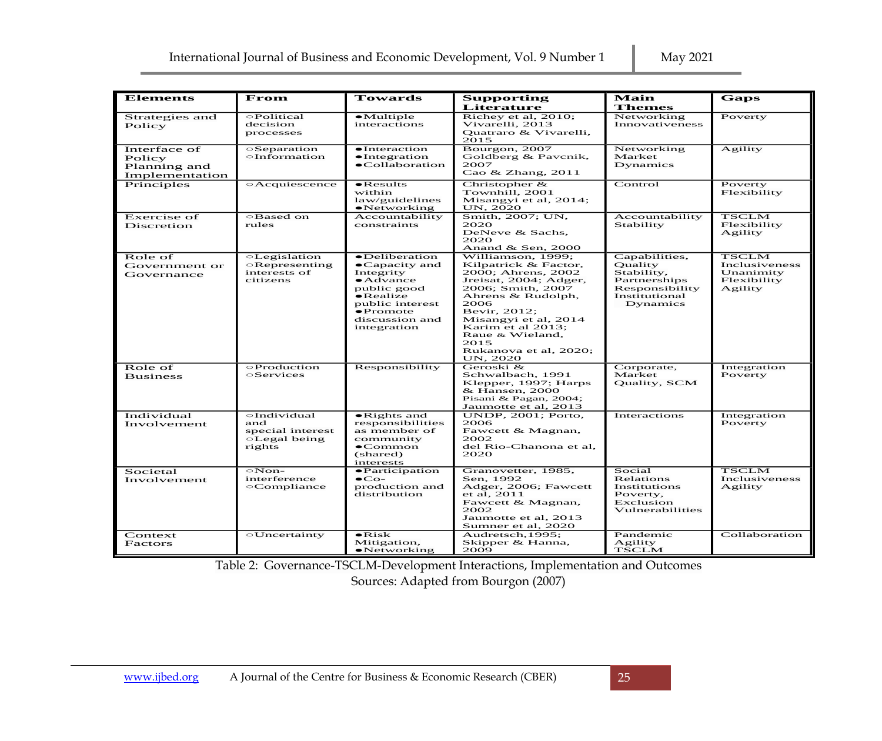| Elements | From | Towards | Supporting Literature | Main Themes | Gaps |
|---|---|---|---|---|---|
| Strategies and Policy | ○Political decision processes | ●Multiple interactions | Richey et al, 2010; Vivarelli, 2013 Quatraro & Vivarelli, 2015 | Networking Innovativeness | Poverty |
| Interface of Policy Planning and Implementation | ○Separation ○Information | ●Interaction ●Integration ●Collaboration | Bourgon, 2007 Goldberg & Pavcnik, 2007 Cao & Zhang, 2011 | Networking Market Dynamics | Agility |
| Principles | ○Acquiescence | ●Results within law/guidelines ●Networking | Christopher & Townhill, 2001 Misangyi et al, 2014; UN, 2020 | Control | Poverty Flexibility |
| Exercise of Discretion | ○Based on rules | Accountability constraints | Smith, 2007; UN, 2020 DeNeve & Sachs, 2020 Anand & Sen, 2000 | Accountability Stability | TSCLM Flexibility Agility |
| Role of Government or Governance | ○Legislation ○Representing interests of citizens | ●Deliberation ●Capacity and Integrity ●Advance public good ●Realize public interest ●Promote discussion and integration | Williamson, 1999; Kilpatrick & Factor, 2000; Ahrens, 2002 Jreisat, 2004; Adger, 2006; Smith, 2007 Ahrens & Rudolph, 2006 Bevir, 2012; Misangyi et al, 2014 Karim et al 2013; Raue & Wieland, 2015 Rukanova et al, 2020; UN, 2020 | Capabilities, Quality Stability, Partnerships Responsibility Institutional Dynamics | TSCLM Inclusiveness Unanimity Flexibility Agility |
| Role of Business | ○Production ○Services | Responsibility | Geroski & Schwalbach, 1991 Klepper, 1997; Harps & Hansen, 2000 Pisani & Pagan, 2004; Jaumotte et al, 2013 | Corporate, Market Quality, SCM | Integration Poverty |
| Individual Involvement | ○Individual and special interest ○Legal being rights | ●Rights and responsibilities as member of community ●Common (shared) interests | UNDP, 2001; Porto, 2006 Fawcett & Magnan, 2002 del Rio-Chanona et al, 2020 | Interactions | Integration Poverty |
| Societal Involvement | ○Non-interference ○Compliance | ●Participation ●Co-production and distribution | Granovetter, 1985, Sen, 1992 Adger, 2006; Fawcett et al, 2011 Fawcett & Magnan, 2002 Jaumotte et al, 2013 Sumner et al, 2020 | Social Relations Institutions Poverty, Exclusion Vulnerabilities | TSCLM Inclusiveness Agility |
| Context Factors | ○Uncertainty | ●Risk Mitigation, ●Networking | Audretsch,1995; Skipper & Hanna, 2009 | Pandemic Agility TSCLM | Collaboration |

Table 2: Governance-TSCLM-Development Interactions, Implementation and Outcomes
Sources: Adapted from Bourgon (2007)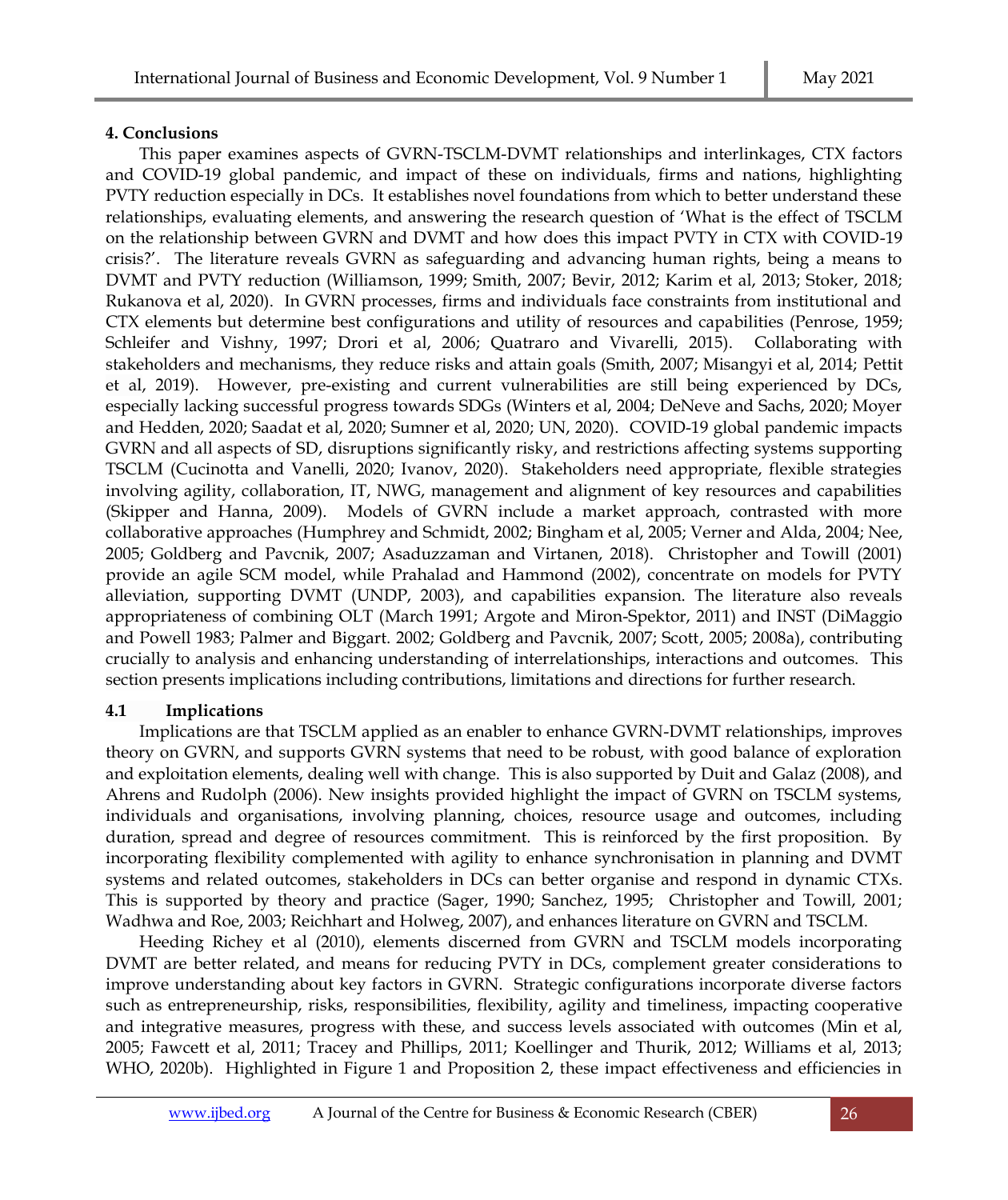## 4. Conclusions

This paper examines aspects of GVRN-TSCLM-DVMT relationships and interlinkages, CTX factors and COVID-19 global pandemic, and impact of these on individuals, firms and nations, highlighting PVTY reduction especially in DCs. It establishes novel foundations from which to better understand these relationships, evaluating elements, and answering the research question of 'What is the effect of TSCLM on the relationship between GVRN and DVMT and how does this impact PVTY in CTX with COVID-19 crisis?'. The literature reveals GVRN as safeguarding and advancing human rights, being a means to DVMT and PVTY reduction (Williamson, 1999; Smith, 2007; Bevir, 2012; Karim et al, 2013; Stoker, 2018; Rukanova et al, 2020). In GVRN processes, firms and individuals face constraints from institutional and CTX elements but determine best configurations and utility of resources and capabilities (Penrose, 1959; Schleifer and Vishny, 1997; Drori et al, 2006; Quatraro and Vivarelli, 2015). Collaborating with stakeholders and mechanisms, they reduce risks and attain goals (Smith, 2007; Misangyi et al, 2014; Pettit et al, 2019). However, pre-existing and current vulnerabilities are still being experienced by DCs, especially lacking successful progress towards SDGs (Winters et al, 2004; DeNeve and Sachs, 2020; Moyer and Hedden, 2020; Saadat et al, 2020; Sumner et al, 2020; UN, 2020). COVID-19 global pandemic impacts GVRN and all aspects of SD, disruptions significantly risky, and restrictions affecting systems supporting TSCLM (Cucinotta and Vanelli, 2020; Ivanov, 2020). Stakeholders need appropriate, flexible strategies involving agility, collaboration, IT, NWG, management and alignment of key resources and capabilities (Skipper and Hanna, 2009). Models of GVRN include a market approach, contrasted with more collaborative approaches (Humphrey and Schmidt, 2002; Bingham et al, 2005; Verner and Alda, 2004; Nee, 2005; Goldberg and Pavcnik, 2007; Asaduzzaman and Virtanen, 2018). Christopher and Towill (2001) provide an agile SCM model, while Prahalad and Hammond (2002), concentrate on models for PVTY alleviation, supporting DVMT (UNDP, 2003), and capabilities expansion. The literature also reveals appropriateness of combining OLT (March 1991; Argote and Miron-Spektor, 2011) and INST (DiMaggio and Powell 1983; Palmer and Biggart. 2002; Goldberg and Pavcnik, 2007; Scott, 2005; 2008a), contributing crucially to analysis and enhancing understanding of interrelationships, interactions and outcomes. This section presents implications including contributions, limitations and directions for further research.

### 4.1 Implications

Implications are that TSCLM applied as an enabler to enhance GVRN-DVMT relationships, improves theory on GVRN, and supports GVRN systems that need to be robust, with good balance of exploration and exploitation elements, dealing well with change. This is also supported by Duit and Galaz (2008), and Ahrens and Rudolph (2006). New insights provided highlight the impact of GVRN on TSCLM systems, individuals and organisations, involving planning, choices, resource usage and outcomes, including duration, spread and degree of resources commitment. This is reinforced by the first proposition. By incorporating flexibility complemented with agility to enhance synchronisation in planning and DVMT systems and related outcomes, stakeholders in DCs can better organise and respond in dynamic CTXs. This is supported by theory and practice (Sager, 1990; Sanchez, 1995; Christopher and Towill, 2001; Wadhwa and Roe, 2003; Reichhart and Holweg, 2007), and enhances literature on GVRN and TSCLM.

Heeding Richey et al (2010), elements discerned from GVRN and TSCLM models incorporating DVMT are better related, and means for reducing PVTY in DCs, complement greater considerations to improve understanding about key factors in GVRN. Strategic configurations incorporate diverse factors such as entrepreneurship, risks, responsibilities, flexibility, agility and timeliness, impacting cooperative and integrative measures, progress with these, and success levels associated with outcomes (Min et al, 2005; Fawcett et al, 2011; Tracey and Phillips, 2011; Koellinger and Thurik, 2012; Williams et al, 2013; WHO, 2020b). Highlighted in Figure 1 and Proposition 2, these impact effectiveness and efficiencies in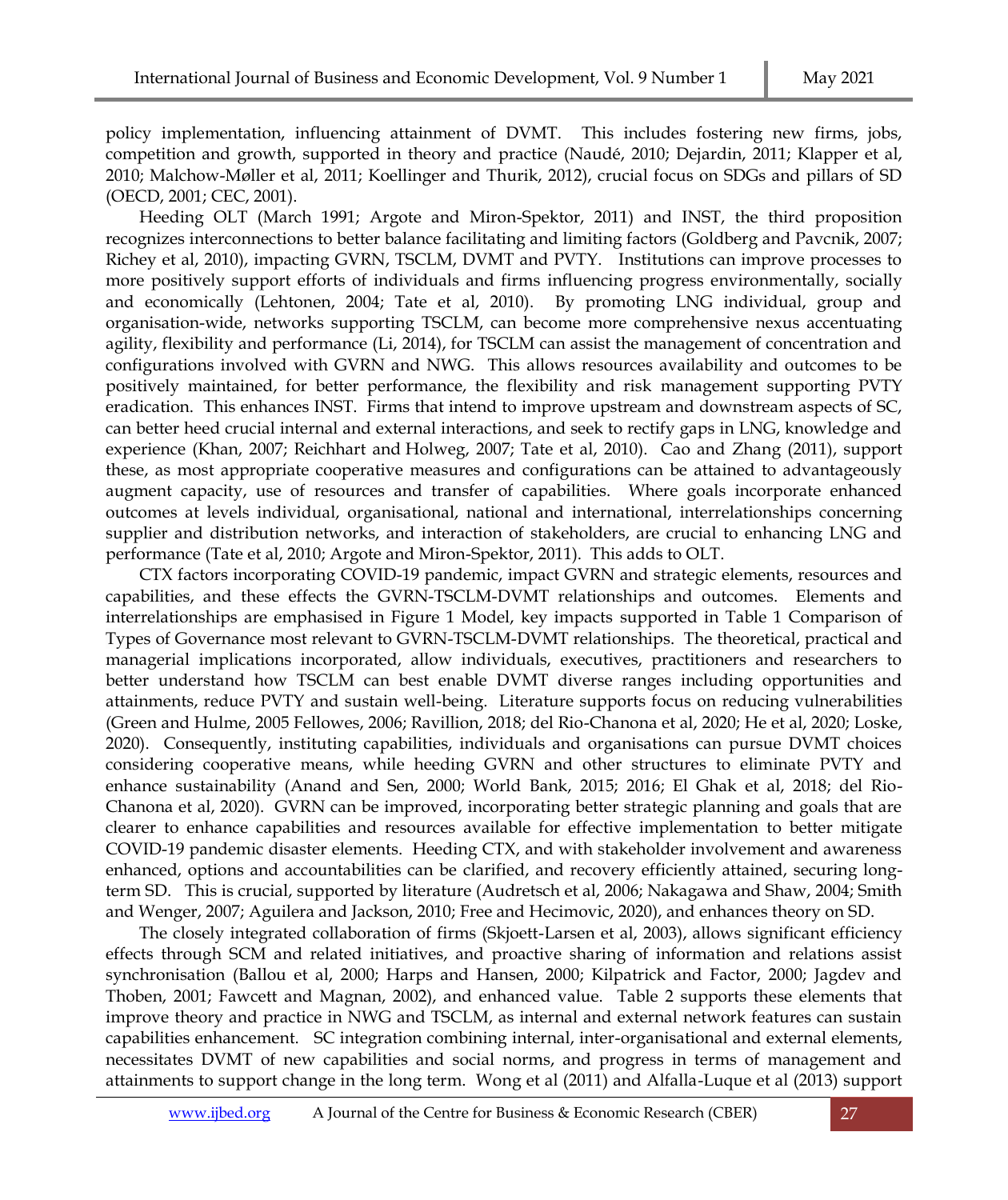policy implementation, influencing attainment of DVMT. This includes fostering new firms, jobs, competition and growth, supported in theory and practice (Naudé, 2010; Dejardin, 2011; Klapper et al, 2010; Malchow-Møller et al, 2011; Koellinger and Thurik, 2012), crucial focus on SDGs and pillars of SD (OECD, 2001; CEC, 2001).

Heeding OLT (March 1991; Argote and Miron-Spektor, 2011) and INST, the third proposition recognizes interconnections to better balance facilitating and limiting factors (Goldberg and Pavcnik, 2007; Richey et al, 2010), impacting GVRN, TSCLM, DVMT and PVTY. Institutions can improve processes to more positively support efforts of individuals and firms influencing progress environmentally, socially and economically (Lehtonen, 2004; Tate et al, 2010). By promoting LNG individual, group and organisation-wide, networks supporting TSCLM, can become more comprehensive nexus accentuating agility, flexibility and performance (Li, 2014), for TSCLM can assist the management of concentration and configurations involved with GVRN and NWG. This allows resources availability and outcomes to be positively maintained, for better performance, the flexibility and risk management supporting PVTY eradication. This enhances INST. Firms that intend to improve upstream and downstream aspects of SC, can better heed crucial internal and external interactions, and seek to rectify gaps in LNG, knowledge and experience (Khan, 2007; Reichhart and Holweg, 2007; Tate et al, 2010). Cao and Zhang (2011), support these, as most appropriate cooperative measures and configurations can be attained to advantageously augment capacity, use of resources and transfer of capabilities. Where goals incorporate enhanced outcomes at levels individual, organisational, national and international, interrelationships concerning supplier and distribution networks, and interaction of stakeholders, are crucial to enhancing LNG and performance (Tate et al, 2010; Argote and Miron-Spektor, 2011). This adds to OLT.

CTX factors incorporating COVID-19 pandemic, impact GVRN and strategic elements, resources and capabilities, and these effects the GVRN-TSCLM-DVMT relationships and outcomes. Elements and interrelationships are emphasised in Figure 1 Model, key impacts supported in Table 1 Comparison of Types of Governance most relevant to GVRN-TSCLM-DVMT relationships. The theoretical, practical and managerial implications incorporated, allow individuals, executives, practitioners and researchers to better understand how TSCLM can best enable DVMT diverse ranges including opportunities and attainments, reduce PVTY and sustain well-being. Literature supports focus on reducing vulnerabilities (Green and Hulme, 2005 Fellowes, 2006; Ravillion, 2018; del Rio-Chanona et al, 2020; He et al, 2020; Loske, 2020). Consequently, instituting capabilities, individuals and organisations can pursue DVMT choices considering cooperative means, while heeding GVRN and other structures to eliminate PVTY and enhance sustainability (Anand and Sen, 2000; World Bank, 2015; 2016; El Ghak et al, 2018; del Rio-Chanona et al, 2020). GVRN can be improved, incorporating better strategic planning and goals that are clearer to enhance capabilities and resources available for effective implementation to better mitigate COVID-19 pandemic disaster elements. Heeding CTX, and with stakeholder involvement and awareness enhanced, options and accountabilities can be clarified, and recovery efficiently attained, securing long-term SD. This is crucial, supported by literature (Audretsch et al, 2006; Nakagawa and Shaw, 2004; Smith and Wenger, 2007; Aguilera and Jackson, 2010; Free and Hecimovic, 2020), and enhances theory on SD.

The closely integrated collaboration of firms (Skjoett-Larsen et al, 2003), allows significant efficiency effects through SCM and related initiatives, and proactive sharing of information and relations assist synchronisation (Ballou et al, 2000; Harps and Hansen, 2000; Kilpatrick and Factor, 2000; Jagdev and Thoben, 2001; Fawcett and Magnan, 2002), and enhanced value. Table 2 supports these elements that improve theory and practice in NWG and TSCLM, as internal and external network features can sustain capabilities enhancement. SC integration combining internal, inter-organisational and external elements, necessitates DVMT of new capabilities and social norms, and progress in terms of management and attainments to support change in the long term. Wong et al (2011) and Alfalla-Luque et al (2013) support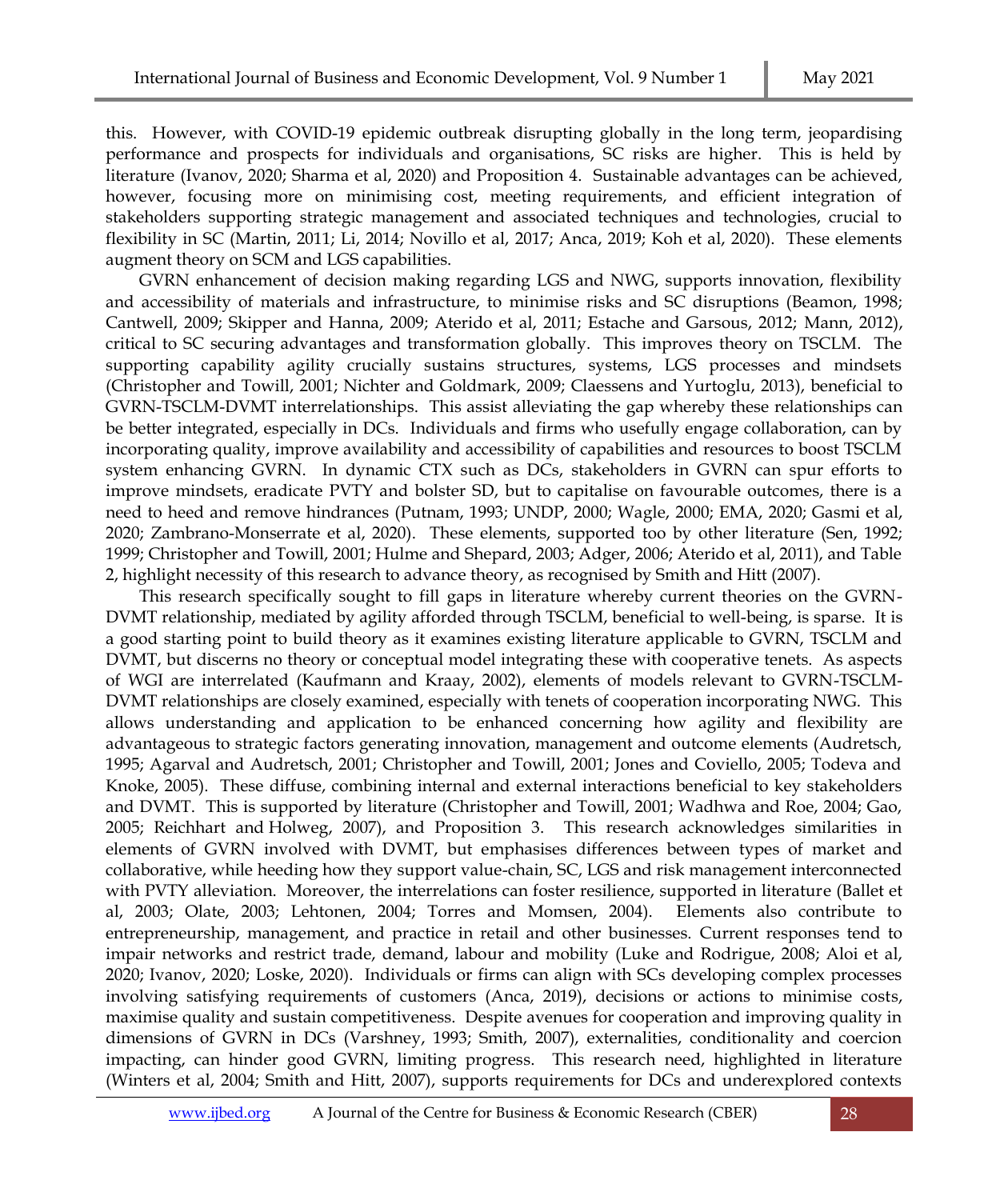this. However, with COVID-19 epidemic outbreak disrupting globally in the long term, jeopardising performance and prospects for individuals and organisations, SC risks are higher. This is held by literature (Ivanov, 2020; Sharma et al, 2020) and Proposition 4. Sustainable advantages can be achieved, however, focusing more on minimising cost, meeting requirements, and efficient integration of stakeholders supporting strategic management and associated techniques and technologies, crucial to flexibility in SC (Martin, 2011; Li, 2014; Novillo et al, 2017; Anca, 2019; Koh et al, 2020). These elements augment theory on SCM and LGS capabilities.

GVRN enhancement of decision making regarding LGS and NWG, supports innovation, flexibility and accessibility of materials and infrastructure, to minimise risks and SC disruptions (Beamon, 1998; Cantwell, 2009; Skipper and Hanna, 2009; Aterido et al, 2011; Estache and Garsous, 2012; Mann, 2012), critical to SC securing advantages and transformation globally. This improves theory on TSCLM. The supporting capability agility crucially sustains structures, systems, LGS processes and mindsets (Christopher and Towill, 2001; Nichter and Goldmark, 2009; Claessens and Yurtoglu, 2013), beneficial to GVRN-TSCLM-DVMT interrelationships. This assist alleviating the gap whereby these relationships can be better integrated, especially in DCs. Individuals and firms who usefully engage collaboration, can by incorporating quality, improve availability and accessibility of capabilities and resources to boost TSCLM system enhancing GVRN. In dynamic CTX such as DCs, stakeholders in GVRN can spur efforts to improve mindsets, eradicate PVTY and bolster SD, but to capitalise on favourable outcomes, there is a need to heed and remove hindrances (Putnam, 1993; UNDP, 2000; Wagle, 2000; EMA, 2020; Gasmi et al, 2020; Zambrano-Monserrate et al, 2020). These elements, supported too by other literature (Sen, 1992; 1999; Christopher and Towill, 2001; Hulme and Shepard, 2003; Adger, 2006; Aterido et al, 2011), and Table 2, highlight necessity of this research to advance theory, as recognised by Smith and Hitt (2007).

This research specifically sought to fill gaps in literature whereby current theories on the GVRN-DVMT relationship, mediated by agility afforded through TSCLM, beneficial to well-being, is sparse. It is a good starting point to build theory as it examines existing literature applicable to GVRN, TSCLM and DVMT, but discerns no theory or conceptual model integrating these with cooperative tenets. As aspects of WGI are interrelated (Kaufmann and Kraay, 2002), elements of models relevant to GVRN-TSCLM-DVMT relationships are closely examined, especially with tenets of cooperation incorporating NWG. This allows understanding and application to be enhanced concerning how agility and flexibility are advantageous to strategic factors generating innovation, management and outcome elements (Audretsch, 1995; Agarval and Audretsch, 2001; Christopher and Towill, 2001; Jones and Coviello, 2005; Todeva and Knoke, 2005). These diffuse, combining internal and external interactions beneficial to key stakeholders and DVMT. This is supported by literature (Christopher and Towill, 2001; Wadhwa and Roe, 2004; Gao, 2005; Reichhart and Holweg, 2007), and Proposition 3. This research acknowledges similarities in elements of GVRN involved with DVMT, but emphasises differences between types of market and collaborative, while heeding how they support value-chain, SC, LGS and risk management interconnected with PVTY alleviation. Moreover, the interrelations can foster resilience, supported in literature (Ballet et al, 2003; Olate, 2003; Lehtonen, 2004; Torres and Momsen, 2004). Elements also contribute to entrepreneurship, management, and practice in retail and other businesses. Current responses tend to impair networks and restrict trade, demand, labour and mobility (Luke and Rodrigue, 2008; Aloi et al, 2020; Ivanov, 2020; Loske, 2020). Individuals or firms can align with SCs developing complex processes involving satisfying requirements of customers (Anca, 2019), decisions or actions to minimise costs, maximise quality and sustain competitiveness. Despite avenues for cooperation and improving quality in dimensions of GVRN in DCs (Varshney, 1993; Smith, 2007), externalities, conditionality and coercion impacting, can hinder good GVRN, limiting progress. This research need, highlighted in literature (Winters et al, 2004; Smith and Hitt, 2007), supports requirements for DCs and underexplored contexts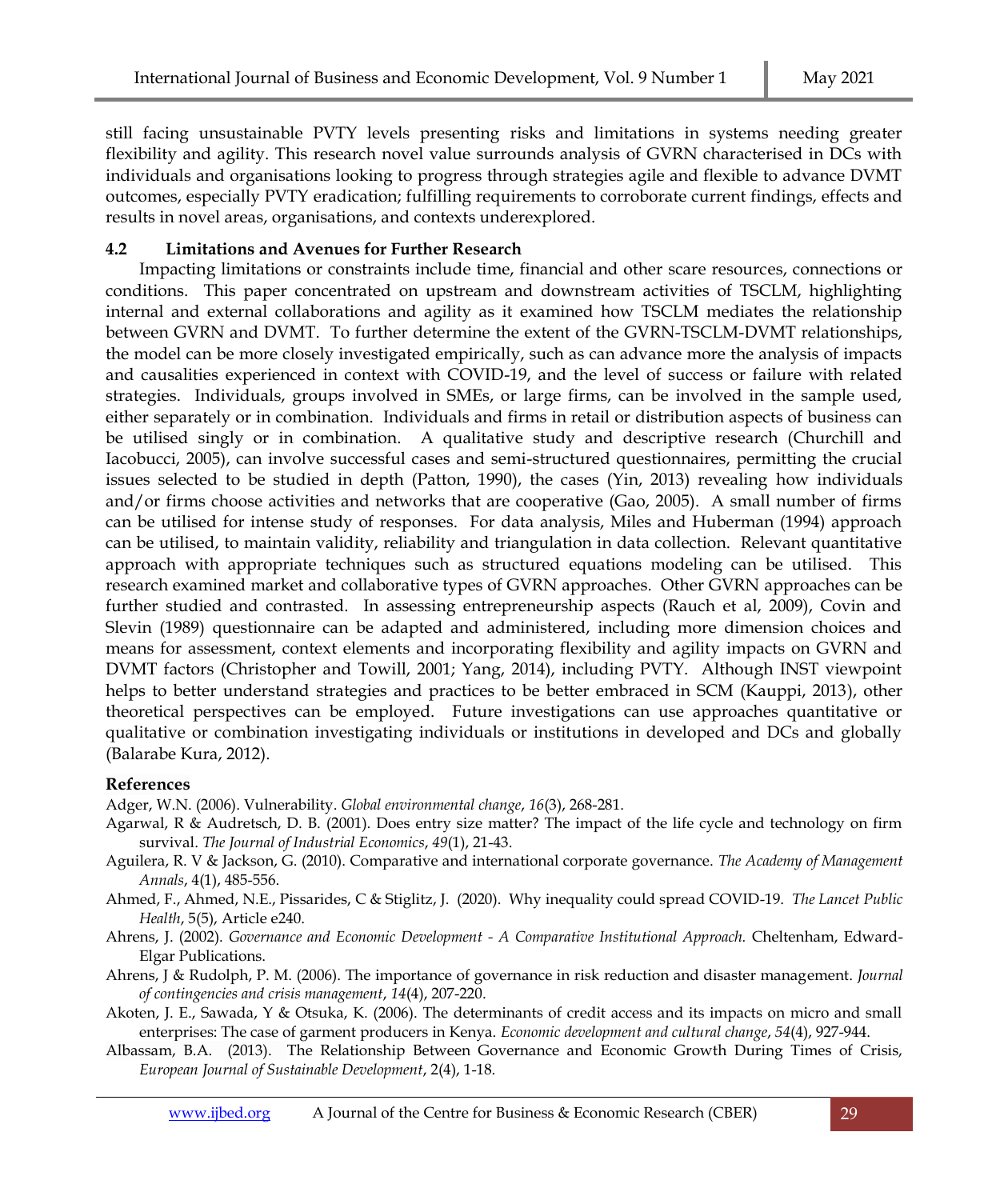still facing unsustainable PVTY levels presenting risks and limitations in systems needing greater flexibility and agility. This research novel value surrounds analysis of GVRN characterised in DCs with individuals and organisations looking to progress through strategies agile and flexible to advance DVMT outcomes, especially PVTY eradication; fulfilling requirements to corroborate current findings, effects and results in novel areas, organisations, and contexts underexplored.

### 4.2 Limitations and Avenues for Further Research

Impacting limitations or constraints include time, financial and other scare resources, connections or conditions. This paper concentrated on upstream and downstream activities of TSCLM, highlighting internal and external collaborations and agility as it examined how TSCLM mediates the relationship between GVRN and DVMT. To further determine the extent of the GVRN-TSCLM-DVMT relationships, the model can be more closely investigated empirically, such as can advance more the analysis of impacts and causalities experienced in context with COVID-19, and the level of success or failure with related strategies. Individuals, groups involved in SMEs, or large firms, can be involved in the sample used, either separately or in combination. Individuals and firms in retail or distribution aspects of business can be utilised singly or in combination. A qualitative study and descriptive research (Churchill and Iacobucci, 2005), can involve successful cases and semi-structured questionnaires, permitting the crucial issues selected to be studied in depth (Patton, 1990), the cases (Yin, 2013) revealing how individuals and/or firms choose activities and networks that are cooperative (Gao, 2005). A small number of firms can be utilised for intense study of responses. For data analysis, Miles and Huberman (1994) approach can be utilised, to maintain validity, reliability and triangulation in data collection. Relevant quantitative approach with appropriate techniques such as structured equations modeling can be utilised. This research examined market and collaborative types of GVRN approaches. Other GVRN approaches can be further studied and contrasted. In assessing entrepreneurship aspects (Rauch et al, 2009), Covin and Slevin (1989) questionnaire can be adapted and administered, including more dimension choices and means for assessment, context elements and incorporating flexibility and agility impacts on GVRN and DVMT factors (Christopher and Towill, 2001; Yang, 2014), including PVTY. Although INST viewpoint helps to better understand strategies and practices to be better embraced in SCM (Kauppi, 2013), other theoretical perspectives can be employed. Future investigations can use approaches quantitative or qualitative or combination investigating individuals or institutions in developed and DCs and globally (Balarabe Kura, 2012).

## References

Adger, W.N. (2006). Vulnerability. *Global environmental change*, *16*(3), 268-281.

Agarwal, R & Audretsch, D. B. (2001). Does entry size matter? The impact of the life cycle and technology on firm survival. *The Journal of Industrial Economics*, *49*(1), 21-43.

Aguilera, R. V & Jackson, G. (2010). Comparative and international corporate governance. *The Academy of Management Annals*, 4(1), 485-556.

Ahmed, F., Ahmed, N.E., Pissarides, C & Stiglitz, J. (2020). Why inequality could spread COVID-19. *The Lancet Public Health*, 5(5), Article e240.

Ahrens, J. (2002). *Governance and Economic Development - A Comparative Institutional Approach.* Cheltenham, Edward-Elgar Publications.

Ahrens, J & Rudolph, P. M. (2006). The importance of governance in risk reduction and disaster management. *Journal of contingencies and crisis management*, *14*(4), 207-220.

Akoten, J. E., Sawada, Y & Otsuka, K. (2006). The determinants of credit access and its impacts on micro and small enterprises: The case of garment producers in Kenya. *Economic development and cultural change*, *54*(4), 927-944.

Albassam, B.A. (2013). The Relationship Between Governance and Economic Growth During Times of Crisis, *European Journal of Sustainable Development*, 2(4), 1-18.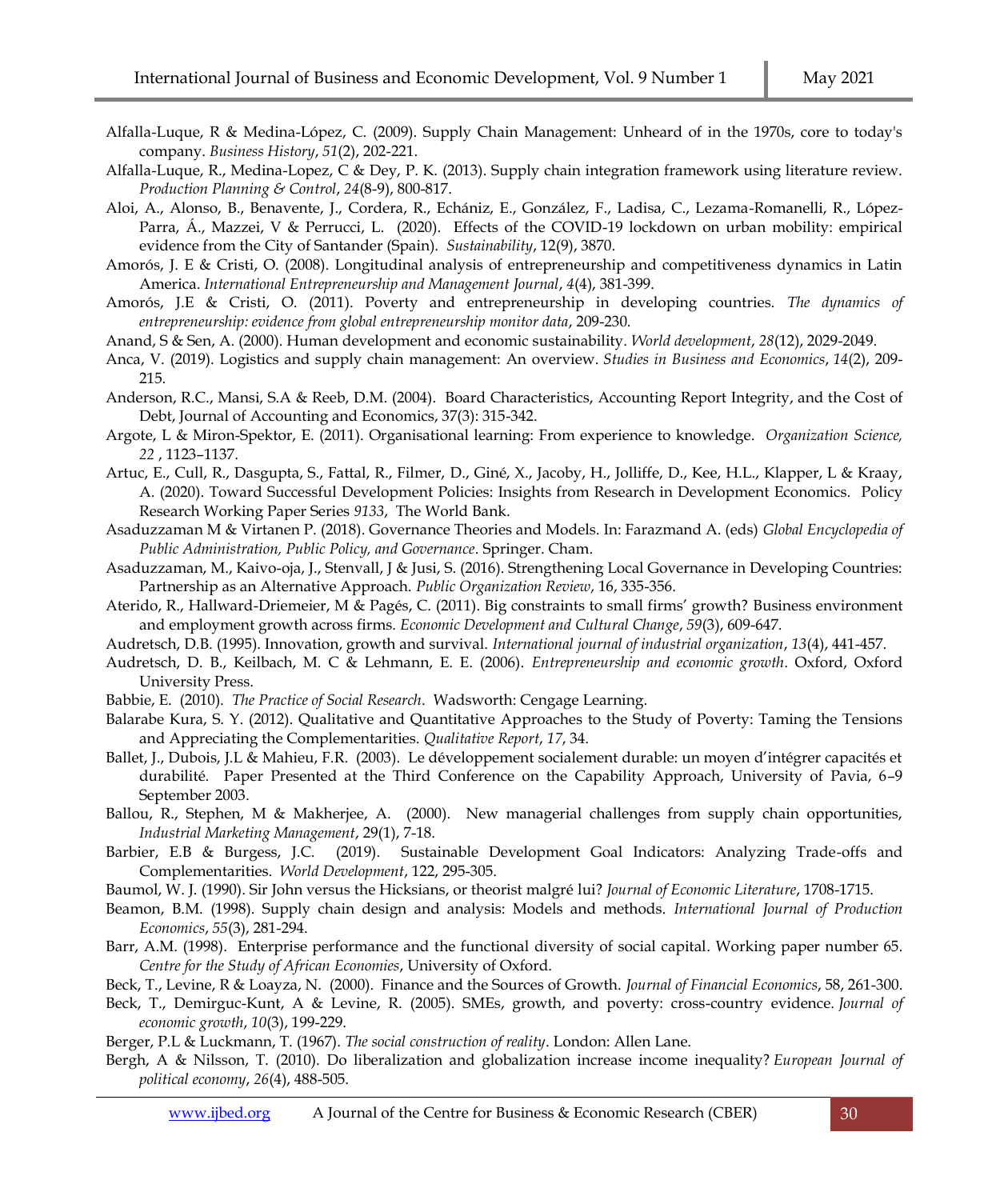Alfalla-Luque, R & Medina-López, C. (2009). Supply Chain Management: Unheard of in the 1970s, core to today's company. *Business History*, *51*(2), 202-221.

Alfalla-Luque, R., Medina-Lopez, C & Dey, P. K. (2013). Supply chain integration framework using literature review. *Production Planning & Control*, *24*(8-9), 800-817.

Aloi, A., Alonso, B., Benavente, J., Cordera, R., Echániz, E., González, F., Ladisa, C., Lezama-Romanelli, R., López-Parra, Á., Mazzei, V & Perrucci, L. (2020). Effects of the COVID-19 lockdown on urban mobility: empirical evidence from the City of Santander (Spain). *Sustainability*, 12(9), 3870.

Amorós, J. E & Cristi, O. (2008). Longitudinal analysis of entrepreneurship and competitiveness dynamics in Latin America. *International Entrepreneurship and Management Journal*, *4*(4), 381-399.

Amorós, J.E & Cristi, O. (2011). Poverty and entrepreneurship in developing countries. *The dynamics of entrepreneurship: evidence from global entrepreneurship monitor data*, 209-230.

Anand, S & Sen, A. (2000). Human development and economic sustainability. *World development*, *28*(12), 2029-2049.

Anca, V. (2019). Logistics and supply chain management: An overview. *Studies in Business and Economics*, *14*(2), 209-215.

Anderson, R.C., Mansi, S.A & Reeb, D.M. (2004). Board Characteristics, Accounting Report Integrity, and the Cost of Debt, Journal of Accounting and Economics, 37(3): 315-342.

Argote, L & Miron-Spektor, E. (2011). Organisational learning: From experience to knowledge. *Organization Science, 22* , 1123–1137.

Artuc, E., Cull, R., Dasgupta, S., Fattal, R., Filmer, D., Giné, X., Jacoby, H., Jolliffe, D., Kee, H.L., Klapper, L & Kraay, A. (2020). Toward Successful Development Policies: Insights from Research in Development Economics. Policy Research Working Paper Series *9133*, The World Bank.

Asaduzzaman M & Virtanen P. (2018). Governance Theories and Models. In: Farazmand A. (eds) *Global Encyclopedia of Public Administration, Public Policy, and Governance*. Springer. Cham.

Asaduzzaman, M., Kaivo-oja, J., Stenvall, J & Jusi, S. (2016). Strengthening Local Governance in Developing Countries: Partnership as an Alternative Approach. *Public Organization Review*, 16, 335-356.

Aterido, R., Hallward-Driemeier, M & Pagés, C. (2011). Big constraints to small firms' growth? Business environment and employment growth across firms. *Economic Development and Cultural Change*, *59*(3), 609-647.

Audretsch, D.B. (1995). Innovation, growth and survival. *International journal of industrial organization*, *13*(4), 441-457.

Audretsch, D. B., Keilbach, M. C & Lehmann, E. E. (2006). *Entrepreneurship and economic growth*. Oxford, Oxford University Press.

Babbie, E. (2010). *The Practice of Social Research*. Wadsworth: Cengage Learning.

Balarabe Kura, S. Y. (2012). Qualitative and Quantitative Approaches to the Study of Poverty: Taming the Tensions and Appreciating the Complementarities. *Qualitative Report*, *17*, 34.

Ballet, J., Dubois, J.L & Mahieu, F.R. (2003). Le développement socialement durable: un moyen d'intégrer capacités et durabilité. Paper Presented at the Third Conference on the Capability Approach, University of Pavia, 6–9 September 2003.

Ballou, R., Stephen, M & Makherjee, A. (2000). New managerial challenges from supply chain opportunities, *Industrial Marketing Management*, 29(1), 7-18.

Barbier, E.B & Burgess, J.C. (2019). Sustainable Development Goal Indicators: Analyzing Trade-offs and Complementarities. *World Development*, 122, 295-305.

Baumol, W. J. (1990). Sir John versus the Hicksians, or theorist malgré lui? *Journal of Economic Literature*, 1708-1715.

Beamon, B.M. (1998). Supply chain design and analysis: Models and methods. *International Journal of Production Economics*, *55*(3), 281-294.

Barr, A.M. (1998). Enterprise performance and the functional diversity of social capital. Working paper number 65. *Centre for the Study of African Economies*, University of Oxford.

Beck, T., Levine, R & Loayza, N. (2000). Finance and the Sources of Growth. *Journal of Financial Economics*, 58, 261-300.

Beck, T., Demirguc-Kunt, A & Levine, R. (2005). SMEs, growth, and poverty: cross-country evidence. *Journal of economic growth*, *10*(3), 199-229.

Berger, P.L & Luckmann, T. (1967). *The social construction of reality*. London: Allen Lane.

Bergh, A & Nilsson, T. (2010). Do liberalization and globalization increase income inequality? *European Journal of political economy*, *26*(4), 488-505.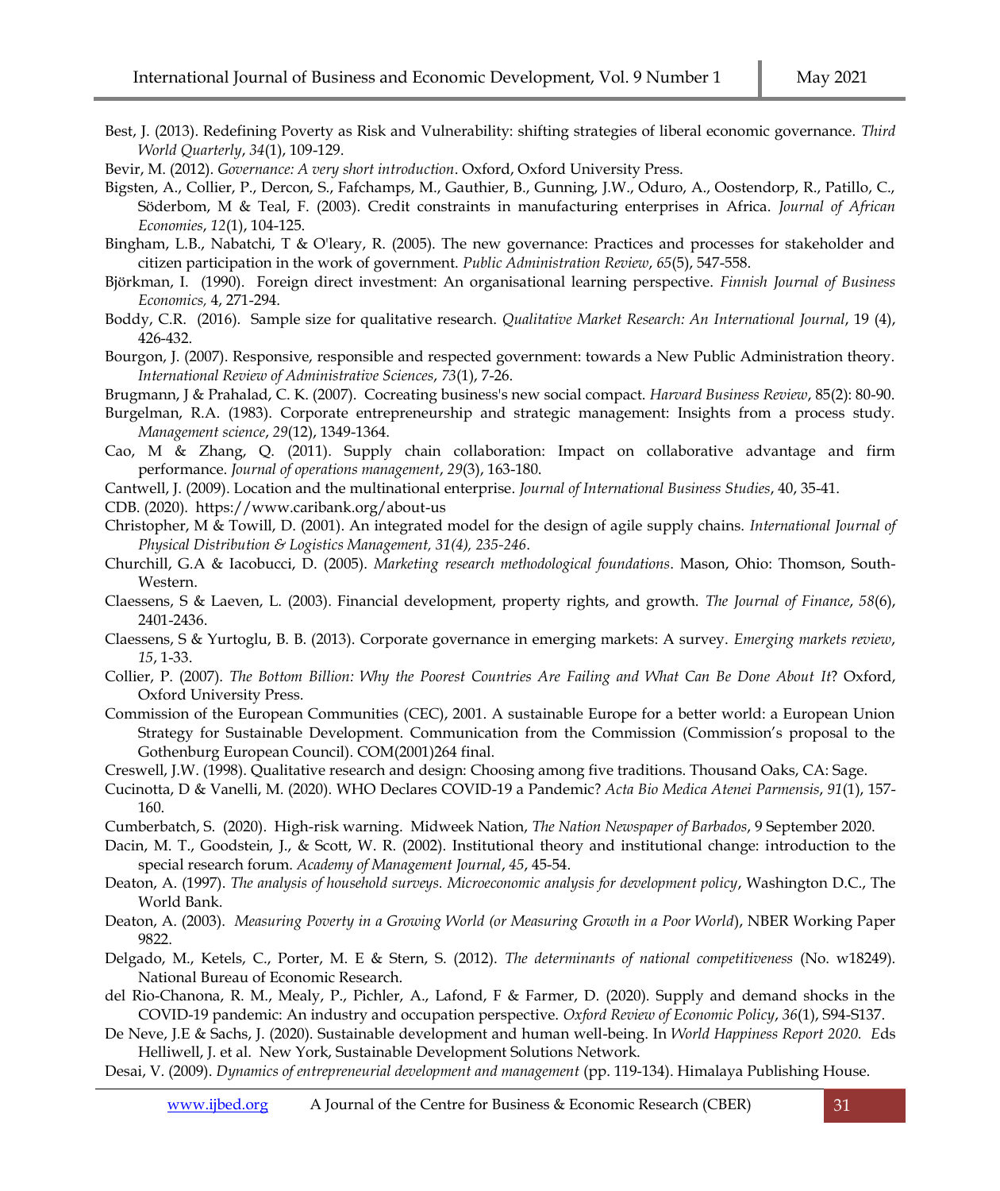Best, J. (2013). Redefining Poverty as Risk and Vulnerability: shifting strategies of liberal economic governance. *Third World Quarterly*, *34*(1), 109-129.

Bevir, M. (2012). *Governance: A very short introduction*. Oxford, Oxford University Press.

Bigsten, A., Collier, P., Dercon, S., Fafchamps, M., Gauthier, B., Gunning, J.W., Oduro, A., Oostendorp, R., Patillo, C., Söderbom, M & Teal, F. (2003). Credit constraints in manufacturing enterprises in Africa. *Journal of African Economies*, *12*(1), 104-125.

Bingham, L.B., Nabatchi, T & O'leary, R. (2005). The new governance: Practices and processes for stakeholder and citizen participation in the work of government. *Public Administration Review*, *65*(5), 547-558.

Björkman, I. (1990). Foreign direct investment: An organisational learning perspective. *Finnish Journal of Business Economics,* 4, 271-294.

Boddy, C.R. (2016). Sample size for qualitative research. *Qualitative Market Research: An International Journal*, 19 (4), 426-432.

Bourgon, J. (2007). Responsive, responsible and respected government: towards a New Public Administration theory. *International Review of Administrative Sciences*, *73*(1), 7-26.

Brugmann, J & Prahalad, C. K. (2007). Cocreating business's new social compact. *Harvard Business Review*, 85(2): 80-90.

Burgelman, R.A. (1983). Corporate entrepreneurship and strategic management: Insights from a process study. *Management science*, *29*(12), 1349-1364.

Cao, M & Zhang, Q. (2011). Supply chain collaboration: Impact on collaborative advantage and firm performance. *Journal of operations management*, *29*(3), 163-180.

Cantwell, J. (2009). Location and the multinational enterprise. *Journal of International Business Studies*, 40, 35-41.

CDB. (2020). https://www.caribank.org/about-us

Christopher, M & Towill, D. (2001). An integrated model for the design of agile supply chains. *International Journal of Physical Distribution & Logistics Management, 31(4), 235-246*.

Churchill, G.A & Iacobucci, D. (2005). *Marketing research methodological foundations*. Mason, Ohio: Thomson, South-Western.

Claessens, S & Laeven, L. (2003). Financial development, property rights, and growth. *The Journal of Finance*, *58*(6), 2401-2436.

Claessens, S & Yurtoglu, B. B. (2013). Corporate governance in emerging markets: A survey. *Emerging markets review*, *15*, 1-33.

Collier, P. (2007). *The Bottom Billion: Why the Poorest Countries Are Failing and What Can Be Done About It*? Oxford, Oxford University Press.

Commission of the European Communities (CEC), 2001. A sustainable Europe for a better world: a European Union Strategy for Sustainable Development. Communication from the Commission (Commission's proposal to the Gothenburg European Council). COM(2001)264 final.

Creswell, J.W. (1998). Qualitative research and design: Choosing among five traditions. Thousand Oaks, CA: Sage.

Cucinotta, D & Vanelli, M. (2020). WHO Declares COVID-19 a Pandemic? *Acta Bio Medica Atenei Parmensis*, *91*(1), 157-160.

Cumberbatch, S. (2020). High-risk warning. Midweek Nation, *The Nation Newspaper of Barbados*, 9 September 2020.

Dacin, M. T., Goodstein, J., & Scott, W. R. (2002). Institutional theory and institutional change: introduction to the special research forum. *Academy of Management Journal*, *45*, 45-54.

Deaton, A. (1997). *The analysis of household surveys. Microeconomic analysis for development policy*, Washington D.C., The World Bank.

Deaton, A. (2003). *Measuring Poverty in a Growing World (or Measuring Growth in a Poor World*), NBER Working Paper 9822.

Delgado, M., Ketels, C., Porter, M. E & Stern, S. (2012). *The determinants of national competitiveness* (No. w18249). National Bureau of Economic Research.

del Rio-Chanona, R. M., Mealy, P., Pichler, A., Lafond, F & Farmer, D. (2020). Supply and demand shocks in the COVID-19 pandemic: An industry and occupation perspective. *Oxford Review of Economic Policy*, *36*(1), S94-S137.

De Neve, J.E & Sachs, J. (2020). Sustainable development and human well-being. In *World Happiness Report 2020. E*ds Helliwell, J. et al. New York, Sustainable Development Solutions Network.

Desai, V. (2009). *Dynamics of entrepreneurial development and management* (pp. 119-134). Himalaya Publishing House.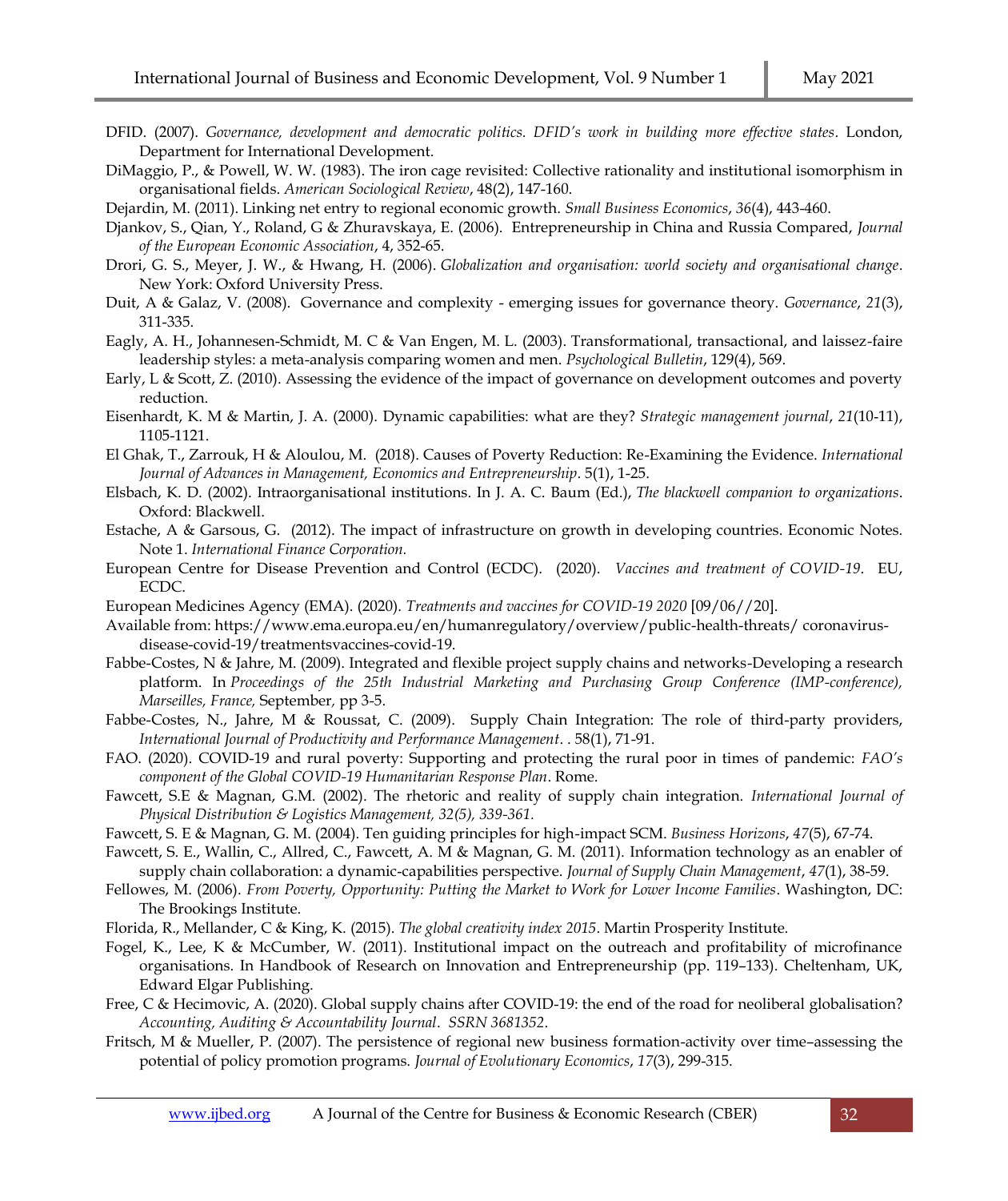DFID. (2007). *Governance, development and democratic politics. DFID's work in building more effective states*. London, Department for International Development.

DiMaggio, P., & Powell, W. W. (1983). The iron cage revisited: Collective rationality and institutional isomorphism in organisational fields. *American Sociological Review*, 48(2), 147-160.

Dejardin, M. (2011). Linking net entry to regional economic growth. *Small Business Economics*, *36*(4), 443-460.

Djankov, S., Qian, Y., Roland, G & Zhuravskaya, E. (2006). Entrepreneurship in China and Russia Compared, *Journal of the European Economic Association*, 4, 352-65.

Drori, G. S., Meyer, J. W., & Hwang, H. (2006). *Globalization and organisation: world society and organisational change*. New York: Oxford University Press.

Duit, A & Galaz, V. (2008). Governance and complexity - emerging issues for governance theory. *Governance*, *21*(3), 311-335.

Eagly, A. H., Johannesen-Schmidt, M. C & Van Engen, M. L. (2003). Transformational, transactional, and laissez-faire leadership styles: a meta-analysis comparing women and men. *Psychological Bulletin*, 129(4), 569.

Early, L & Scott, Z. (2010). Assessing the evidence of the impact of governance on development outcomes and poverty reduction.

Eisenhardt, K. M & Martin, J. A. (2000). Dynamic capabilities: what are they? *Strategic management journal*, *21*(10-11), 1105-1121.

El Ghak, T., Zarrouk, H & Aloulou, M. (2018). Causes of Poverty Reduction: Re-Examining the Evidence. *International Journal of Advances in Management, Economics and Entrepreneurship*. 5(1), 1-25.

Elsbach, K. D. (2002). Intraorganisational institutions. In J. A. C. Baum (Ed.), *The blackwell companion to organizations*. Oxford: Blackwell.

Estache, A & Garsous, G. (2012). The impact of infrastructure on growth in developing countries. Economic Notes. Note 1. *International Finance Corporation.*

European Centre for Disease Prevention and Control (ECDC). (2020). *Vaccines and treatment of COVID-19*. EU, ECDC.

European Medicines Agency (EMA). (2020). *Treatments and vaccines for COVID-19 2020* [09/06//20].

Available from: https://www.ema.europa.eu/en/humanregulatory/overview/public-health-threats/ coronavirus-disease-covid-19/treatmentsvaccines-covid-19.

Fabbe-Costes, N & Jahre, M. (2009). Integrated and flexible project supply chains and networks-Developing a research platform. In *Proceedings of the 25th Industrial Marketing and Purchasing Group Conference (IMP-conference), Marseilles, France,* September, pp 3-5.

Fabbe-Costes, N., Jahre, M & Roussat, C. (2009). Supply Chain Integration: The role of third-party providers, *International Journal of Productivity and Performance Management*. . 58(1), 71-91.

FAO. (2020). COVID-19 and rural poverty: Supporting and protecting the rural poor in times of pandemic: *FAO's component of the Global COVID-19 Humanitarian Response Plan*. Rome.

Fawcett, S.E & Magnan, G.M. (2002). The rhetoric and reality of supply chain integration. *International Journal of Physical Distribution & Logistics Management, 32(5), 339-361.*

Fawcett, S. E & Magnan, G. M. (2004). Ten guiding principles for high-impact SCM. *Business Horizons*, *47*(5), 67-74.

Fawcett, S. E., Wallin, C., Allred, C., Fawcett, A. M & Magnan, G. M. (2011). Information technology as an enabler of supply chain collaboration: a dynamic-capabilities perspective. *Journal of Supply Chain Management*, *47*(1), 38-59.

Fellowes, M. (2006). *From Poverty, Opportunity: Putting the Market to Work for Lower Income Families*. Washington, DC: The Brookings Institute.

Florida, R., Mellander, C & King, K. (2015). *The global creativity index 2015*. Martin Prosperity Institute.

Fogel, K., Lee, K & McCumber, W. (2011). Institutional impact on the outreach and profitability of microfinance organisations. In Handbook of Research on Innovation and Entrepreneurship (pp. 119–133). Cheltenham, UK, Edward Elgar Publishing.

Free, C & Hecimovic, A. (2020). Global supply chains after COVID-19: the end of the road for neoliberal globalisation? *Accounting, Auditing & Accountability Journal*. *SSRN 3681352*.

Fritsch, M & Mueller, P. (2007). The persistence of regional new business formation-activity over time–assessing the potential of policy promotion programs. *Journal of Evolutionary Economics*, *17*(3), 299-315.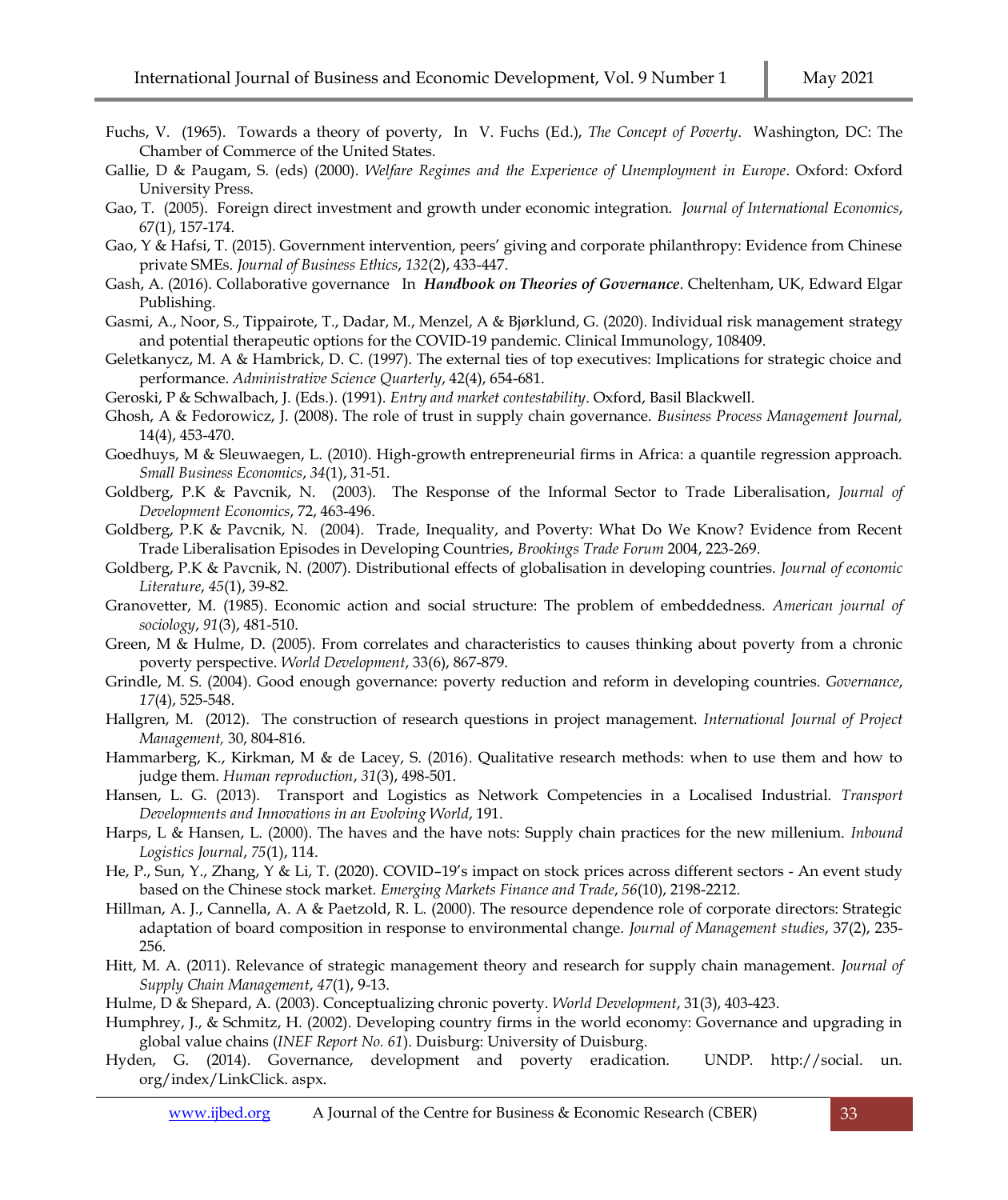Fuchs, V. (1965). Towards a theory of poverty, In V. Fuchs (Ed.), *The Concept of Poverty*. Washington, DC: The Chamber of Commerce of the United States.

Gallie, D & Paugam, S. (eds) (2000). *Welfare Regimes and the Experience of Unemployment in Europe*. Oxford: Oxford University Press.

Gao, T. (2005). Foreign direct investment and growth under economic integration. *Journal of International Economics*, 67(1), 157-174.

Gao, Y & Hafsi, T. (2015). Government intervention, peers' giving and corporate philanthropy: Evidence from Chinese private SMEs. *Journal of Business Ethics*, *132*(2), 433-447.

Gash, A. (2016). Collaborative governance In ***Handbook on Theories of Governance***. Cheltenham, UK, Edward Elgar Publishing.

Gasmi, A., Noor, S., Tippairote, T., Dadar, M., Menzel, A & Bjørklund, G. (2020). Individual risk management strategy and potential therapeutic options for the COVID-19 pandemic. Clinical Immunology, 108409.

Geletkanycz, M. A & Hambrick, D. C. (1997). The external ties of top executives: Implications for strategic choice and performance. *Administrative Science Quarterly*, 42(4), 654-681.

Geroski, P & Schwalbach, J. (Eds.). (1991). *Entry and market contestability*. Oxford, Basil Blackwell.

Ghosh, A & Fedorowicz, J. (2008). The role of trust in supply chain governance. *Business Process Management Journal,* 14(4), 453-470.

Goedhuys, M & Sleuwaegen, L. (2010). High-growth entrepreneurial firms in Africa: a quantile regression approach. *Small Business Economics*, *34*(1), 31-51.

Goldberg, P.K & Pavcnik, N. (2003). The Response of the Informal Sector to Trade Liberalisation, *Journal of Development Economics*, 72, 463-496.

Goldberg, P.K & Pavcnik, N. (2004). Trade, Inequality, and Poverty: What Do We Know? Evidence from Recent Trade Liberalisation Episodes in Developing Countries, *Brookings Trade Forum* 2004, 223-269.

Goldberg, P.K & Pavcnik, N. (2007). Distributional effects of globalisation in developing countries. *Journal of economic Literature*, *45*(1), 39-82.

Granovetter, M. (1985). Economic action and social structure: The problem of embeddedness. *American journal of sociology*, *91*(3), 481-510.

Green, M & Hulme, D. (2005). From correlates and characteristics to causes thinking about poverty from a chronic poverty perspective. *World Development*, 33(6), 867-879.

Grindle, M. S. (2004). Good enough governance: poverty reduction and reform in developing countries. *Governance*, *17*(4), 525-548.

Hallgren, M. (2012). The construction of research questions in project management. *International Journal of Project Management,* 30, 804-816.

Hammarberg, K., Kirkman, M & de Lacey, S. (2016). Qualitative research methods: when to use them and how to judge them. *Human reproduction*, *31*(3), 498-501.

Hansen, L. G. (2013). Transport and Logistics as Network Competencies in a Localised Industrial. *Transport Developments and Innovations in an Evolving World*, 191.

Harps, L & Hansen, L. (2000). The haves and the have nots: Supply chain practices for the new millenium. *Inbound Logistics Journal*, *75*(1), 114.

He, P., Sun, Y., Zhang, Y & Li, T. (2020). COVID–19's impact on stock prices across different sectors - An event study based on the Chinese stock market. *Emerging Markets Finance and Trade*, *56*(10), 2198-2212.

Hillman, A. J., Cannella, A. A & Paetzold, R. L. (2000). The resource dependence role of corporate directors: Strategic adaptation of board composition in response to environmental change. *Journal of Management studies*, 37(2), 235-256.

Hitt, M. A. (2011). Relevance of strategic management theory and research for supply chain management. *Journal of Supply Chain Management*, *47*(1), 9-13.

Hulme, D & Shepard, A. (2003). Conceptualizing chronic poverty. *World Development*, 31(3), 403-423.

Humphrey, J., & Schmitz, H. (2002). Developing country firms in the world economy: Governance and upgrading in global value chains (*INEF Report No. 61*). Duisburg: University of Duisburg.

Hyden, G. (2014). Governance, development and poverty eradication. UNDP. http://social. un. org/index/LinkClick. aspx.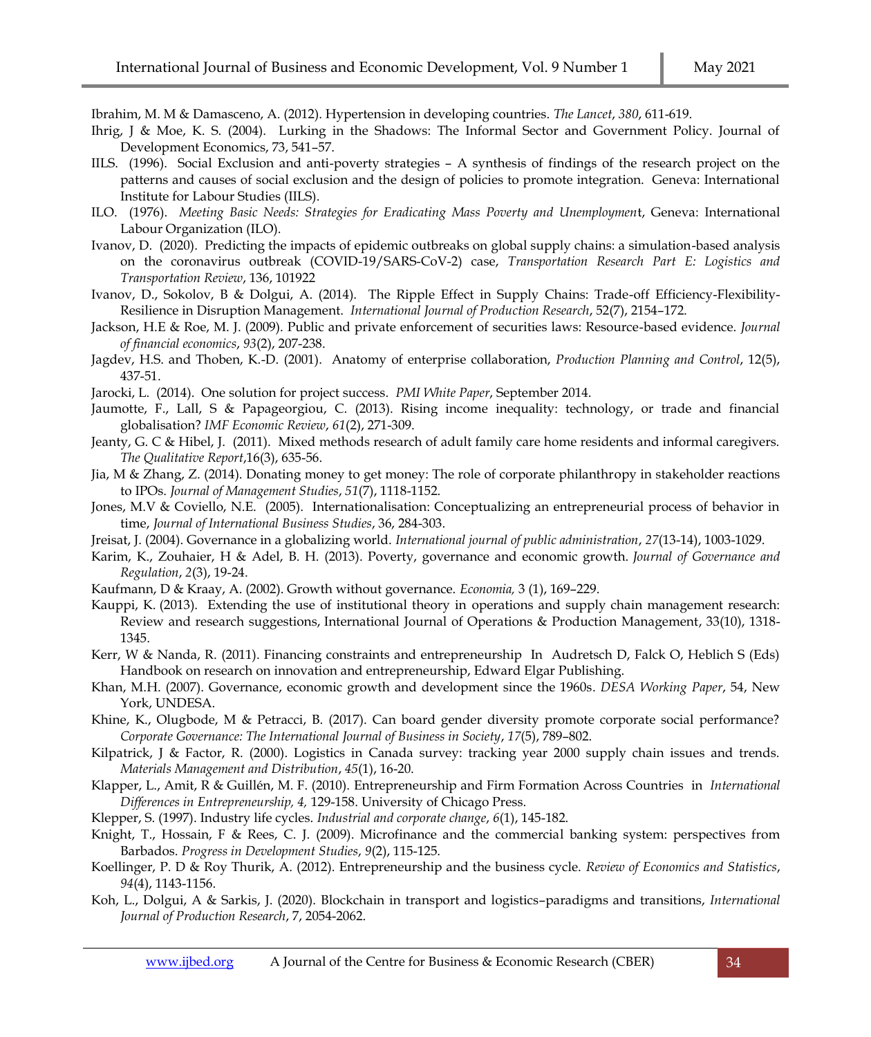Ibrahim, M. M & Damasceno, A. (2012). Hypertension in developing countries. *The Lancet*, *380*, 611-619.

Ihrig, J & Moe, K. S. (2004). Lurking in the Shadows: The Informal Sector and Government Policy. Journal of Development Economics, 73, 541–57.

IILS. (1996). Social Exclusion and anti-poverty strategies – A synthesis of findings of the research project on the patterns and causes of social exclusion and the design of policies to promote integration. Geneva: International Institute for Labour Studies (IILS).

ILO. (1976). *Meeting Basic Needs: Strategies for Eradicating Mass Poverty and Unemploymen*t, Geneva: International Labour Organization (ILO).

Ivanov, D. (2020). Predicting the impacts of epidemic outbreaks on global supply chains: a simulation-based analysis on the coronavirus outbreak (COVID-19/SARS-CoV-2) case, *Transportation Research Part E: Logistics and Transportation Review*, 136, 101922

Ivanov, D., Sokolov, B & Dolgui, A. (2014). The Ripple Effect in Supply Chains: Trade-off Efficiency-Flexibility-Resilience in Disruption Management. *International Journal of Production Research*, 52(7), 2154–172.

Jackson, H.E & Roe, M. J. (2009). Public and private enforcement of securities laws: Resource-based evidence. *Journal of financial economics*, *93*(2), 207-238.

Jagdev, H.S. and Thoben, K.-D. (2001). Anatomy of enterprise collaboration, *Production Planning and Control*, 12(5), 437-51.

Jarocki, L. (2014). One solution for project success. *PMI White Paper*, September 2014.

Jaumotte, F., Lall, S & Papageorgiou, C. (2013). Rising income inequality: technology, or trade and financial globalisation? *IMF Economic Review*, *61*(2), 271-309.

Jeanty, G. C & Hibel, J. (2011). Mixed methods research of adult family care home residents and informal caregivers. *The Qualitative Report*,16(3), 635-56.

Jia, M & Zhang, Z. (2014). Donating money to get money: The role of corporate philanthropy in stakeholder reactions to IPOs. *Journal of Management Studies*, *51*(7), 1118-1152.

Jones, M.V & Coviello, N.E. (2005). Internationalisation: Conceptualizing an entrepreneurial process of behavior in time, *Journal of International Business Studies*, 36, 284-303.

Jreisat, J. (2004). Governance in a globalizing world. *International journal of public administration*, *27*(13-14), 1003-1029.

Karim, K., Zouhaier, H & Adel, B. H. (2013). Poverty, governance and economic growth. *Journal of Governance and Regulation*, *2*(3), 19-24.

Kaufmann, D & Kraay, A. (2002). Growth without governance. *Economia,* 3 (1), 169–229.

Kauppi, K. (2013). Extending the use of institutional theory in operations and supply chain management research: Review and research suggestions, International Journal of Operations & Production Management, 33(10), 1318-1345.

Kerr, W & Nanda, R. (2011). Financing constraints and entrepreneurship In Audretsch D, Falck O, Heblich S (Eds) Handbook on research on innovation and entrepreneurship, Edward Elgar Publishing.

Khan, M.H. (2007). Governance, economic growth and development since the 1960s. *DESA Working Paper*, 54, New York, UNDESA.

Khine, K., Olugbode, M & Petracci, B. (2017). Can board gender diversity promote corporate social performance? *Corporate Governance: The International Journal of Business in Society*, *17*(5), 789–802.

Kilpatrick, J & Factor, R. (2000). Logistics in Canada survey: tracking year 2000 supply chain issues and trends. *Materials Management and Distribution*, *45*(1), 16-20.

Klapper, L., Amit, R & Guillén, M. F. (2010). Entrepreneurship and Firm Formation Across Countries in *International Differences in Entrepreneurship, 4,* 129-158. University of Chicago Press.

Klepper, S. (1997). Industry life cycles. *Industrial and corporate change*, *6*(1), 145-182.

Knight, T., Hossain, F & Rees, C. J. (2009). Microfinance and the commercial banking system: perspectives from Barbados. *Progress in Development Studies*, *9*(2), 115-125.

Koellinger, P. D & Roy Thurik, A. (2012). Entrepreneurship and the business cycle. *Review of Economics and Statistics*, *94*(4), 1143-1156.

Koh, L., Dolgui, A & Sarkis, J. (2020). Blockchain in transport and logistics–paradigms and transitions, *International Journal of Production Research*, 7, 2054-2062.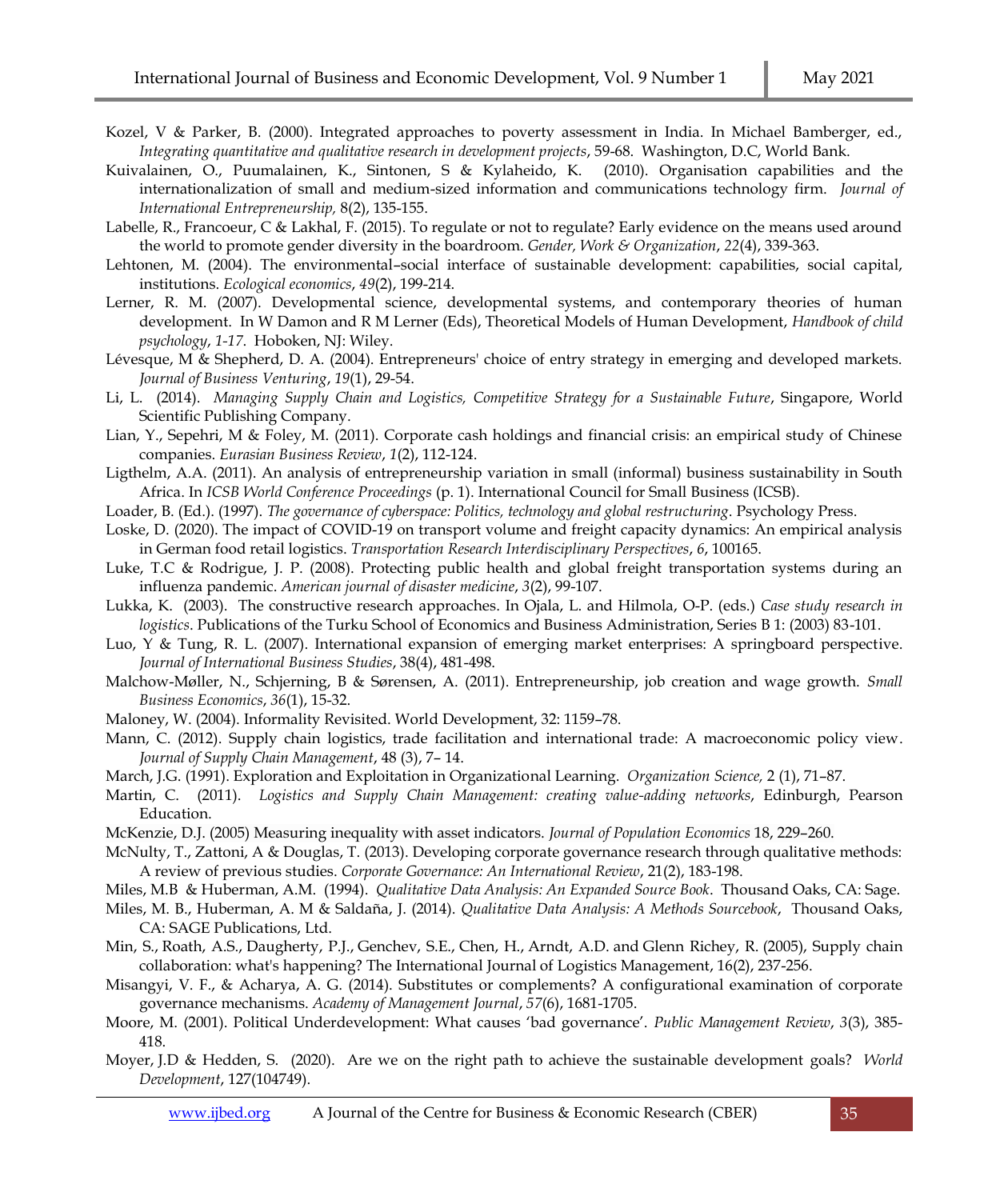Kozel, V & Parker, B. (2000). Integrated approaches to poverty assessment in India. In Michael Bamberger, ed., *Integrating quantitative and qualitative research in development projects*, 59-68. Washington, D.C, World Bank.

Kuivalainen, O., Puumalainen, K., Sintonen, S & Kylaheido, K. (2010). Organisation capabilities and the internationalization of small and medium-sized information and communications technology firm. *Journal of International Entrepreneurship,* 8(2), 135-155.

Labelle, R., Francoeur, C & Lakhal, F. (2015). To regulate or not to regulate? Early evidence on the means used around the world to promote gender diversity in the boardroom. *Gender, Work & Organization*, *22*(4), 339-363.

Lehtonen, M. (2004). The environmental–social interface of sustainable development: capabilities, social capital, institutions. *Ecological economics*, *49*(2), 199-214.

Lerner, R. M. (2007). Developmental science, developmental systems, and contemporary theories of human development. In W Damon and R M Lerner (Eds), Theoretical Models of Human Development, *Handbook of child psychology*, *1-17*. Hoboken, NJ: Wiley.

Lévesque, M & Shepherd, D. A. (2004). Entrepreneurs' choice of entry strategy in emerging and developed markets. *Journal of Business Venturing*, *19*(1), 29-54.

Li, L. (2014). *Managing Supply Chain and Logistics, Competitive Strategy for a Sustainable Future*, Singapore, World Scientific Publishing Company.

Lian, Y., Sepehri, M & Foley, M. (2011). Corporate cash holdings and financial crisis: an empirical study of Chinese companies. *Eurasian Business Review*, *1*(2), 112-124.

Ligthelm, A.A. (2011). An analysis of entrepreneurship variation in small (informal) business sustainability in South Africa. In *ICSB World Conference Proceedings* (p. 1). International Council for Small Business (ICSB).

Loader, B. (Ed.). (1997). *The governance of cyberspace: Politics, technology and global restructuring*. Psychology Press.

Loske, D. (2020). The impact of COVID-19 on transport volume and freight capacity dynamics: An empirical analysis in German food retail logistics. *Transportation Research Interdisciplinary Perspectives*, *6*, 100165.

Luke, T.C & Rodrigue, J. P. (2008). Protecting public health and global freight transportation systems during an influenza pandemic. *American journal of disaster medicine*, *3*(2), 99-107.

Lukka, K. (2003). The constructive research approaches. In Ojala, L. and Hilmola, O-P. (eds.) *Case study research in logistics*. Publications of the Turku School of Economics and Business Administration, Series B 1: (2003) 83-101.

Luo, Y & Tung, R. L. (2007). International expansion of emerging market enterprises: A springboard perspective. *Journal of International Business Studies*, 38(4), 481-498.

Malchow-Møller, N., Schjerning, B & Sørensen, A. (2011). Entrepreneurship, job creation and wage growth. *Small Business Economics*, *36*(1), 15-32.

Maloney, W. (2004). Informality Revisited. World Development, 32: 1159–78.

Mann, C. (2012). Supply chain logistics, trade facilitation and international trade: A macroeconomic policy view. *Journal of Supply Chain Management*, 48 (3), 7– 14.

March, J.G. (1991). Exploration and Exploitation in Organizational Learning. *Organization Science,* 2 (1), 71–87.

Martin, C. (2011). *Logistics and Supply Chain Management: creating value-adding networks*, Edinburgh, Pearson Education.

McKenzie, D.J. (2005) Measuring inequality with asset indicators. *Journal of Population Economics* 18, 229–260.

McNulty, T., Zattoni, A & Douglas, T. (2013). Developing corporate governance research through qualitative methods: A review of previous studies. *Corporate Governance: An International Review*, 21(2), 183-198.

Miles, M.B & Huberman, A.M. (1994). *Qualitative Data Analysis: An Expanded Source Book*. Thousand Oaks, CA: Sage.

Miles, M. B., Huberman, A. M & Saldaña, J. (2014). *Qualitative Data Analysis: A Methods Sourcebook*, Thousand Oaks, CA: SAGE Publications, Ltd.

Min, S., Roath, A.S., Daugherty, P.J., Genchev, S.E., Chen, H., Arndt, A.D. and Glenn Richey, R. (2005), Supply chain collaboration: what's happening? The International Journal of Logistics Management, 16(2), 237-256.

Misangyi, V. F., & Acharya, A. G. (2014). Substitutes or complements? A configurational examination of corporate governance mechanisms. *Academy of Management Journal*, *57*(6), 1681-1705.

Moore, M. (2001). Political Underdevelopment: What causes 'bad governance'. *Public Management Review*, *3*(3), 385-418.

Moyer, J.D & Hedden, S. (2020). Are we on the right path to achieve the sustainable development goals? *World Development*, 127(104749).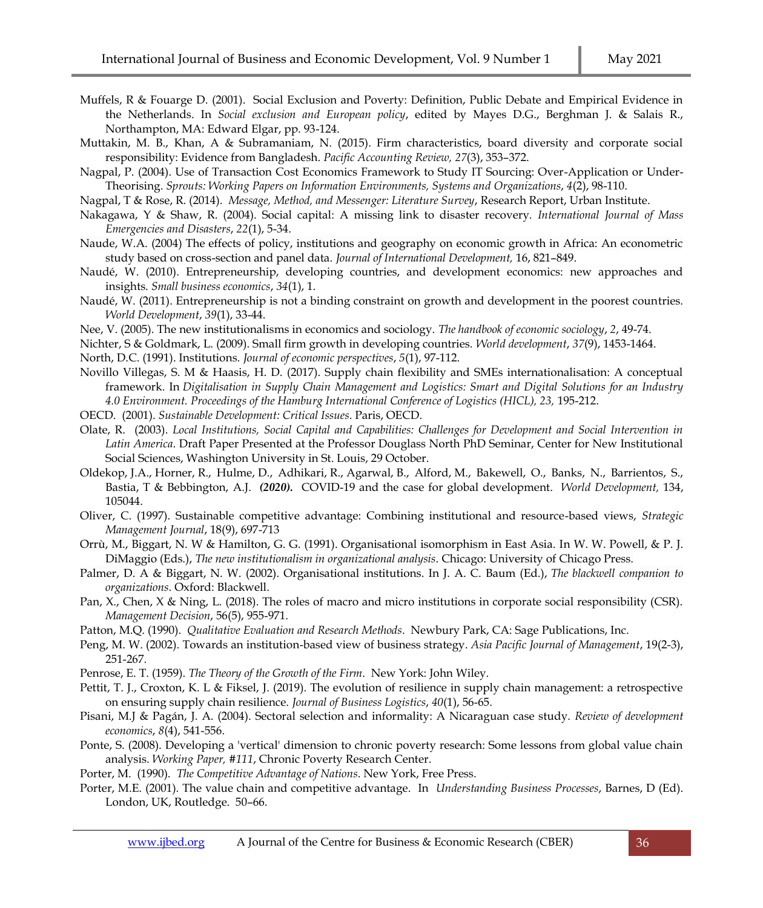Muffels, R & Fouarge D. (2001). Social Exclusion and Poverty: Definition, Public Debate and Empirical Evidence in the Netherlands. In *Social exclusion and European policy*, edited by Mayes D.G., Berghman J. & Salais R., Northampton, MA: Edward Elgar, pp. 93-124.

Muttakin, M. B., Khan, A & Subramaniam, N. (2015). Firm characteristics, board diversity and corporate social responsibility: Evidence from Bangladesh. *Pacific Accounting Review, 27*(3), 353–372.

Nagpal, P. (2004). Use of Transaction Cost Economics Framework to Study IT Sourcing: Over-Application or Under-Theorising. *Sprouts: Working Papers on Information Environments, Systems and Organizations*, *4*(2), 98-110.

Nagpal, T & Rose, R. (2014). *Message, Method, and Messenger: Literature Survey*, Research Report, Urban Institute.

Nakagawa, Y & Shaw, R. (2004). Social capital: A missing link to disaster recovery. *International Journal of Mass Emergencies and Disasters*, *22*(1), 5-34.

Naude, W.A. (2004) The effects of policy, institutions and geography on economic growth in Africa: An econometric study based on cross-section and panel data. *Journal of International Development,* 16, 821–849.

Naudé, W. (2010). Entrepreneurship, developing countries, and development economics: new approaches and insights. *Small business economics*, *34*(1), 1.

Naudé, W. (2011). Entrepreneurship is not a binding constraint on growth and development in the poorest countries. *World Development*, *39*(1), 33-44.

Nee, V. (2005). The new institutionalisms in economics and sociology. *The handbook of economic sociology*, *2*, 49-74.

Nichter, S & Goldmark, L. (2009). Small firm growth in developing countries. *World development*, *37*(9), 1453-1464.

North, D.C. (1991). Institutions. *Journal of economic perspectives*, *5*(1), 97-112.

Novillo Villegas, S. M & Haasis, H. D. (2017). Supply chain flexibility and SMEs internationalisation: A conceptual framework. In *Digitalisation in Supply Chain Management and Logistics: Smart and Digital Solutions for an Industry 4.0 Environment. Proceedings of the Hamburg International Conference of Logistics (HICL), 23,* 195-212.

OECD. (2001). *Sustainable Development: Critical Issues*. Paris, OECD.

Olate, R. (2003). *Local Institutions, Social Capital and Capabilities: Challenges for Development and Social Intervention in Latin America*. Draft Paper Presented at the Professor Douglass North PhD Seminar, Center for New Institutional Social Sciences, Washington University in St. Louis, 29 October.

Oldekop, J.A., Horner, R., Hulme, D., Adhikari, R., Agarwal, B., Alford, M., Bakewell, O., Banks, N., Barrientos, S., Bastia, T & Bebbington, A.J. ***(2020).*** COVID-19 and the case for global development. *World Development,* 134, 105044.

Oliver, C. (1997). Sustainable competitive advantage: Combining institutional and resource-based views, *Strategic Management Journal*, 18(9), 697-713

Orrù, M., Biggart, N. W & Hamilton, G. G. (1991). Organisational isomorphism in East Asia. In W. W. Powell, & P. J. DiMaggio (Eds.), *The new institutionalism in organizational analysis*. Chicago: University of Chicago Press.

Palmer, D. A & Biggart, N. W. (2002). Organisational institutions. In J. A. C. Baum (Ed.), *The blackwell companion to organizations*. Oxford: Blackwell.

Pan, X., Chen, X & Ning, L. (2018). The roles of macro and micro institutions in corporate social responsibility (CSR). *Management Decision*, 56(5), 955-971.

Patton, M.Q. (1990). *Qualitative Evaluation and Research Methods*. Newbury Park, CA: Sage Publications, Inc.

Peng, M. W. (2002). Towards an institution-based view of business strategy. *Asia Pacific Journal of Management*, 19(2-3), 251-267.

Penrose, E. T. (1959). *The Theory of the Growth of the Firm*. New York: John Wiley.

Pettit, T. J., Croxton, K. L & Fiksel, J. (2019). The evolution of resilience in supply chain management: a retrospective on ensuring supply chain resilience. *Journal of Business Logistics*, *40*(1), 56-65.

Pisani, M.J & Pagán, J. A. (2004). Sectoral selection and informality: A Nicaraguan case study. *Review of development economics*, *8*(4), 541-556.

Ponte, S. (2008). Developing a 'vertical' dimension to chronic poverty research: Some lessons from global value chain analysis. *Working Paper, #111*, Chronic Poverty Research Center.

Porter, M. (1990). *The Competitive Advantage of Nations*. New York, Free Press.

Porter, M.E. (2001). The value chain and competitive advantage. In *Understanding Business Processes*, Barnes, D (Ed). London, UK, Routledge. 50–66.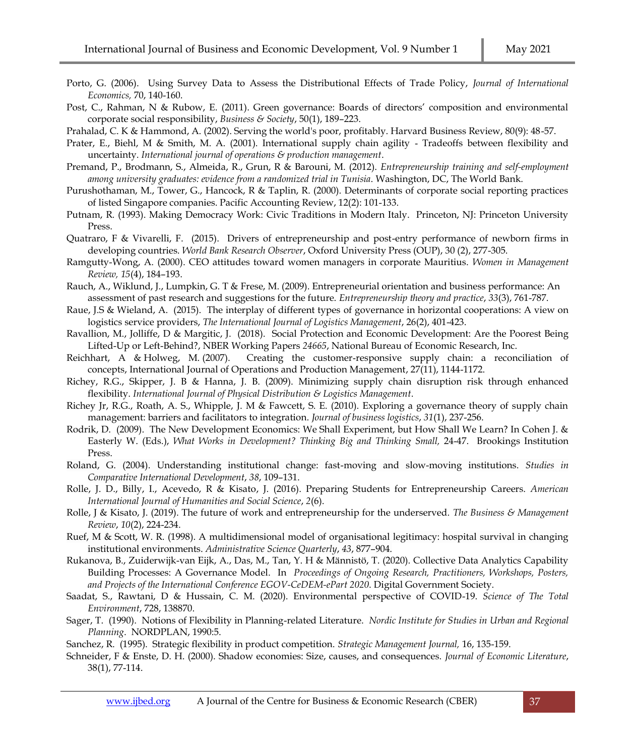Porto, G. (2006). Using Survey Data to Assess the Distributional Effects of Trade Policy, *Journal of International Economics,* 70, 140-160.

Post, C., Rahman, N & Rubow, E. (2011). Green governance: Boards of directors' composition and environmental corporate social responsibility, *Business & Society*, 50(1), 189–223.

Prahalad, C. K & Hammond, A. (2002). Serving the world's poor, profitably. Harvard Business Review, 80(9): 48-57.

Prater, E., Biehl, M & Smith, M. A. (2001). International supply chain agility - Tradeoffs between flexibility and uncertainty. *International journal of operations & production management*.

Premand, P., Brodmann, S., Almeida, R., Grun, R & Barouni, M. (2012). *Entrepreneurship training and self-employment among university graduates: evidence from a randomized trial in Tunisia.* Washington, DC, The World Bank.

Purushothaman, M., Tower, G., Hancock, R & Taplin, R. (2000). Determinants of corporate social reporting practices of listed Singapore companies. Pacific Accounting Review, 12(2): 101-133.

Putnam, R. (1993). Making Democracy Work: Civic Traditions in Modern Italy. Princeton, NJ: Princeton University Press.

Quatraro, F & Vivarelli, F. (2015). Drivers of entrepreneurship and post-entry performance of newborn firms in developing countries. *World Bank Research Observer*, Oxford University Press (OUP), 30 (2), 277-305.

Ramgutty-Wong, A. (2000). CEO attitudes toward women managers in corporate Mauritius. *Women in Management Review, 15*(4), 184–193.

Rauch, A., Wiklund, J., Lumpkin, G. T & Frese, M. (2009). Entrepreneurial orientation and business performance: An assessment of past research and suggestions for the future. *Entrepreneurship theory and practice*, *33*(3), 761-787.

Raue, J.S & Wieland, A. (2015). The interplay of different types of governance in horizontal cooperations: A view on logistics service providers, *The International Journal of Logistics Management*, 26(2), 401-423.

Ravallion, M., Jolliffe, D & Margitic, J. (2018). Social Protection and Economic Development: Are the Poorest Being Lifted-Up or Left-Behind?, NBER Working Papers *24665*, National Bureau of Economic Research, Inc.

Reichhart, A & Holweg, M. (2007). Creating the customer-responsive supply chain: a reconciliation of concepts, International Journal of Operations and Production Management, 27(11), 1144-1172.

Richey, R.G., Skipper, J. B & Hanna, J. B. (2009). Minimizing supply chain disruption risk through enhanced flexibility. *International Journal of Physical Distribution & Logistics Management*.

Richey Jr, R.G., Roath, A. S., Whipple, J. M & Fawcett, S. E. (2010). Exploring a governance theory of supply chain management: barriers and facilitators to integration. *Journal of business logistics*, *31*(1), 237-256.

Rodrik, D. (2009). The New Development Economics: We Shall Experiment, but How Shall We Learn? In Cohen J. & Easterly W. (Eds.), *What Works in Development? Thinking Big and Thinking Small,* 24-47. Brookings Institution Press.

Roland, G. (2004). Understanding institutional change: fast-moving and slow-moving institutions. *Studies in Comparative International Development*, *38*, 109–131.

Rolle, J. D., Billy, I., Acevedo, R & Kisato, J. (2016). Preparing Students for Entrepreneurship Careers. *American International Journal of Humanities and Social Science*, *2*(6).

Rolle, J & Kisato, J. (2019). The future of work and entrepreneurship for the underserved. *The Business & Management Review*, *10*(2), 224-234.

Ruef, M & Scott, W. R. (1998). A multidimensional model of organisational legitimacy: hospital survival in changing institutional environments. *Administrative Science Quarterly*, *43*, 877–904.

Rukanova, B., Zuiderwijk-van Eijk, A., Das, M., Tan, Y. H & Männistö, T. (2020). Collective Data Analytics Capability Building Processes: A Governance Model. In *Proceedings of Ongoing Research, Practitioners, Workshops, Posters, and Projects of the International Conference EGOV-CeDEM-ePart 2020*. Digital Government Society.

Saadat, S., Rawtani, D & Hussain, C. M. (2020). Environmental perspective of COVID-19. *Science of The Total Environment*, 728, 138870.

Sager, T. (1990). Notions of Flexibility in Planning-related Literature. *Nordic Institute for Studies in Urban and Regional Planning*. NORDPLAN, 1990:5.

Sanchez, R. (1995). Strategic flexibility in product competition. *Strategic Management Journal,* 16, 135-159.

Schneider, F & Enste, D. H. (2000). Shadow economies: Size, causes, and consequences. *Journal of Economic Literature*, 38(1), 77-114.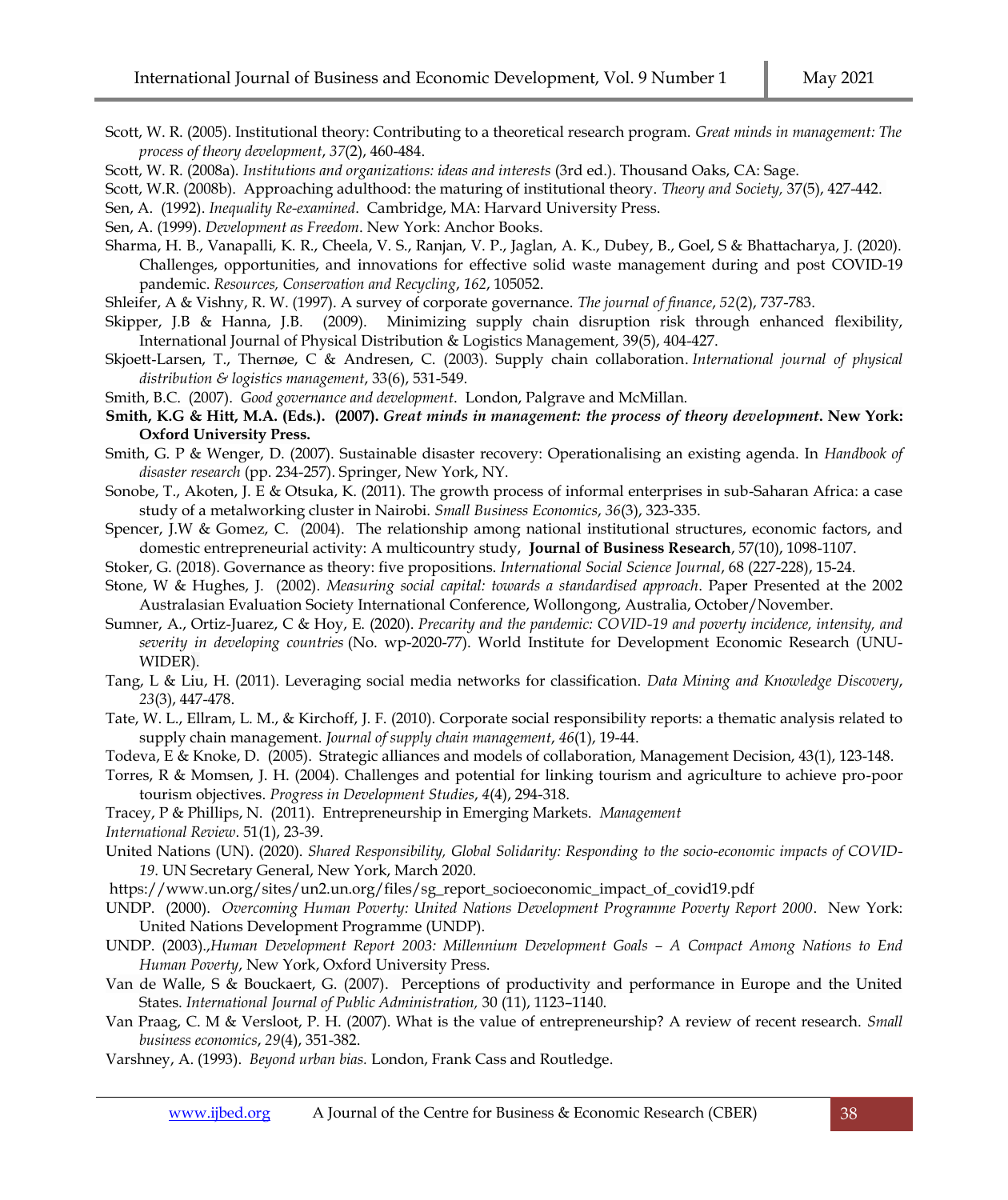Scott, W. R. (2005). Institutional theory: Contributing to a theoretical research program. *Great minds in management: The process of theory development*, *37*(2), 460-484.

Scott, W. R. (2008a). *Institutions and organizations: ideas and interests* (3rd ed.). Thousand Oaks, CA: Sage.

Scott, W.R. (2008b). Approaching adulthood: the maturing of institutional theory. *Theory and Society,* 37(5), 427-442.

Sen, A. (1992). *Inequality Re-examined*. Cambridge, MA: Harvard University Press.

Sen, A. (1999). *Development as Freedom*. New York: Anchor Books.

Sharma, H. B., Vanapalli, K. R., Cheela, V. S., Ranjan, V. P., Jaglan, A. K., Dubey, B., Goel, S & Bhattacharya, J. (2020). Challenges, opportunities, and innovations for effective solid waste management during and post COVID-19 pandemic. *Resources, Conservation and Recycling*, *162*, 105052.

Shleifer, A & Vishny, R. W. (1997). A survey of corporate governance. *The journal of finance*, *52*(2), 737-783.

Skipper, J.B & Hanna, J.B. (2009). Minimizing supply chain disruption risk through enhanced flexibility, International Journal of Physical Distribution & Logistics Management, 39(5), 404-427.

Skjoett-Larsen, T., Thernøe, C & Andresen, C. (2003). Supply chain collaboration. *International journal of physical distribution & logistics management*, 33(6), 531-549.

Smith, B.C. (2007). *Good governance and development*. London, Palgrave and McMillan.

**Smith, K.G & Hitt, M.A. (Eds.). (2007).** ***Great minds in management: the process of theory development*. New York: Oxford University Press.**

Smith, G. P & Wenger, D. (2007). Sustainable disaster recovery: Operationalising an existing agenda. In *Handbook of disaster research* (pp. 234-257). Springer, New York, NY.

Sonobe, T., Akoten, J. E & Otsuka, K. (2011). The growth process of informal enterprises in sub-Saharan Africa: a case study of a metalworking cluster in Nairobi. *Small Business Economics*, *36*(3), 323-335.

Spencer, J.W & Gomez, C. (2004). The relationship among national institutional structures, economic factors, and domestic entrepreneurial activity: A multicountry study, **Journal of Business Research**, 57(10), 1098-1107.

Stoker, G. (2018). Governance as theory: five propositions. *International Social Science Journal*, 68 (227-228), 15-24.

Stone, W & Hughes, J. (2002). *Measuring social capital: towards a standardised approach*. Paper Presented at the 2002 Australasian Evaluation Society International Conference, Wollongong, Australia, October/November.

Sumner, A., Ortiz-Juarez, C & Hoy, E. (2020). *Precarity and the pandemic: COVID-19 and poverty incidence, intensity, and severity in developing countries* (No. wp-2020-77). World Institute for Development Economic Research (UNU-WIDER).

Tang, L & Liu, H. (2011). Leveraging social media networks for classification. *Data Mining and Knowledge Discovery*, *23*(3), 447-478.

Tate, W. L., Ellram, L. M., & Kirchoff, J. F. (2010). Corporate social responsibility reports: a thematic analysis related to supply chain management. *Journal of supply chain management*, *46*(1), 19-44.

Todeva, E & Knoke, D. (2005). Strategic alliances and models of collaboration, Management Decision, 43(1), 123-148.

Torres, R & Momsen, J. H. (2004). Challenges and potential for linking tourism and agriculture to achieve pro-poor tourism objectives. *Progress in Development Studies*, *4*(4), 294-318.

Tracey, P & Phillips, N. (2011). Entrepreneurship in Emerging Markets. *Management International Review*. 51(1), 23-39.

United Nations (UN). (2020). *Shared Responsibility, Global Solidarity: Responding to the socio-economic impacts of COVID-19*. UN Secretary General, New York, March 2020.
https://www.un.org/sites/un2.un.org/files/sg_report_socioeconomic_impact_of_covid19.pdf

UNDP. (2000). *Overcoming Human Poverty: United Nations Development Programme Poverty Report 2000*. New York: United Nations Development Programme (UNDP).

UNDP. (2003).,*Human Development Report 2003: Millennium Development Goals – A Compact Among Nations to End Human Poverty*, New York, Oxford University Press.

Van de Walle, S & Bouckaert, G. (2007). Perceptions of productivity and performance in Europe and the United States. *International Journal of Public Administration,* 30 (11), 1123–1140.

Van Praag, C. M & Versloot, P. H. (2007). What is the value of entrepreneurship? A review of recent research. *Small business economics*, *29*(4), 351-382.

Varshney, A. (1993). *Beyond urban bias.* London, Frank Cass and Routledge.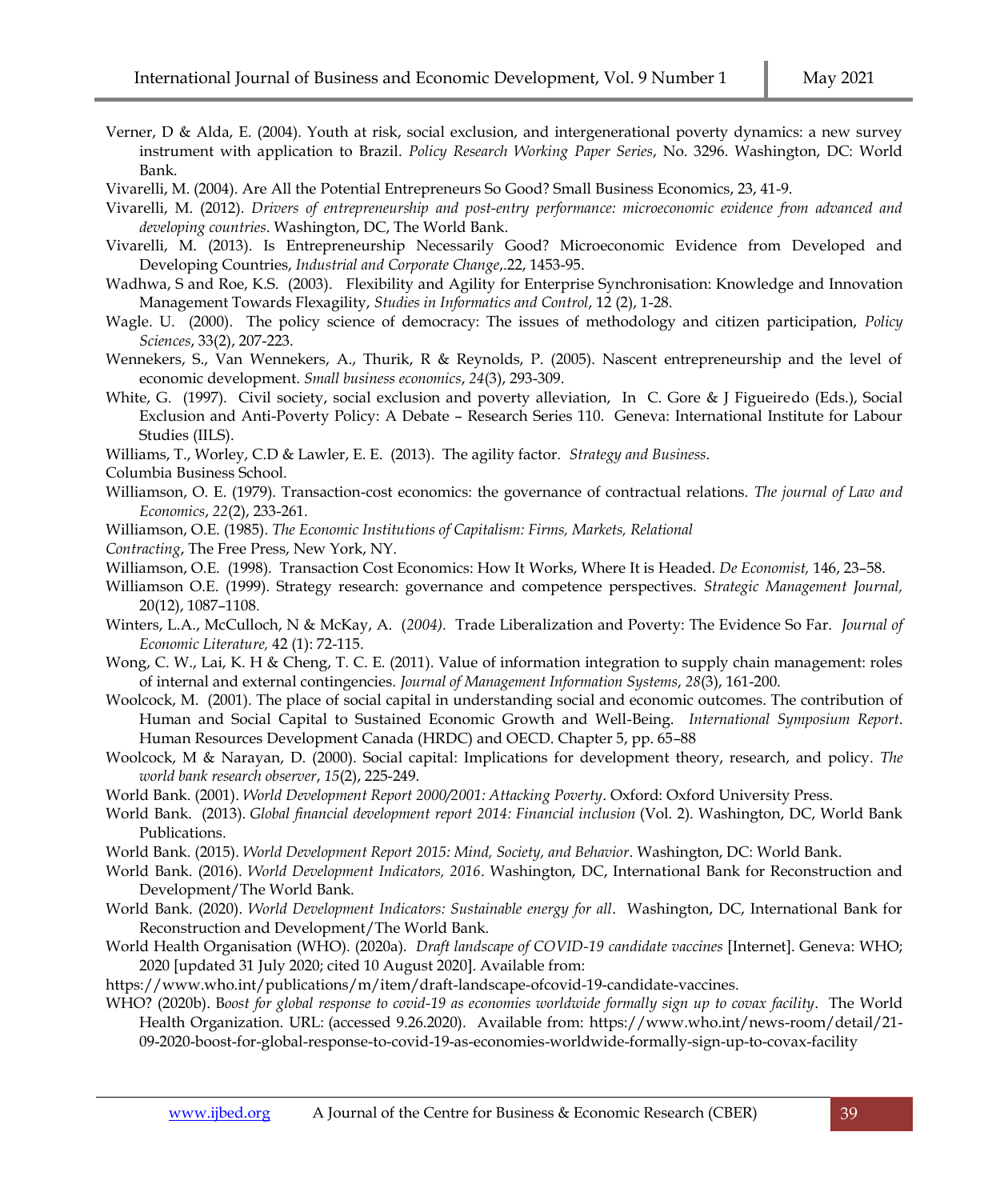Verner, D & Alda, E. (2004). Youth at risk, social exclusion, and intergenerational poverty dynamics: a new survey instrument with application to Brazil. *Policy Research Working Paper Series*, No. 3296. Washington, DC: World Bank.

Vivarelli, M. (2004). Are All the Potential Entrepreneurs So Good? Small Business Economics, 23, 41-9.

Vivarelli, M. (2012). *Drivers of entrepreneurship and post-entry performance: microeconomic evidence from advanced and developing countries*. Washington, DC, The World Bank.

Vivarelli, M. (2013). Is Entrepreneurship Necessarily Good? Microeconomic Evidence from Developed and Developing Countries, *Industrial and Corporate Change*,.22, 1453-95.

Wadhwa, S and Roe, K.S. (2003). Flexibility and Agility for Enterprise Synchronisation: Knowledge and Innovation Management Towards Flexagility, *Studies in Informatics and Control*, 12 (2), 1-28.

Wagle. U. (2000). The policy science of democracy: The issues of methodology and citizen participation, *Policy Sciences*, 33(2), 207-223.

Wennekers, S., Van Wennekers, A., Thurik, R & Reynolds, P. (2005). Nascent entrepreneurship and the level of economic development. *Small business economics*, *24*(3), 293-309.

White, G. (1997). Civil society, social exclusion and poverty alleviation, In C. Gore & J Figueiredo (Eds.), Social Exclusion and Anti-Poverty Policy: A Debate – Research Series 110. Geneva: International Institute for Labour Studies (IILS).

Williams, T., Worley, C.D & Lawler, E. E. (2013). The agility factor. *Strategy and Business*.

Columbia Business School.

Williamson, O. E. (1979). Transaction-cost economics: the governance of contractual relations. *The journal of Law and Economics*, *22*(2), 233-261.

Williamson, O.E. (1985). *The Economic Institutions of Capitalism: Firms, Markets, Relational*

*Contracting*, The Free Press, New York, NY.

Williamson, O.E. (1998). Transaction Cost Economics: How It Works, Where It is Headed. *De Economist,* 146, 23–58.

Williamson O.E. (1999). Strategy research: governance and competence perspectives. *Strategic Management Journal,* 20(12), 1087–1108.

Winters, L.A., McCulloch, N & McKay, A. (*2004).* Trade Liberalization and Poverty: The Evidence So Far. *Journal of Economic Literature,* 42 (1): 72-115.

Wong, C. W., Lai, K. H & Cheng, T. C. E. (2011). Value of information integration to supply chain management: roles of internal and external contingencies. *Journal of Management Information Systems*, *28*(3), 161-200.

Woolcock, M. (2001). The place of social capital in understanding social and economic outcomes. The contribution of Human and Social Capital to Sustained Economic Growth and Well-Being. *International Symposium Report*. Human Resources Development Canada (HRDC) and OECD. Chapter 5, pp. 65–88

Woolcock, M & Narayan, D. (2000). Social capital: Implications for development theory, research, and policy. *The world bank research observer*, *15*(2), 225-249.

World Bank. (2001). *World Development Report 2000/2001: Attacking Poverty*. Oxford: Oxford University Press.

World Bank. (2013). *Global financial development report 2014: Financial inclusion* (Vol. 2). Washington, DC, World Bank Publications.

World Bank. (2015). *World Development Report 2015: Mind, Society, and Behavior*. Washington, DC: World Bank.

World Bank. (2016). *World Development Indicators, 2016*. Washington, DC, International Bank for Reconstruction and Development/The World Bank.

World Bank. (2020). *World Development Indicators: Sustainable energy for all*. Washington, DC, International Bank for Reconstruction and Development/The World Bank.

World Health Organisation (WHO). (2020a). *Draft landscape of COVID-19 candidate vaccines* [Internet]. Geneva: WHO; 2020 [updated 31 July 2020; cited 10 August 2020]. Available from:

https://www.who.int/publications/m/item/draft-landscape-ofcovid-19-candidate-vaccines.

WHO? (2020b). B*oost for global response to covid-19 as economies worldwide formally sign up to covax facility*. The World Health Organization. URL: (accessed 9.26.2020). Available from: https://www.who.int/news-room/detail/21-09-2020-boost-for-global-response-to-covid-19-as-economies-worldwide-formally-sign-up-to-covax-facility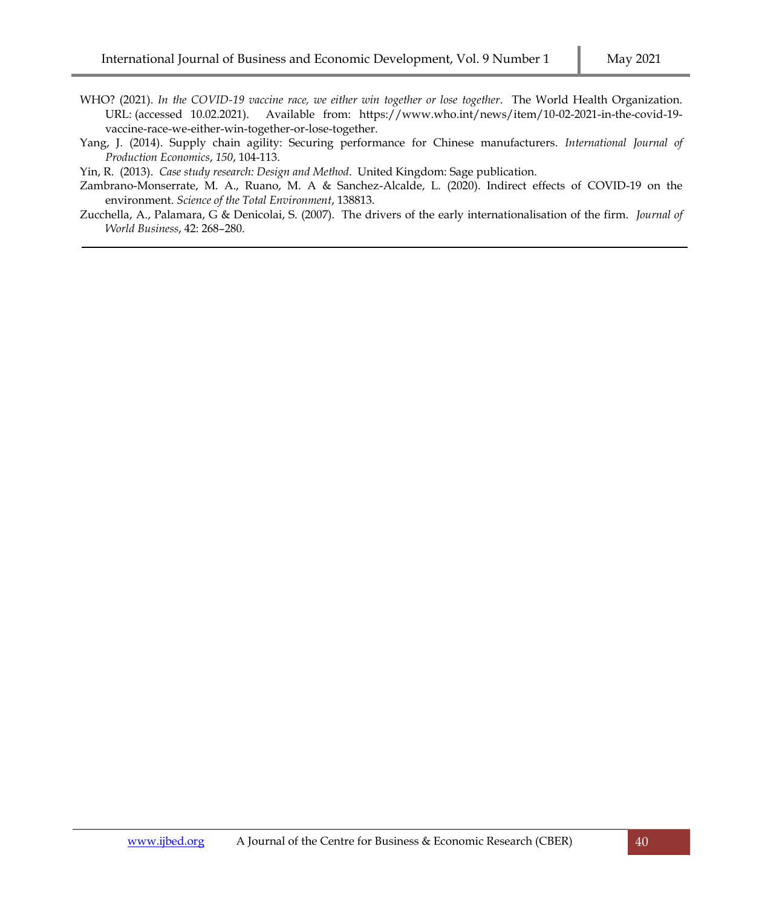WHO? (2021). *In the COVID-19 vaccine race, we either win together or lose together*. The World Health Organization. URL: (accessed 10.02.2021). Available from: https://www.who.int/news/item/10-02-2021-in-the-covid-19-vaccine-race-we-either-win-together-or-lose-together.

Yang, J. (2014). Supply chain agility: Securing performance for Chinese manufacturers. *International Journal of Production Economics*, *150*, 104-113.

Yin, R. (2013). *Case study research: Design and Method*. United Kingdom: Sage publication.

Zambrano-Monserrate, M. A., Ruano, M. A & Sanchez-Alcalde, L. (2020). Indirect effects of COVID-19 on the environment. *Science of the Total Environment*, 138813.

Zucchella, A., Palamara, G & Denicolai, S. (2007). The drivers of the early internationalisation of the firm. *Journal of World Business*, 42: 268–280.